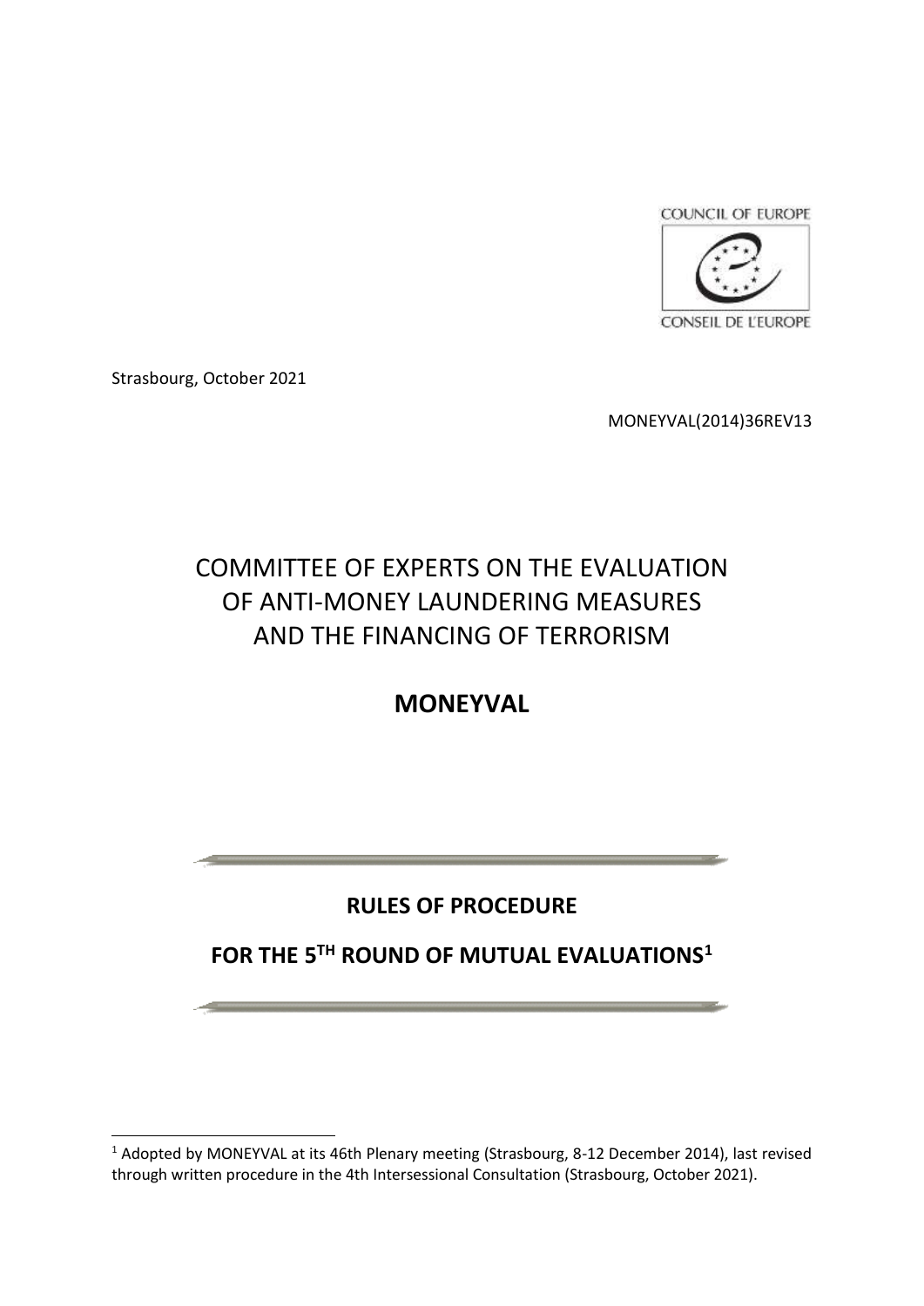COUNCIL OF EUROPE

CONSEIL DE L'EUROPE

Strasbourg, October 2021

MONEYVAL(2014)36REV13

# COMMITTEE OF EXPERTS ON THE EVALUATION OF ANTI-MONEY LAUNDERING MEASURES AND THE FINANCING OF TERRORISM

# MONEYVAL

---

## RULES OF PROCEDURE

## FOR THE 5TH ROUND OF MUTUAL EVALUATIONS[1]

---

[1] Adopted by MONEYVAL at its 46th Plenary meeting (Strasbourg, 8-12 December 2014), last revised through written procedure in the 4th Intersessional Consultation (Strasbourg, October 2021).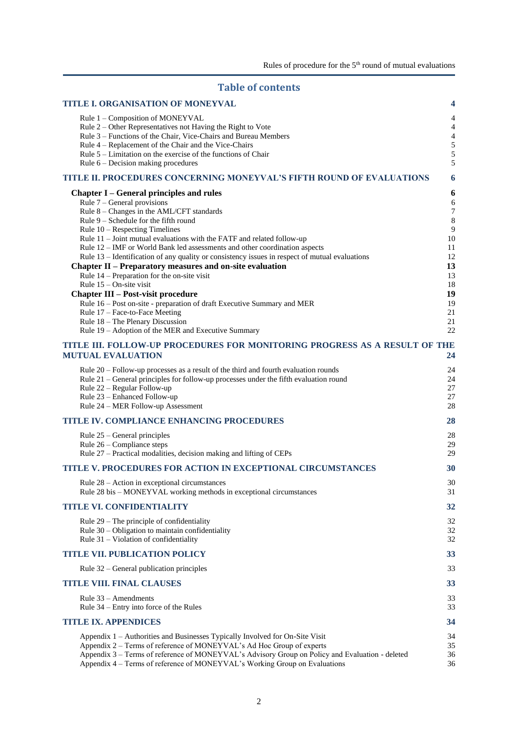## Table of contents

| | |
|---|---|
| **TITLE I. ORGANISATION OF MONEYVAL** | **4** |
| Rule 1 – Composition of MONEYVAL | 4 |
| Rule 2 – Other Representatives not Having the Right to Vote | 4 |
| Rule 3 – Functions of the Chair, Vice-Chairs and Bureau Members | 4 |
| Rule 4 – Replacement of the Chair and the Vice-Chairs | 5 |
| Rule 5 – Limitation on the exercise of the functions of Chair | 5 |
| Rule 6 – Decision making procedures | 5 |
| **TITLE II. PROCEDURES CONCERNING MONEYVAL'S FIFTH ROUND OF EVALUATIONS** | **6** |
| **Chapter I – General principles and rules** | **6** |
| Rule 7 – General provisions | 6 |
| Rule 8 – Changes in the AML/CFT standards | 7 |
| Rule 9 – Schedule for the fifth round | 8 |
| Rule 10 – Respecting Timelines | 9 |
| Rule 11 – Joint mutual evaluations with the FATF and related follow-up | 10 |
| Rule 12 – IMF or World Bank led assessments and other coordination aspects | 11 |
| Rule 13 – Identification of any quality or consistency issues in respect of mutual evaluations | 12 |
| **Chapter II – Preparatory measures and on-site evaluation** | **13** |
| Rule 14 – Preparation for the on-site visit | 13 |
| Rule 15 – On-site visit | 18 |
| **Chapter III – Post-visit procedure** | **19** |
| Rule 16 – Post on-site - preparation of draft Executive Summary and MER | 19 |
| Rule 17 – Face-to-Face Meeting | 21 |
| Rule 18 – The Plenary Discussion | 21 |
| Rule 19 – Adoption of the MER and Executive Summary | 22 |
| **TITLE III. FOLLOW-UP PROCEDURES FOR MONITORING PROGRESS AS A RESULT OF THE MUTUAL EVALUATION** | **24** |
| Rule 20 – Follow-up processes as a result of the third and fourth evaluation rounds | 24 |
| Rule 21 – General principles for follow-up processes under the fifth evaluation round | 24 |
| Rule 22 – Regular Follow-up | 27 |
| Rule 23 – Enhanced Follow-up | 27 |
| Rule 24 – MER Follow-up Assessment | 28 |
| **TITLE IV. COMPLIANCE ENHANCING PROCEDURES** | **28** |
| Rule 25 – General principles | 28 |
| Rule 26 – Compliance steps | 29 |
| Rule 27 – Practical modalities, decision making and lifting of CEPs | 29 |
| **TITLE V. PROCEDURES FOR ACTION IN EXCEPTIONAL CIRCUMSTANCES** | **30** |
| Rule 28 – Action in exceptional circumstances | 30 |
| Rule 28 bis – MONEYVAL working methods in exceptional circumstances | 31 |
| **TITLE VI. CONFIDENTIALITY** | **32** |
| Rule 29 – The principle of confidentiality | 32 |
| Rule 30 – Obligation to maintain confidentiality | 32 |
| Rule 31 – Violation of confidentiality | 32 |
| **TITLE VII. PUBLICATION POLICY** | **33** |
| Rule 32 – General publication principles | 33 |
| **TITLE VIII. FINAL CLAUSES** | **33** |
| Rule 33 – Amendments | 33 |
| Rule 34 – Entry into force of the Rules | 33 |
| **TITLE IX. APPENDICES** | **34** |
| Appendix 1 – Authorities and Businesses Typically Involved for On-Site Visit | 34 |
| Appendix 2 – Terms of reference of MONEYVAL's Ad Hoc Group of experts | 35 |
| Appendix 3 – Terms of reference of MONEYVAL's Advisory Group on Policy and Evaluation - deleted | 36 |
| Appendix 4 – Terms of reference of MONEYVAL's Working Group on Evaluations | 36 |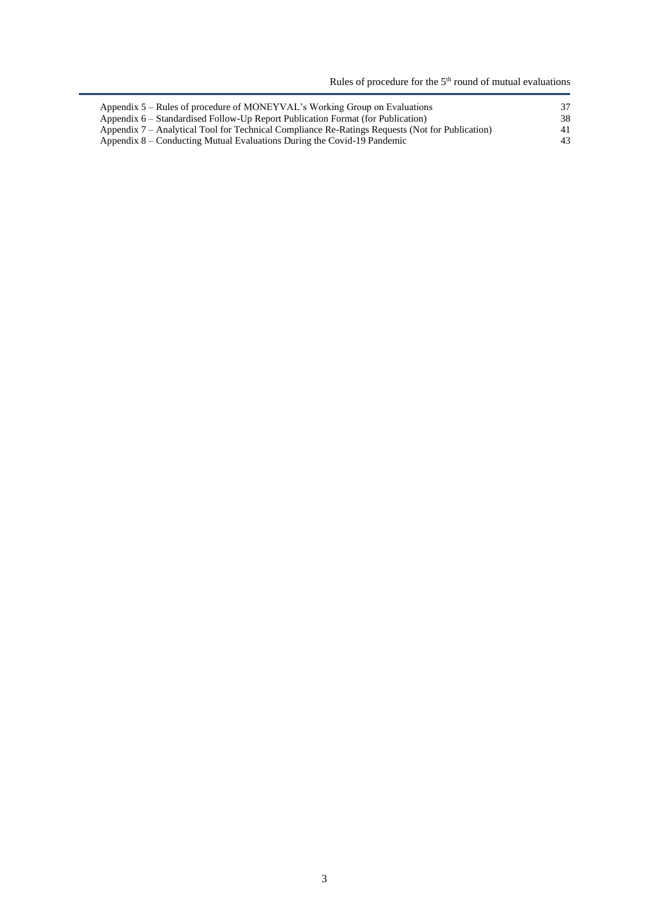Appendix 5 – Rules of procedure of MONEYVAL's Working Group on Evaluations 37
Appendix 6 – Standardised Follow-Up Report Publication Format (for Publication) 38
Appendix 7 – Analytical Tool for Technical Compliance Re-Ratings Requests (Not for Publication) 41
Appendix 8 – Conducting Mutual Evaluations During the Covid-19 Pandemic 43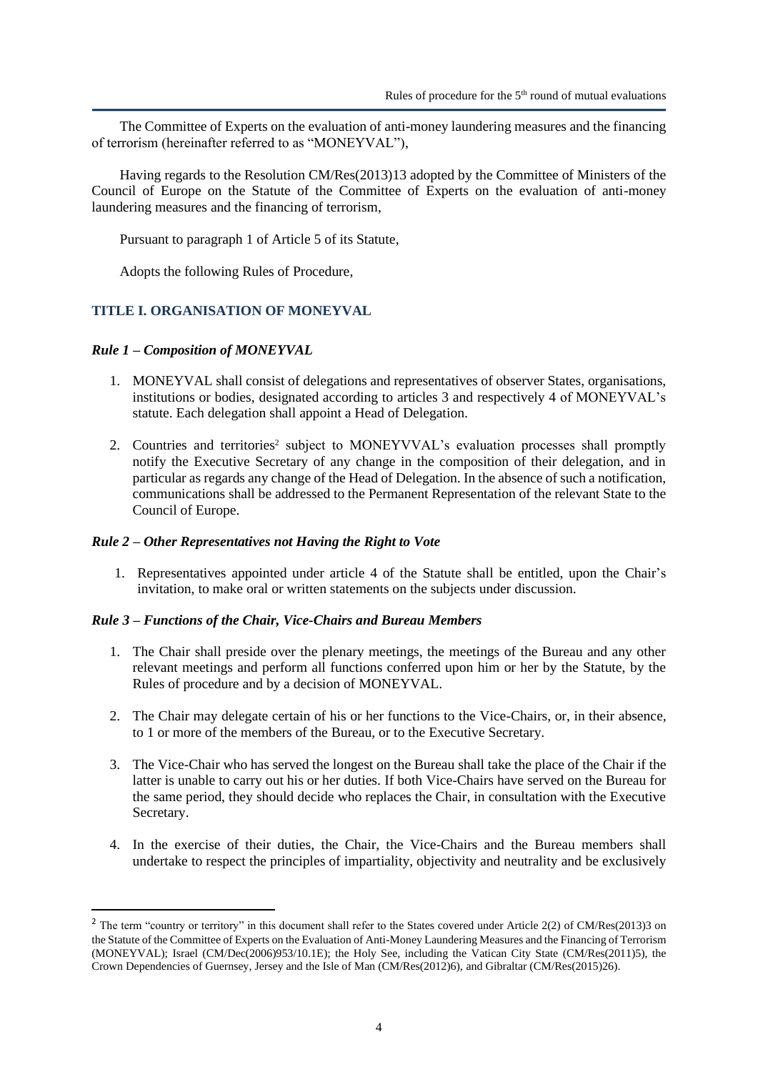The Committee of Experts on the evaluation of anti-money laundering measures and the financing of terrorism (hereinafter referred to as "MONEYVAL"),

Having regards to the Resolution CM/Res(2013)13 adopted by the Committee of Ministers of the Council of Europe on the Statute of the Committee of Experts on the evaluation of anti-money laundering measures and the financing of terrorism,

Pursuant to paragraph 1 of Article 5 of its Statute,

Adopts the following Rules of Procedure,

## TITLE I. ORGANISATION OF MONEYVAL

### *Rule 1 – Composition of MONEYVAL*

1. MONEYVAL shall consist of delegations and representatives of observer States, organisations, institutions or bodies, designated according to articles 3 and respectively 4 of MONEYVAL's statute. Each delegation shall appoint a Head of Delegation.
2. Countries and territories[2] subject to MONEYVVAL's evaluation processes shall promptly notify the Executive Secretary of any change in the composition of their delegation, and in particular as regards any change of the Head of Delegation. In the absence of such a notification, communications shall be addressed to the Permanent Representation of the relevant State to the Council of Europe.

### *Rule 2 – Other Representatives not Having the Right to Vote*

1. Representatives appointed under article 4 of the Statute shall be entitled, upon the Chair's invitation, to make oral or written statements on the subjects under discussion.

### *Rule 3 – Functions of the Chair, Vice-Chairs and Bureau Members*

1. The Chair shall preside over the plenary meetings, the meetings of the Bureau and any other relevant meetings and perform all functions conferred upon him or her by the Statute, by the Rules of procedure and by a decision of MONEYVAL.
2. The Chair may delegate certain of his or her functions to the Vice-Chairs, or, in their absence, to 1 or more of the members of the Bureau, or to the Executive Secretary.
3. The Vice-Chair who has served the longest on the Bureau shall take the place of the Chair if the latter is unable to carry out his or her duties. If both Vice-Chairs have served on the Bureau for the same period, they should decide who replaces the Chair, in consultation with the Executive Secretary.
4. In the exercise of their duties, the Chair, the Vice-Chairs and the Bureau members shall undertake to respect the principles of impartiality, objectivity and neutrality and be exclusively

[2] The term "country or territory" in this document shall refer to the States covered under Article 2(2) of CM/Res(2013)3 on the Statute of the Committee of Experts on the Evaluation of Anti-Money Laundering Measures and the Financing of Terrorism (MONEYVAL); Israel (CM/Dec(2006)953/10.1E); the Holy See, including the Vatican City State (CM/Res(2011)5), the Crown Dependencies of Guernsey, Jersey and the Isle of Man (CM/Res(2012)6), and Gibraltar (CM/Res(2015)26).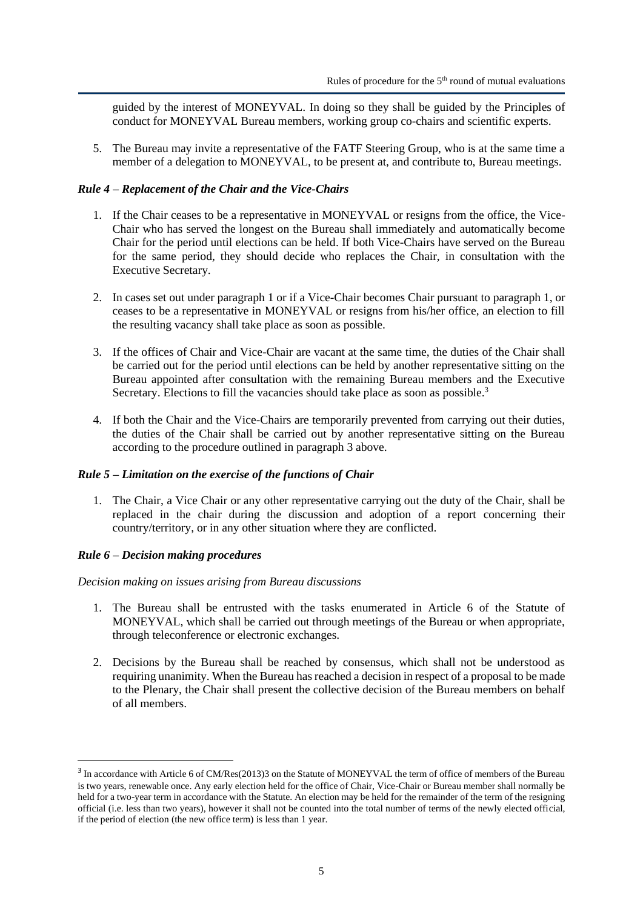guided by the interest of MONEYVAL. In doing so they shall be guided by the Principles of conduct for MONEYVAL Bureau members, working group co-chairs and scientific experts.

5. The Bureau may invite a representative of the FATF Steering Group, who is at the same time a member of a delegation to MONEYVAL, to be present at, and contribute to, Bureau meetings.

### *Rule 4 – Replacement of the Chair and the Vice-Chairs*

1. If the Chair ceases to be a representative in MONEYVAL or resigns from the office, the Vice-Chair who has served the longest on the Bureau shall immediately and automatically become Chair for the period until elections can be held. If both Vice-Chairs have served on the Bureau for the same period, they should decide who replaces the Chair, in consultation with the Executive Secretary.

2. In cases set out under paragraph 1 or if a Vice-Chair becomes Chair pursuant to paragraph 1, or ceases to be a representative in MONEYVAL or resigns from his/her office, an election to fill the resulting vacancy shall take place as soon as possible.

3. If the offices of Chair and Vice-Chair are vacant at the same time, the duties of the Chair shall be carried out for the period until elections can be held by another representative sitting on the Bureau appointed after consultation with the remaining Bureau members and the Executive Secretary. Elections to fill the vacancies should take place as soon as possible.[3]

4. If both the Chair and the Vice-Chairs are temporarily prevented from carrying out their duties, the duties of the Chair shall be carried out by another representative sitting on the Bureau according to the procedure outlined in paragraph 3 above.

### *Rule 5 – Limitation on the exercise of the functions of Chair*

1. The Chair, a Vice Chair or any other representative carrying out the duty of the Chair, shall be replaced in the chair during the discussion and adoption of a report concerning their country/territory, or in any other situation where they are conflicted.

### *Rule 6 – Decision making procedures*

*Decision making on issues arising from Bureau discussions*

1. The Bureau shall be entrusted with the tasks enumerated in Article 6 of the Statute of MONEYVAL, which shall be carried out through meetings of the Bureau or when appropriate, through teleconference or electronic exchanges.

2. Decisions by the Bureau shall be reached by consensus, which shall not be understood as requiring unanimity. When the Bureau has reached a decision in respect of a proposal to be made to the Plenary, the Chair shall present the collective decision of the Bureau members on behalf of all members.

---

[3] In accordance with Article 6 of CM/Res(2013)3 on the Statute of MONEYVAL the term of office of members of the Bureau is two years, renewable once. Any early election held for the office of Chair, Vice-Chair or Bureau member shall normally be held for a two-year term in accordance with the Statute. An election may be held for the remainder of the term of the resigning official (i.e. less than two years), however it shall not be counted into the total number of terms of the newly elected official, if the period of election (the new office term) is less than 1 year.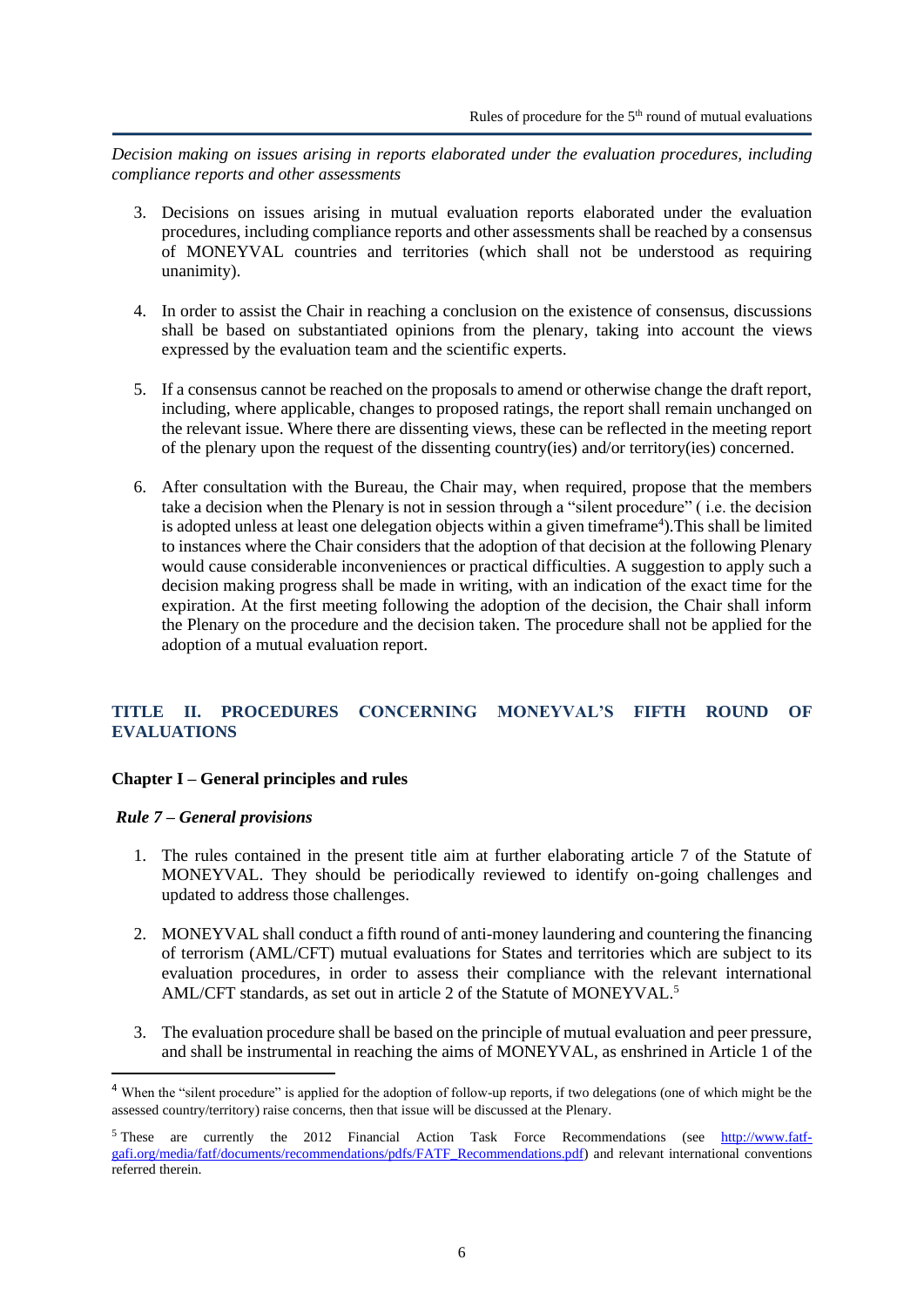*Decision making on issues arising in reports elaborated under the evaluation procedures, including compliance reports and other assessments*

3. Decisions on issues arising in mutual evaluation reports elaborated under the evaluation procedures, including compliance reports and other assessments shall be reached by a consensus of MONEYVAL countries and territories (which shall not be understood as requiring unanimity).

4. In order to assist the Chair in reaching a conclusion on the existence of consensus, discussions shall be based on substantiated opinions from the plenary, taking into account the views expressed by the evaluation team and the scientific experts.

5. If a consensus cannot be reached on the proposals to amend or otherwise change the draft report, including, where applicable, changes to proposed ratings, the report shall remain unchanged on the relevant issue. Where there are dissenting views, these can be reflected in the meeting report of the plenary upon the request of the dissenting country(ies) and/or territory(ies) concerned.

6. After consultation with the Bureau, the Chair may, when required, propose that the members take a decision when the Plenary is not in session through a "silent procedure" ( i.e. the decision is adopted unless at least one delegation objects within a given timeframe[4]).This shall be limited to instances where the Chair considers that the adoption of that decision at the following Plenary would cause considerable inconveniences or practical difficulties. A suggestion to apply such a decision making progress shall be made in writing, with an indication of the exact time for the expiration. At the first meeting following the adoption of the decision, the Chair shall inform the Plenary on the procedure and the decision taken. The procedure shall not be applied for the adoption of a mutual evaluation report.

## TITLE II. PROCEDURES CONCERNING MONEYVAL'S FIFTH ROUND OF EVALUATIONS

### Chapter I – General principles and rules

#### *Rule 7 – General provisions*

1. The rules contained in the present title aim at further elaborating article 7 of the Statute of MONEYVAL. They should be periodically reviewed to identify on-going challenges and updated to address those challenges.

2. MONEYVAL shall conduct a fifth round of anti-money laundering and countering the financing of terrorism (AML/CFT) mutual evaluations for States and territories which are subject to its evaluation procedures, in order to assess their compliance with the relevant international AML/CFT standards, as set out in article 2 of the Statute of MONEYVAL.[5]

3. The evaluation procedure shall be based on the principle of mutual evaluation and peer pressure, and shall be instrumental in reaching the aims of MONEYVAL, as enshrined in Article 1 of the

---

[4] When the "silent procedure" is applied for the adoption of follow-up reports, if two delegations (one of which might be the assessed country/territory) raise concerns, then that issue will be discussed at the Plenary.

[5] These are currently the 2012 Financial Action Task Force Recommendations (see http://www.fatf-gafi.org/media/fatf/documents/recommendations/pdfs/FATF_Recommendations.pdf) and relevant international conventions referred therein.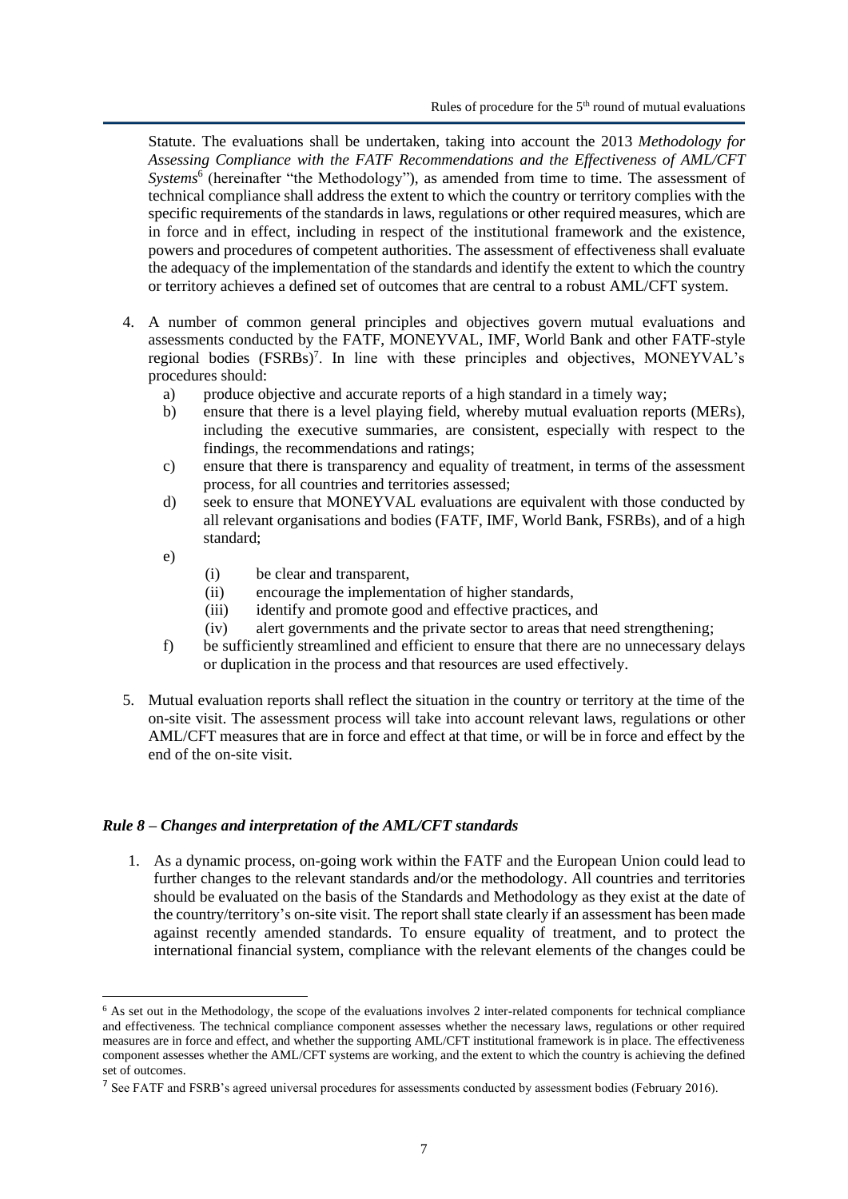Statute. The evaluations shall be undertaken, taking into account the 2013 *Methodology for Assessing Compliance with the FATF Recommendations and the Effectiveness of AML/CFT Systems*[6] (hereinafter "the Methodology"), as amended from time to time. The assessment of technical compliance shall address the extent to which the country or territory complies with the specific requirements of the standards in laws, regulations or other required measures, which are in force and in effect, including in respect of the institutional framework and the existence, powers and procedures of competent authorities. The assessment of effectiveness shall evaluate the adequacy of the implementation of the standards and identify the extent to which the country or territory achieves a defined set of outcomes that are central to a robust AML/CFT system.

4. A number of common general principles and objectives govern mutual evaluations and assessments conducted by the FATF, MONEYVAL, IMF, World Bank and other FATF-style regional bodies (FSRBs)[7]. In line with these principles and objectives, MONEYVAL's procedures should:
   a) produce objective and accurate reports of a high standard in a timely way;
   b) ensure that there is a level playing field, whereby mutual evaluation reports (MERs), including the executive summaries, are consistent, especially with respect to the findings, the recommendations and ratings;
   c) ensure that there is transparency and equality of treatment, in terms of the assessment process, for all countries and territories assessed;
   d) seek to ensure that MONEYVAL evaluations are equivalent with those conducted by all relevant organisations and bodies (FATF, IMF, World Bank, FSRBs), and of a high standard;
   e)
      (i) be clear and transparent,
      (ii) encourage the implementation of higher standards,
      (iii) identify and promote good and effective practices, and
      (iv) alert governments and the private sector to areas that need strengthening;
   f) be sufficiently streamlined and efficient to ensure that there are no unnecessary delays or duplication in the process and that resources are used effectively.

5. Mutual evaluation reports shall reflect the situation in the country or territory at the time of the on-site visit. The assessment process will take into account relevant laws, regulations or other AML/CFT measures that are in force and effect at that time, or will be in force and effect by the end of the on-site visit.

### *Rule 8 – Changes and interpretation of the AML/CFT standards*

1. As a dynamic process, on-going work within the FATF and the European Union could lead to further changes to the relevant standards and/or the methodology. All countries and territories should be evaluated on the basis of the Standards and Methodology as they exist at the date of the country/territory's on-site visit. The report shall state clearly if an assessment has been made against recently amended standards. To ensure equality of treatment, and to protect the international financial system, compliance with the relevant elements of the changes could be

---

[6] As set out in the Methodology, the scope of the evaluations involves 2 inter-related components for technical compliance and effectiveness. The technical compliance component assesses whether the necessary laws, regulations or other required measures are in force and effect, and whether the supporting AML/CFT institutional framework is in place. The effectiveness component assesses whether the AML/CFT systems are working, and the extent to which the country is achieving the defined set of outcomes.

[7] See FATF and FSRB's agreed universal procedures for assessments conducted by assessment bodies (February 2016).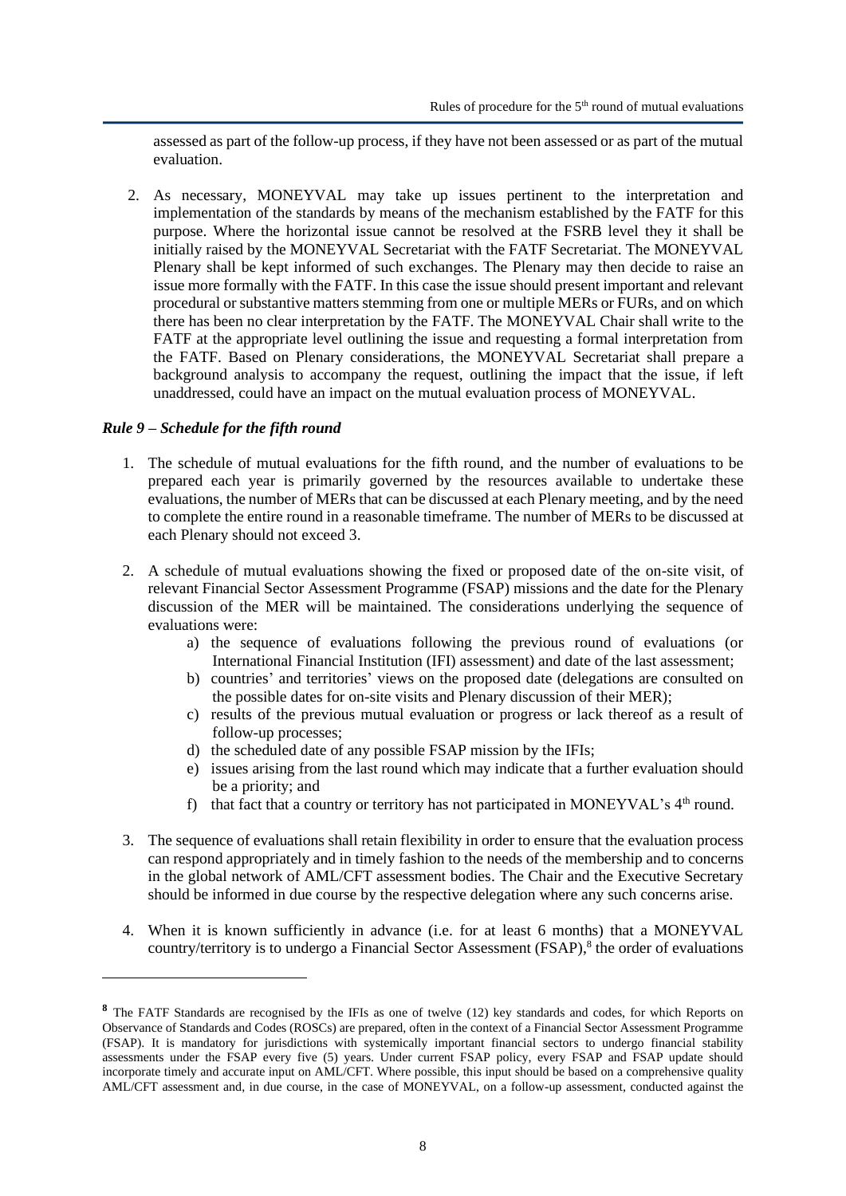assessed as part of the follow-up process, if they have not been assessed or as part of the mutual evaluation.

2. As necessary, MONEYVAL may take up issues pertinent to the interpretation and implementation of the standards by means of the mechanism established by the FATF for this purpose. Where the horizontal issue cannot be resolved at the FSRB level they it shall be initially raised by the MONEYVAL Secretariat with the FATF Secretariat. The MONEYVAL Plenary shall be kept informed of such exchanges. The Plenary may then decide to raise an issue more formally with the FATF. In this case the issue should present important and relevant procedural or substantive matters stemming from one or multiple MERs or FURs, and on which there has been no clear interpretation by the FATF. The MONEYVAL Chair shall write to the FATF at the appropriate level outlining the issue and requesting a formal interpretation from the FATF. Based on Plenary considerations, the MONEYVAL Secretariat shall prepare a background analysis to accompany the request, outlining the impact that the issue, if left unaddressed, could have an impact on the mutual evaluation process of MONEYVAL.

***Rule 9 – Schedule for the fifth round***

1. The schedule of mutual evaluations for the fifth round, and the number of evaluations to be prepared each year is primarily governed by the resources available to undertake these evaluations, the number of MERs that can be discussed at each Plenary meeting, and by the need to complete the entire round in a reasonable timeframe. The number of MERs to be discussed at each Plenary should not exceed 3.

2. A schedule of mutual evaluations showing the fixed or proposed date of the on-site visit, of relevant Financial Sector Assessment Programme (FSAP) missions and the date for the Plenary discussion of the MER will be maintained. The considerations underlying the sequence of evaluations were:
    a) the sequence of evaluations following the previous round of evaluations (or International Financial Institution (IFI) assessment) and date of the last assessment;
    b) countries' and territories' views on the proposed date (delegations are consulted on the possible dates for on-site visits and Plenary discussion of their MER);
    c) results of the previous mutual evaluation or progress or lack thereof as a result of follow-up processes;
    d) the scheduled date of any possible FSAP mission by the IFIs;
    e) issues arising from the last round which may indicate that a further evaluation should be a priority; and
    f) that fact that a country or territory has not participated in MONEYVAL's 4th round.

3. The sequence of evaluations shall retain flexibility in order to ensure that the evaluation process can respond appropriately and in timely fashion to the needs of the membership and to concerns in the global network of AML/CFT assessment bodies. The Chair and the Executive Secretary should be informed in due course by the respective delegation where any such concerns arise.

4. When it is known sufficiently in advance (i.e. for at least 6 months) that a MONEYVAL country/territory is to undergo a Financial Sector Assessment (FSAP),[8] the order of evaluations

---

[8] The FATF Standards are recognised by the IFIs as one of twelve (12) key standards and codes, for which Reports on Observance of Standards and Codes (ROSCs) are prepared, often in the context of a Financial Sector Assessment Programme (FSAP). It is mandatory for jurisdictions with systemically important financial sectors to undergo financial stability assessments under the FSAP every five (5) years. Under current FSAP policy, every FSAP and FSAP update should incorporate timely and accurate input on AML/CFT. Where possible, this input should be based on a comprehensive quality AML/CFT assessment and, in due course, in the case of MONEYVAL, on a follow-up assessment, conducted against the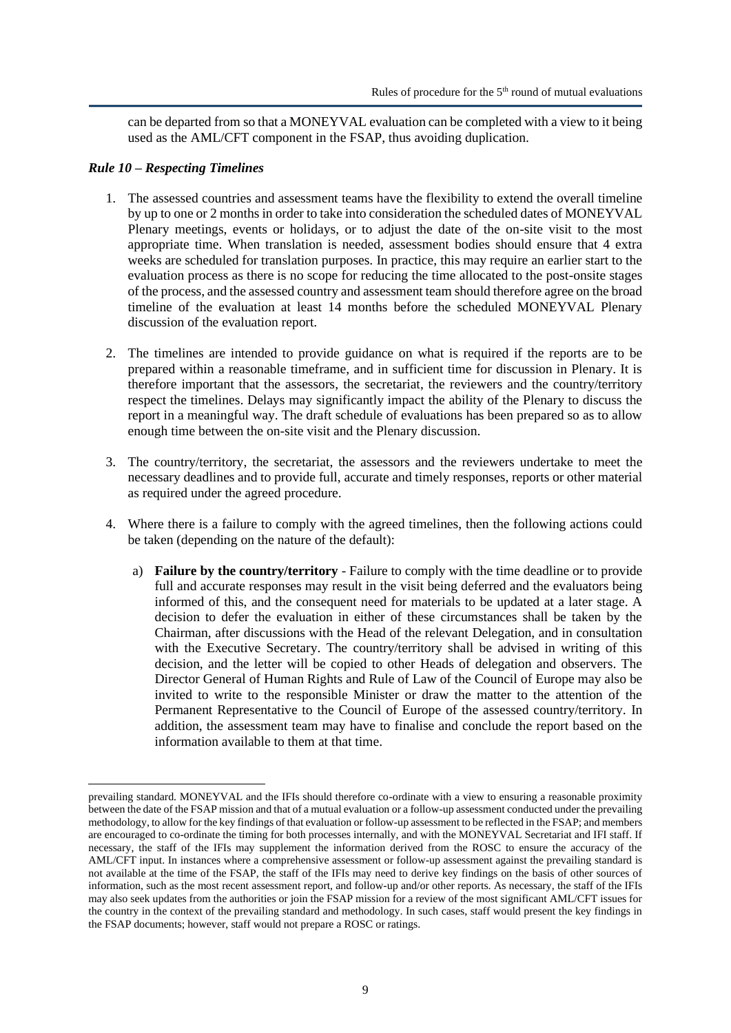can be departed from so that a MONEYVAL evaluation can be completed with a view to it being used as the AML/CFT component in the FSAP, thus avoiding duplication.

### *Rule 10 – Respecting Timelines*

1. The assessed countries and assessment teams have the flexibility to extend the overall timeline by up to one or 2 months in order to take into consideration the scheduled dates of MONEYVAL Plenary meetings, events or holidays, or to adjust the date of the on-site visit to the most appropriate time. When translation is needed, assessment bodies should ensure that 4 extra weeks are scheduled for translation purposes. In practice, this may require an earlier start to the evaluation process as there is no scope for reducing the time allocated to the post-onsite stages of the process, and the assessed country and assessment team should therefore agree on the broad timeline of the evaluation at least 14 months before the scheduled MONEYVAL Plenary discussion of the evaluation report.

2. The timelines are intended to provide guidance on what is required if the reports are to be prepared within a reasonable timeframe, and in sufficient time for discussion in Plenary. It is therefore important that the assessors, the secretariat, the reviewers and the country/territory respect the timelines. Delays may significantly impact the ability of the Plenary to discuss the report in a meaningful way. The draft schedule of evaluations has been prepared so as to allow enough time between the on-site visit and the Plenary discussion.

3. The country/territory, the secretariat, the assessors and the reviewers undertake to meet the necessary deadlines and to provide full, accurate and timely responses, reports or other material as required under the agreed procedure.

4. Where there is a failure to comply with the agreed timelines, then the following actions could be taken (depending on the nature of the default):

   a) **Failure by the country/territory** - Failure to comply with the time deadline or to provide full and accurate responses may result in the visit being deferred and the evaluators being informed of this, and the consequent need for materials to be updated at a later stage. A decision to defer the evaluation in either of these circumstances shall be taken by the Chairman, after discussions with the Head of the relevant Delegation, and in consultation with the Executive Secretary. The country/territory shall be advised in writing of this decision, and the letter will be copied to other Heads of delegation and observers. The Director General of Human Rights and Rule of Law of the Council of Europe may also be invited to write to the responsible Minister or draw the matter to the attention of the Permanent Representative to the Council of Europe of the assessed country/territory. In addition, the assessment team may have to finalise and conclude the report based on the information available to them at that time.

---

prevailing standard. MONEYVAL and the IFIs should therefore co-ordinate with a view to ensuring a reasonable proximity between the date of the FSAP mission and that of a mutual evaluation or a follow-up assessment conducted under the prevailing methodology, to allow for the key findings of that evaluation or follow-up assessment to be reflected in the FSAP; and members are encouraged to co-ordinate the timing for both processes internally, and with the MONEYVAL Secretariat and IFI staff. If necessary, the staff of the IFIs may supplement the information derived from the ROSC to ensure the accuracy of the AML/CFT input. In instances where a comprehensive assessment or follow-up assessment against the prevailing standard is not available at the time of the FSAP, the staff of the IFIs may need to derive key findings on the basis of other sources of information, such as the most recent assessment report, and follow-up and/or other reports. As necessary, the staff of the IFIs may also seek updates from the authorities or join the FSAP mission for a review of the most significant AML/CFT issues for the country in the context of the prevailing standard and methodology. In such cases, staff would present the key findings in the FSAP documents; however, staff would not prepare a ROSC or ratings.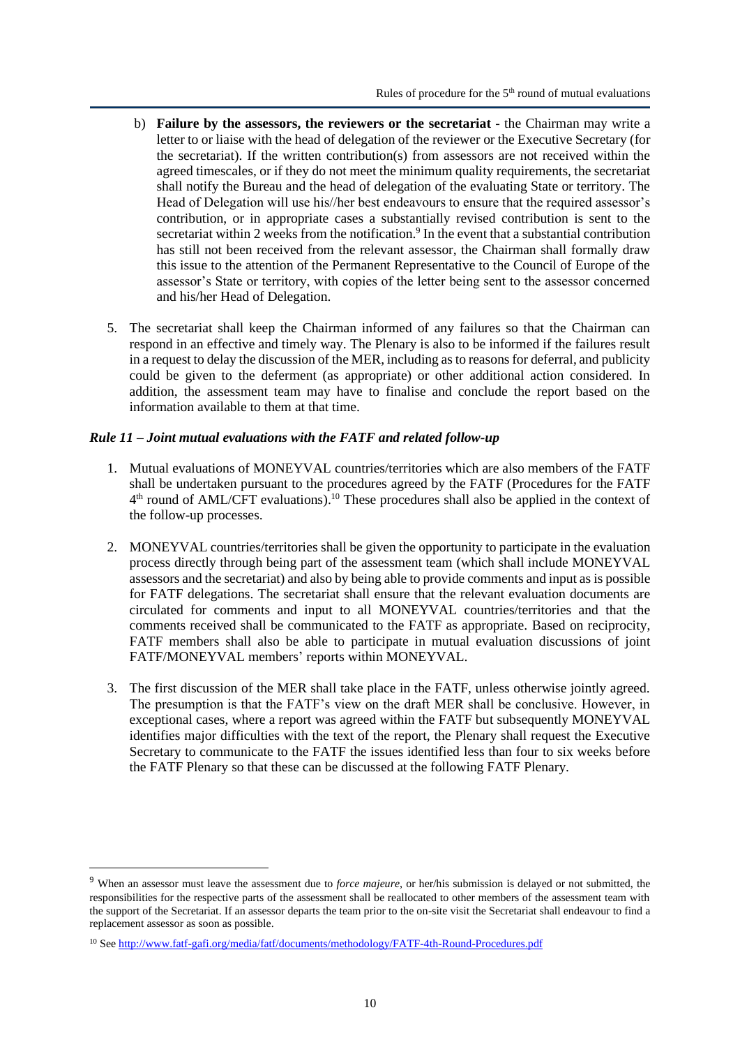b) **Failure by the assessors, the reviewers or the secretariat** - the Chairman may write a letter to or liaise with the head of delegation of the reviewer or the Executive Secretary (for the secretariat). If the written contribution(s) from assessors are not received within the agreed timescales, or if they do not meet the minimum quality requirements, the secretariat shall notify the Bureau and the head of delegation of the evaluating State or territory. The Head of Delegation will use his//her best endeavours to ensure that the required assessor's contribution, or in appropriate cases a substantially revised contribution is sent to the secretariat within 2 weeks from the notification.[9] In the event that a substantial contribution has still not been received from the relevant assessor, the Chairman shall formally draw this issue to the attention of the Permanent Representative to the Council of Europe of the assessor's State or territory, with copies of the letter being sent to the assessor concerned and his/her Head of Delegation.

5. The secretariat shall keep the Chairman informed of any failures so that the Chairman can respond in an effective and timely way. The Plenary is also to be informed if the failures result in a request to delay the discussion of the MER, including as to reasons for deferral, and publicity could be given to the deferment (as appropriate) or other additional action considered. In addition, the assessment team may have to finalise and conclude the report based on the information available to them at that time.

### *Rule 11 – Joint mutual evaluations with the FATF and related follow-up*

1. Mutual evaluations of MONEYVAL countries/territories which are also members of the FATF shall be undertaken pursuant to the procedures agreed by the FATF (Procedures for the FATF 4th round of AML/CFT evaluations).[10] These procedures shall also be applied in the context of the follow-up processes.

2. MONEYVAL countries/territories shall be given the opportunity to participate in the evaluation process directly through being part of the assessment team (which shall include MONEYVAL assessors and the secretariat) and also by being able to provide comments and input as is possible for FATF delegations. The secretariat shall ensure that the relevant evaluation documents are circulated for comments and input to all MONEYVAL countries/territories and that the comments received shall be communicated to the FATF as appropriate. Based on reciprocity, FATF members shall also be able to participate in mutual evaluation discussions of joint FATF/MONEYVAL members' reports within MONEYVAL.

3. The first discussion of the MER shall take place in the FATF, unless otherwise jointly agreed. The presumption is that the FATF's view on the draft MER shall be conclusive. However, in exceptional cases, where a report was agreed within the FATF but subsequently MONEYVAL identifies major difficulties with the text of the report, the Plenary shall request the Executive Secretary to communicate to the FATF the issues identified less than four to six weeks before the FATF Plenary so that these can be discussed at the following FATF Plenary.

---

[9] When an assessor must leave the assessment due to *force majeure*, or her/his submission is delayed or not submitted, the responsibilities for the respective parts of the assessment shall be reallocated to other members of the assessment team with the support of the Secretariat. If an assessor departs the team prior to the on-site visit the Secretariat shall endeavour to find a replacement assessor as soon as possible.

[10] See http://www.fatf-gafi.org/media/fatf/documents/methodology/FATF-4th-Round-Procedures.pdf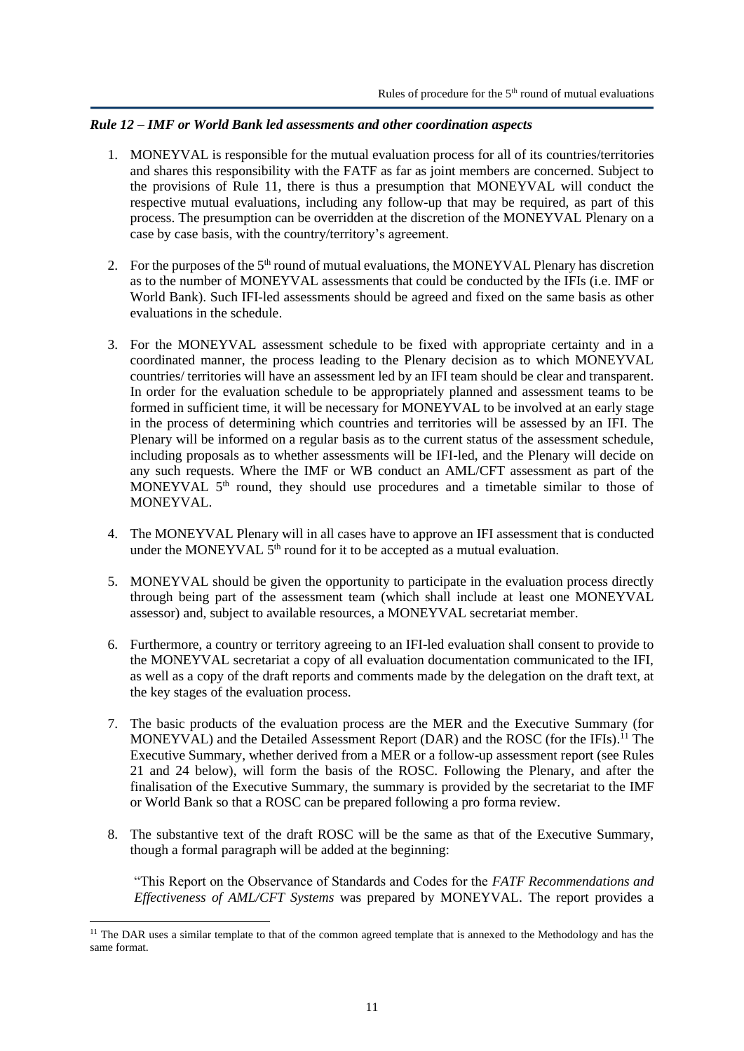### *Rule 12 – IMF or World Bank led assessments and other coordination aspects*

1. MONEYVAL is responsible for the mutual evaluation process for all of its countries/territories and shares this responsibility with the FATF as far as joint members are concerned. Subject to the provisions of Rule 11, there is thus a presumption that MONEYVAL will conduct the respective mutual evaluations, including any follow-up that may be required, as part of this process. The presumption can be overridden at the discretion of the MONEYVAL Plenary on a case by case basis, with the country/territory's agreement.

2. For the purposes of the 5th round of mutual evaluations, the MONEYVAL Plenary has discretion as to the number of MONEYVAL assessments that could be conducted by the IFIs (i.e. IMF or World Bank). Such IFI-led assessments should be agreed and fixed on the same basis as other evaluations in the schedule.

3. For the MONEYVAL assessment schedule to be fixed with appropriate certainty and in a coordinated manner, the process leading to the Plenary decision as to which MONEYVAL countries/ territories will have an assessment led by an IFI team should be clear and transparent. In order for the evaluation schedule to be appropriately planned and assessment teams to be formed in sufficient time, it will be necessary for MONEYVAL to be involved at an early stage in the process of determining which countries and territories will be assessed by an IFI. The Plenary will be informed on a regular basis as to the current status of the assessment schedule, including proposals as to whether assessments will be IFI-led, and the Plenary will decide on any such requests. Where the IMF or WB conduct an AML/CFT assessment as part of the MONEYVAL 5th round, they should use procedures and a timetable similar to those of MONEYVAL.

4. The MONEYVAL Plenary will in all cases have to approve an IFI assessment that is conducted under the MONEYVAL 5th round for it to be accepted as a mutual evaluation.

5. MONEYVAL should be given the opportunity to participate in the evaluation process directly through being part of the assessment team (which shall include at least one MONEYVAL assessor) and, subject to available resources, a MONEYVAL secretariat member.

6. Furthermore, a country or territory agreeing to an IFI-led evaluation shall consent to provide to the MONEYVAL secretariat a copy of all evaluation documentation communicated to the IFI, as well as a copy of the draft reports and comments made by the delegation on the draft text, at the key stages of the evaluation process.

7. The basic products of the evaluation process are the MER and the Executive Summary (for MONEYVAL) and the Detailed Assessment Report (DAR) and the ROSC (for the IFIs).[11] The Executive Summary, whether derived from a MER or a follow-up assessment report (see Rules 21 and 24 below), will form the basis of the ROSC. Following the Plenary, and after the finalisation of the Executive Summary, the summary is provided by the secretariat to the IMF or World Bank so that a ROSC can be prepared following a pro forma review.

8. The substantive text of the draft ROSC will be the same as that of the Executive Summary, though a formal paragraph will be added at the beginning:

   "This Report on the Observance of Standards and Codes for the *FATF Recommendations and Effectiveness of AML/CFT Systems* was prepared by MONEYVAL. The report provides a

[11] The DAR uses a similar template to that of the common agreed template that is annexed to the Methodology and has the same format.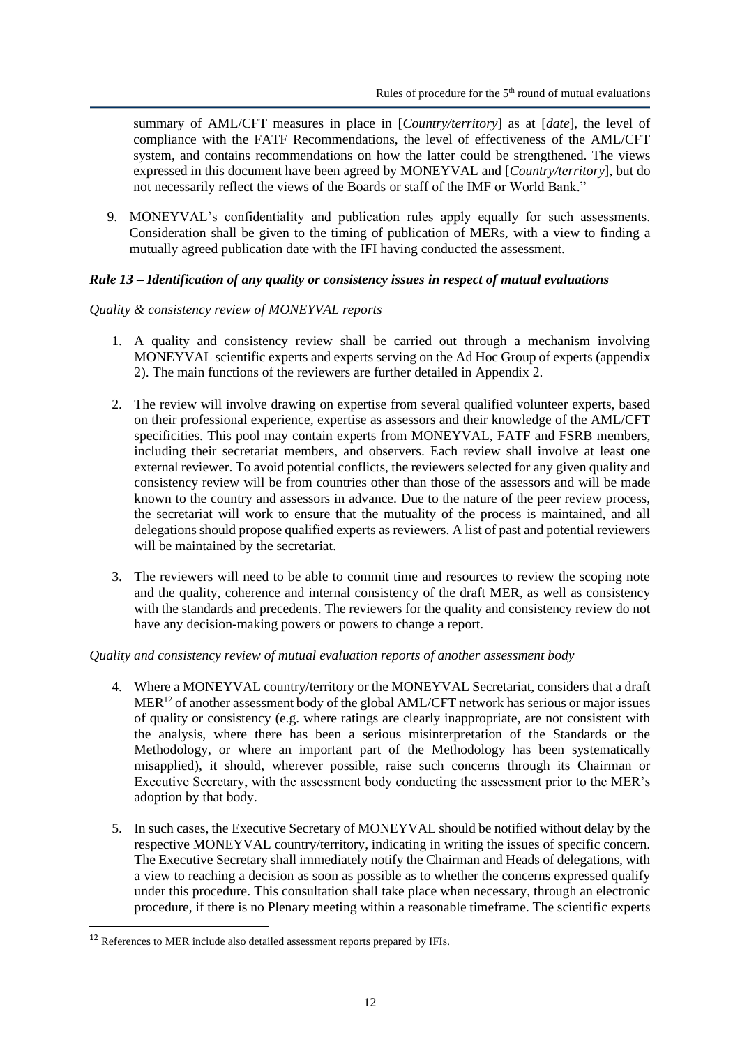summary of AML/CFT measures in place in [*Country/territory*] as at [*date*], the level of compliance with the FATF Recommendations, the level of effectiveness of the AML/CFT system, and contains recommendations on how the latter could be strengthened. The views expressed in this document have been agreed by MONEYVAL and [*Country/territory*], but do not necessarily reflect the views of the Boards or staff of the IMF or World Bank."

9. MONEYVAL's confidentiality and publication rules apply equally for such assessments. Consideration shall be given to the timing of publication of MERs, with a view to finding a mutually agreed publication date with the IFI having conducted the assessment.

### *Rule 13 – Identification of any quality or consistency issues in respect of mutual evaluations*

*Quality & consistency review of MONEYVAL reports*

1. A quality and consistency review shall be carried out through a mechanism involving MONEYVAL scientific experts and experts serving on the Ad Hoc Group of experts (appendix 2). The main functions of the reviewers are further detailed in Appendix 2.

2. The review will involve drawing on expertise from several qualified volunteer experts, based on their professional experience, expertise as assessors and their knowledge of the AML/CFT specificities. This pool may contain experts from MONEYVAL, FATF and FSRB members, including their secretariat members, and observers. Each review shall involve at least one external reviewer. To avoid potential conflicts, the reviewers selected for any given quality and consistency review will be from countries other than those of the assessors and will be made known to the country and assessors in advance. Due to the nature of the peer review process, the secretariat will work to ensure that the mutuality of the process is maintained, and all delegations should propose qualified experts as reviewers. A list of past and potential reviewers will be maintained by the secretariat.

3. The reviewers will need to be able to commit time and resources to review the scoping note and the quality, coherence and internal consistency of the draft MER, as well as consistency with the standards and precedents. The reviewers for the quality and consistency review do not have any decision-making powers or powers to change a report.

*Quality and consistency review of mutual evaluation reports of another assessment body*

4. Where a MONEYVAL country/territory or the MONEYVAL Secretariat, considers that a draft MER[12] of another assessment body of the global AML/CFT network has serious or major issues of quality or consistency (e.g. where ratings are clearly inappropriate, are not consistent with the analysis, where there has been a serious misinterpretation of the Standards or the Methodology, or where an important part of the Methodology has been systematically misapplied), it should, wherever possible, raise such concerns through its Chairman or Executive Secretary, with the assessment body conducting the assessment prior to the MER's adoption by that body.

5. In such cases, the Executive Secretary of MONEYVAL should be notified without delay by the respective MONEYVAL country/territory, indicating in writing the issues of specific concern. The Executive Secretary shall immediately notify the Chairman and Heads of delegations, with a view to reaching a decision as soon as possible as to whether the concerns expressed qualify under this procedure. This consultation shall take place when necessary, through an electronic procedure, if there is no Plenary meeting within a reasonable timeframe. The scientific experts

[12] References to MER include also detailed assessment reports prepared by IFIs.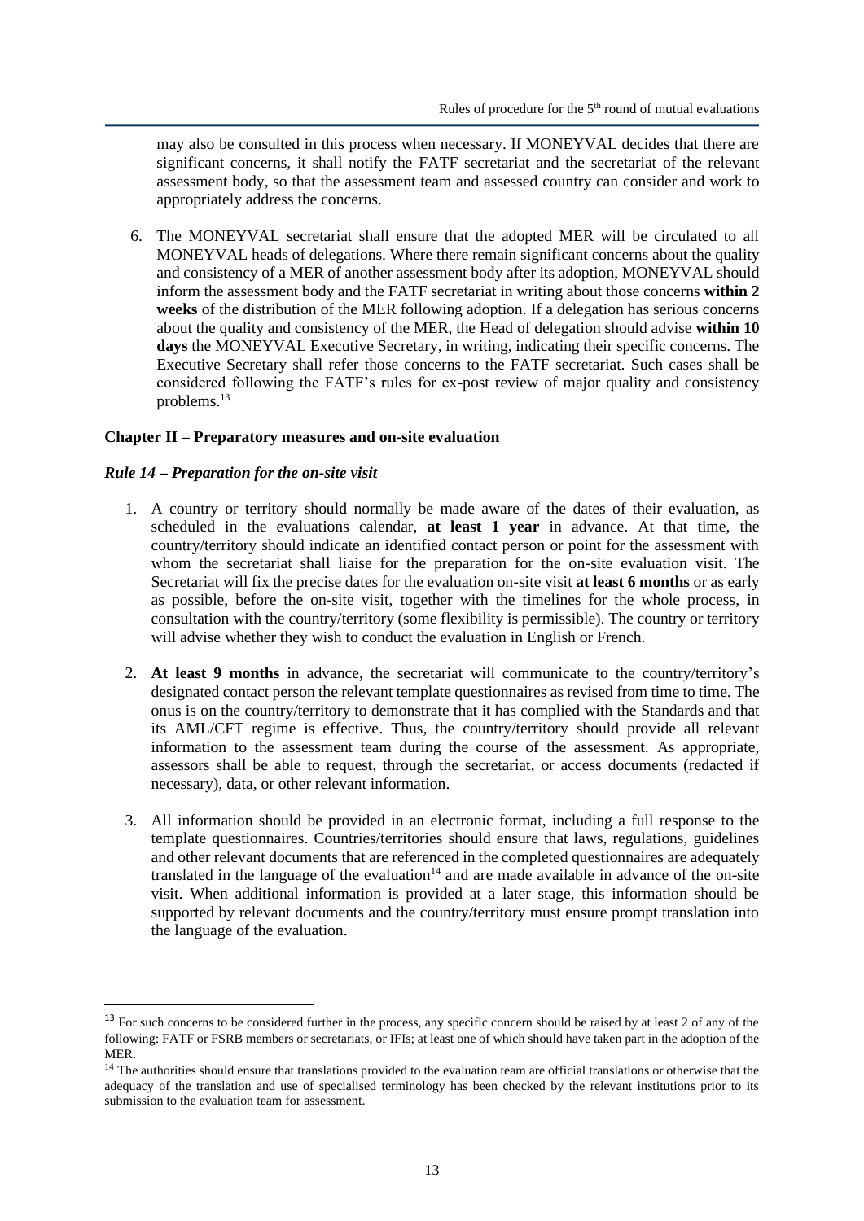may also be consulted in this process when necessary. If MONEYVAL decides that there are significant concerns, it shall notify the FATF secretariat and the secretariat of the relevant assessment body, so that the assessment team and assessed country can consider and work to appropriately address the concerns.

6. The MONEYVAL secretariat shall ensure that the adopted MER will be circulated to all MONEYVAL heads of delegations. Where there remain significant concerns about the quality and consistency of a MER of another assessment body after its adoption, MONEYVAL should inform the assessment body and the FATF secretariat in writing about those concerns **within 2 weeks** of the distribution of the MER following adoption. If a delegation has serious concerns about the quality and consistency of the MER, the Head of delegation should advise **within 10 days** the MONEYVAL Executive Secretary, in writing, indicating their specific concerns. The Executive Secretary shall refer those concerns to the FATF secretariat. Such cases shall be considered following the FATF's rules for ex-post review of major quality and consistency problems.[13]

**Chapter II – Preparatory measures and on-site evaluation**

***Rule 14 – Preparation for the on-site visit***

1. A country or territory should normally be made aware of the dates of their evaluation, as scheduled in the evaluations calendar, **at least 1 year** in advance. At that time, the country/territory should indicate an identified contact person or point for the assessment with whom the secretariat shall liaise for the preparation for the on-site evaluation visit. The Secretariat will fix the precise dates for the evaluation on-site visit **at least 6 months** or as early as possible, before the on-site visit, together with the timelines for the whole process, in consultation with the country/territory (some flexibility is permissible). The country or territory will advise whether they wish to conduct the evaluation in English or French.

2. **At least 9 months** in advance, the secretariat will communicate to the country/territory's designated contact person the relevant template questionnaires as revised from time to time. The onus is on the country/territory to demonstrate that it has complied with the Standards and that its AML/CFT regime is effective. Thus, the country/territory should provide all relevant information to the assessment team during the course of the assessment. As appropriate, assessors shall be able to request, through the secretariat, or access documents (redacted if necessary), data, or other relevant information.

3. All information should be provided in an electronic format, including a full response to the template questionnaires. Countries/territories should ensure that laws, regulations, guidelines and other relevant documents that are referenced in the completed questionnaires are adequately translated in the language of the evaluation[14] and are made available in advance of the on-site visit. When additional information is provided at a later stage, this information should be supported by relevant documents and the country/territory must ensure prompt translation into the language of the evaluation.

---

[13] For such concerns to be considered further in the process, any specific concern should be raised by at least 2 of any of the following: FATF or FSRB members or secretariats, or IFIs; at least one of which should have taken part in the adoption of the MER.

[14] The authorities should ensure that translations provided to the evaluation team are official translations or otherwise that the adequacy of the translation and use of specialised terminology has been checked by the relevant institutions prior to its submission to the evaluation team for assessment.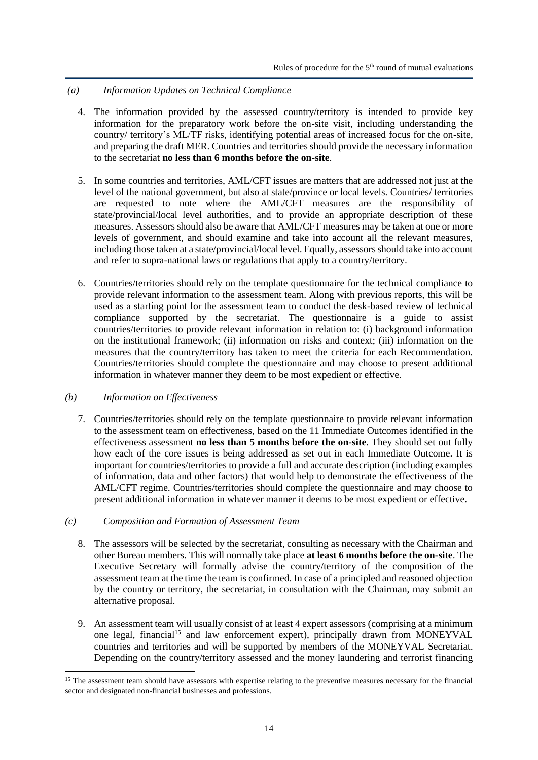*(a) Information Updates on Technical Compliance*

4. The information provided by the assessed country/territory is intended to provide key information for the preparatory work before the on-site visit, including understanding the country/ territory's ML/TF risks, identifying potential areas of increased focus for the on-site, and preparing the draft MER. Countries and territories should provide the necessary information to the secretariat **no less than 6 months before the on-site**.

5. In some countries and territories, AML/CFT issues are matters that are addressed not just at the level of the national government, but also at state/province or local levels. Countries/ territories are requested to note where the AML/CFT measures are the responsibility of state/provincial/local level authorities, and to provide an appropriate description of these measures. Assessors should also be aware that AML/CFT measures may be taken at one or more levels of government, and should examine and take into account all the relevant measures, including those taken at a state/provincial/local level. Equally, assessors should take into account and refer to supra-national laws or regulations that apply to a country/territory.

6. Countries/territories should rely on the template questionnaire for the technical compliance to provide relevant information to the assessment team. Along with previous reports, this will be used as a starting point for the assessment team to conduct the desk-based review of technical compliance supported by the secretariat. The questionnaire is a guide to assist countries/territories to provide relevant information in relation to: (i) background information on the institutional framework; (ii) information on risks and context; (iii) information on the measures that the country/territory has taken to meet the criteria for each Recommendation. Countries/territories should complete the questionnaire and may choose to present additional information in whatever manner they deem to be most expedient or effective.

*(b) Information on Effectiveness*

7. Countries/territories should rely on the template questionnaire to provide relevant information to the assessment team on effectiveness, based on the 11 Immediate Outcomes identified in the effectiveness assessment **no less than 5 months before the on-site**. They should set out fully how each of the core issues is being addressed as set out in each Immediate Outcome. It is important for countries/territories to provide a full and accurate description (including examples of information, data and other factors) that would help to demonstrate the effectiveness of the AML/CFT regime. Countries/territories should complete the questionnaire and may choose to present additional information in whatever manner it deems to be most expedient or effective.

*(c) Composition and Formation of Assessment Team*

8. The assessors will be selected by the secretariat, consulting as necessary with the Chairman and other Bureau members. This will normally take place **at least 6 months before the on-site**. The Executive Secretary will formally advise the country/territory of the composition of the assessment team at the time the team is confirmed. In case of a principled and reasoned objection by the country or territory, the secretariat, in consultation with the Chairman, may submit an alternative proposal.

9. An assessment team will usually consist of at least 4 expert assessors (comprising at a minimum one legal, financial[15] and law enforcement expert), principally drawn from MONEYVAL countries and territories and will be supported by members of the MONEYVAL Secretariat. Depending on the country/territory assessed and the money laundering and terrorist financing

[15] The assessment team should have assessors with expertise relating to the preventive measures necessary for the financial sector and designated non-financial businesses and professions.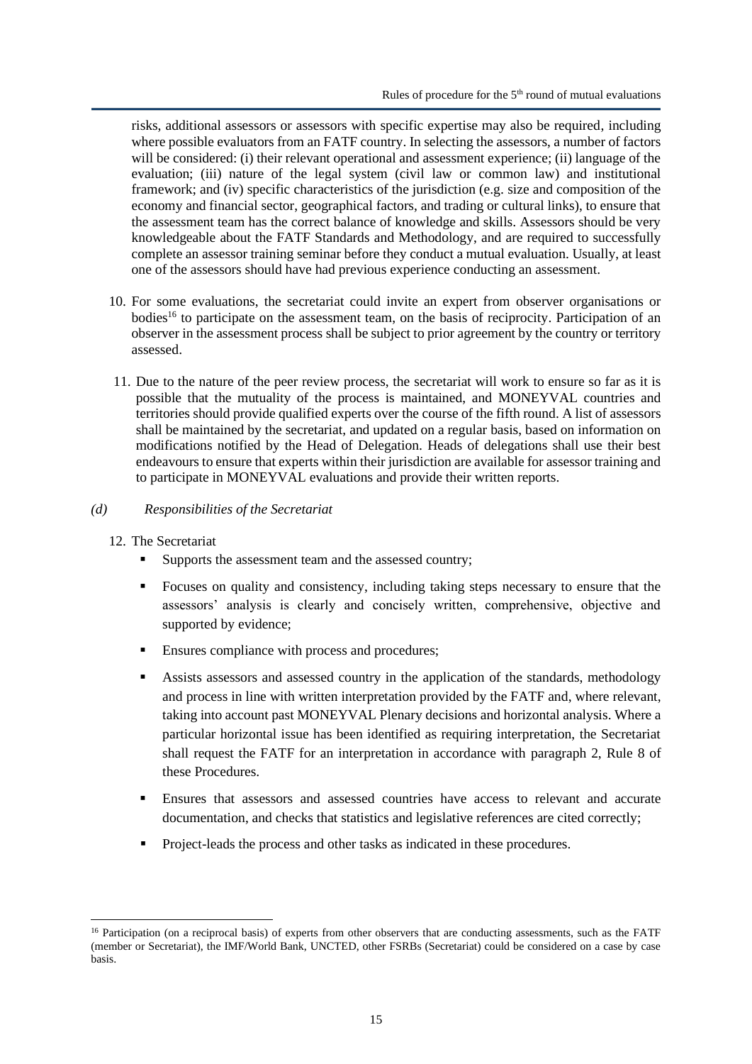risks, additional assessors or assessors with specific expertise may also be required, including where possible evaluators from an FATF country. In selecting the assessors, a number of factors will be considered: (i) their relevant operational and assessment experience; (ii) language of the evaluation; (iii) nature of the legal system (civil law or common law) and institutional framework; and (iv) specific characteristics of the jurisdiction (e.g. size and composition of the economy and financial sector, geographical factors, and trading or cultural links), to ensure that the assessment team has the correct balance of knowledge and skills. Assessors should be very knowledgeable about the FATF Standards and Methodology, and are required to successfully complete an assessor training seminar before they conduct a mutual evaluation. Usually, at least one of the assessors should have had previous experience conducting an assessment.

10. For some evaluations, the secretariat could invite an expert from observer organisations or bodies[16] to participate on the assessment team, on the basis of reciprocity. Participation of an observer in the assessment process shall be subject to prior agreement by the country or territory assessed.

11. Due to the nature of the peer review process, the secretariat will work to ensure so far as it is possible that the mutuality of the process is maintained, and MONEYVAL countries and territories should provide qualified experts over the course of the fifth round. A list of assessors shall be maintained by the secretariat, and updated on a regular basis, based on information on modifications notified by the Head of Delegation. Heads of delegations shall use their best endeavours to ensure that experts within their jurisdiction are available for assessor training and to participate in MONEYVAL evaluations and provide their written reports.

*(d) Responsibilities of the Secretariat*

12. The Secretariat
    - Supports the assessment team and the assessed country;
    - Focuses on quality and consistency, including taking steps necessary to ensure that the assessors' analysis is clearly and concisely written, comprehensive, objective and supported by evidence;
    - Ensures compliance with process and procedures;
    - Assists assessors and assessed country in the application of the standards, methodology and process in line with written interpretation provided by the FATF and, where relevant, taking into account past MONEYVAL Plenary decisions and horizontal analysis. Where a particular horizontal issue has been identified as requiring interpretation, the Secretariat shall request the FATF for an interpretation in accordance with paragraph 2, Rule 8 of these Procedures.
    - Ensures that assessors and assessed countries have access to relevant and accurate documentation, and checks that statistics and legislative references are cited correctly;
    - Project-leads the process and other tasks as indicated in these procedures.

---

[16] Participation (on a reciprocal basis) of experts from other observers that are conducting assessments, such as the FATF (member or Secretariat), the IMF/World Bank, UNCTED, other FSRBs (Secretariat) could be considered on a case by case basis.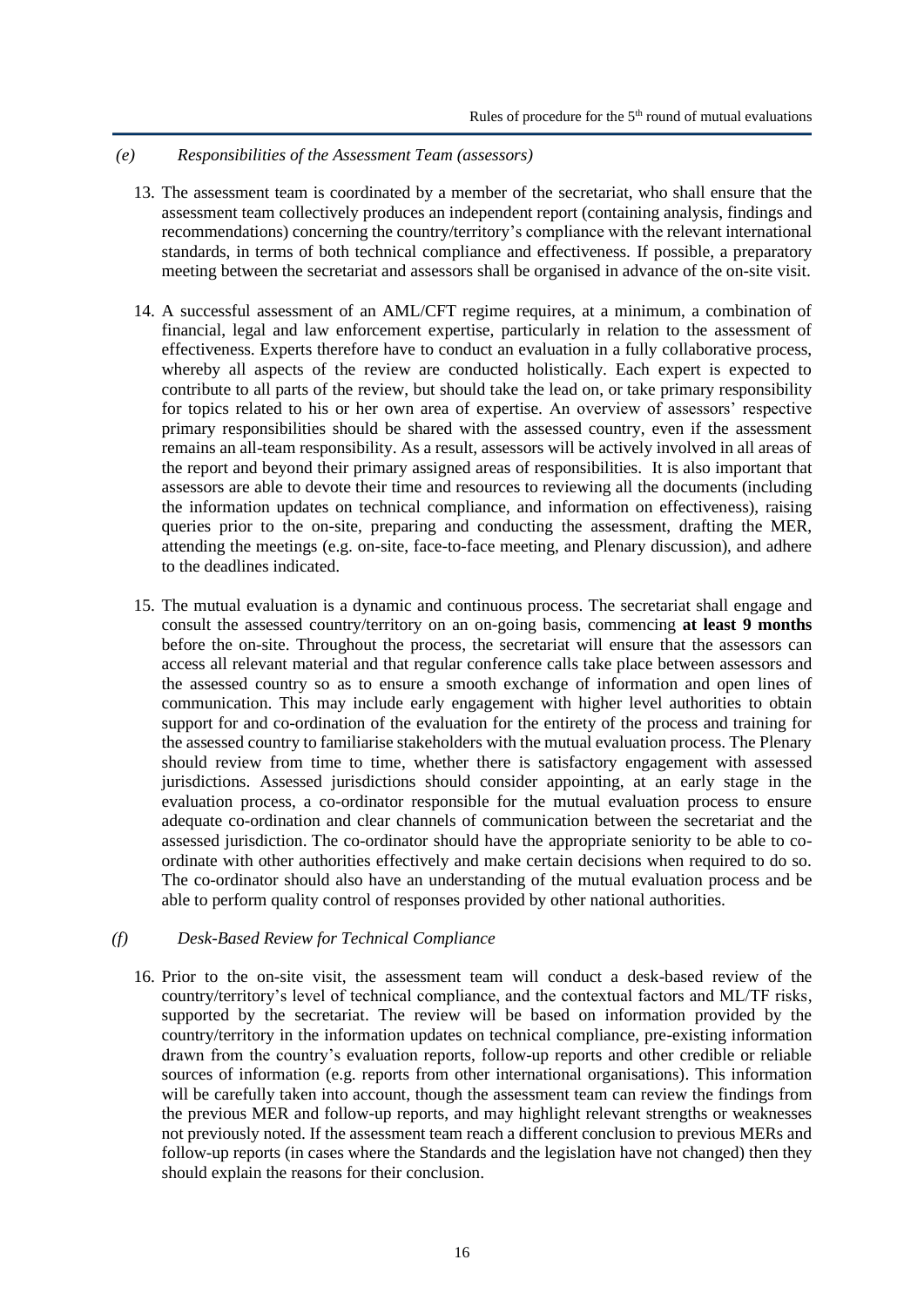*(e) Responsibilities of the Assessment Team (assessors)*

13. The assessment team is coordinated by a member of the secretariat, who shall ensure that the assessment team collectively produces an independent report (containing analysis, findings and recommendations) concerning the country/territory's compliance with the relevant international standards, in terms of both technical compliance and effectiveness. If possible, a preparatory meeting between the secretariat and assessors shall be organised in advance of the on-site visit.

14. A successful assessment of an AML/CFT regime requires, at a minimum, a combination of financial, legal and law enforcement expertise, particularly in relation to the assessment of effectiveness. Experts therefore have to conduct an evaluation in a fully collaborative process, whereby all aspects of the review are conducted holistically. Each expert is expected to contribute to all parts of the review, but should take the lead on, or take primary responsibility for topics related to his or her own area of expertise. An overview of assessors' respective primary responsibilities should be shared with the assessed country, even if the assessment remains an all-team responsibility. As a result, assessors will be actively involved in all areas of the report and beyond their primary assigned areas of responsibilities. It is also important that assessors are able to devote their time and resources to reviewing all the documents (including the information updates on technical compliance, and information on effectiveness), raising queries prior to the on-site, preparing and conducting the assessment, drafting the MER, attending the meetings (e.g. on-site, face-to-face meeting, and Plenary discussion), and adhere to the deadlines indicated.

15. The mutual evaluation is a dynamic and continuous process. The secretariat shall engage and consult the assessed country/territory on an on-going basis, commencing **at least 9 months** before the on-site. Throughout the process, the secretariat will ensure that the assessors can access all relevant material and that regular conference calls take place between assessors and the assessed country so as to ensure a smooth exchange of information and open lines of communication. This may include early engagement with higher level authorities to obtain support for and co-ordination of the evaluation for the entirety of the process and training for the assessed country to familiarise stakeholders with the mutual evaluation process. The Plenary should review from time to time, whether there is satisfactory engagement with assessed jurisdictions. Assessed jurisdictions should consider appointing, at an early stage in the evaluation process, a co-ordinator responsible for the mutual evaluation process to ensure adequate co-ordination and clear channels of communication between the secretariat and the assessed jurisdiction. The co-ordinator should have the appropriate seniority to be able to co-ordinate with other authorities effectively and make certain decisions when required to do so. The co-ordinator should also have an understanding of the mutual evaluation process and be able to perform quality control of responses provided by other national authorities.

*(f) Desk-Based Review for Technical Compliance*

16. Prior to the on-site visit, the assessment team will conduct a desk-based review of the country/territory's level of technical compliance, and the contextual factors and ML/TF risks, supported by the secretariat. The review will be based on information provided by the country/territory in the information updates on technical compliance, pre-existing information drawn from the country's evaluation reports, follow-up reports and other credible or reliable sources of information (e.g. reports from other international organisations). This information will be carefully taken into account, though the assessment team can review the findings from the previous MER and follow-up reports, and may highlight relevant strengths or weaknesses not previously noted. If the assessment team reach a different conclusion to previous MERs and follow-up reports (in cases where the Standards and the legislation have not changed) then they should explain the reasons for their conclusion.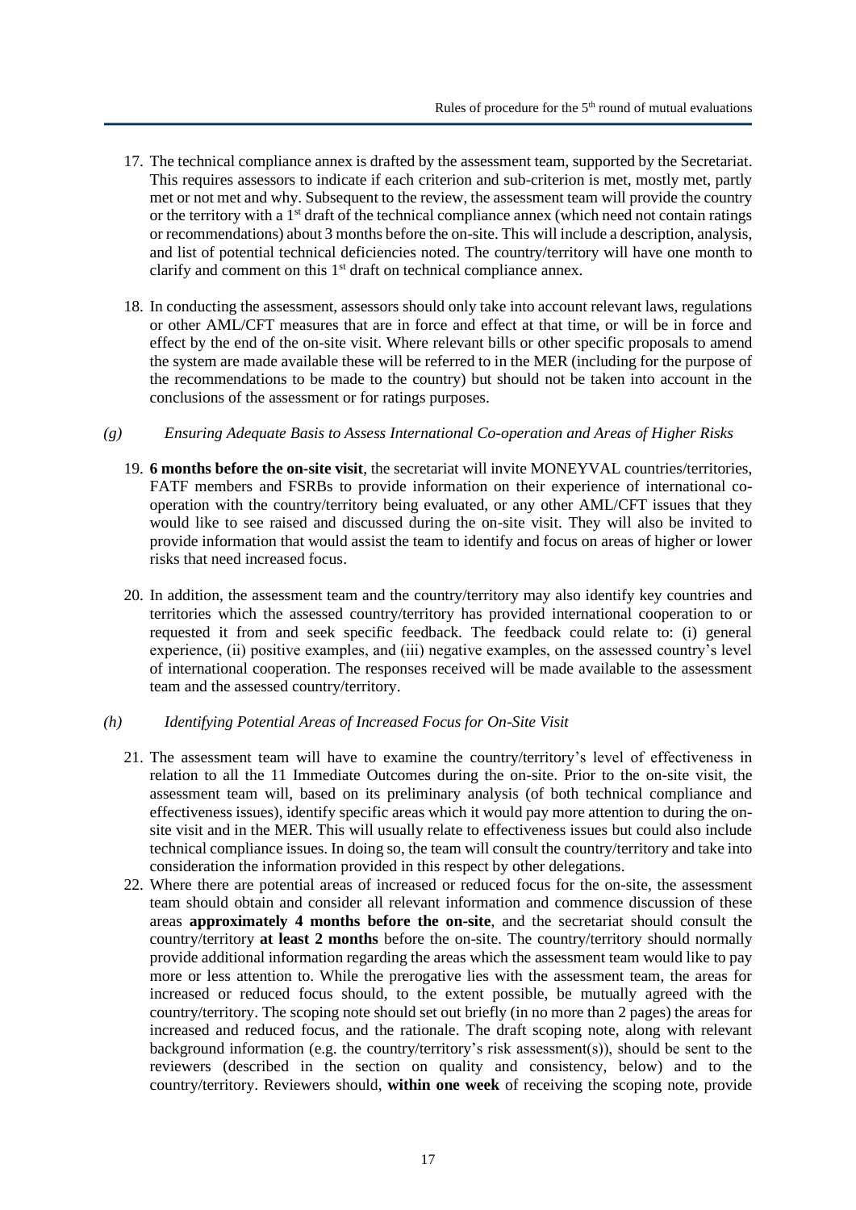17. The technical compliance annex is drafted by the assessment team, supported by the Secretariat. This requires assessors to indicate if each criterion and sub-criterion is met, mostly met, partly met or not met and why. Subsequent to the review, the assessment team will provide the country or the territory with a 1st draft of the technical compliance annex (which need not contain ratings or recommendations) about 3 months before the on-site. This will include a description, analysis, and list of potential technical deficiencies noted. The country/territory will have one month to clarify and comment on this 1st draft on technical compliance annex.

18. In conducting the assessment, assessors should only take into account relevant laws, regulations or other AML/CFT measures that are in force and effect at that time, or will be in force and effect by the end of the on-site visit. Where relevant bills or other specific proposals to amend the system are made available these will be referred to in the MER (including for the purpose of the recommendations to be made to the country) but should not be taken into account in the conclusions of the assessment or for ratings purposes.

*(g) Ensuring Adequate Basis to Assess International Co-operation and Areas of Higher Risks*

19. **6 months before the on-site visit**, the secretariat will invite MONEYVAL countries/territories, FATF members and FSRBs to provide information on their experience of international co-operation with the country/territory being evaluated, or any other AML/CFT issues that they would like to see raised and discussed during the on-site visit. They will also be invited to provide information that would assist the team to identify and focus on areas of higher or lower risks that need increased focus.

20. In addition, the assessment team and the country/territory may also identify key countries and territories which the assessed country/territory has provided international cooperation to or requested it from and seek specific feedback. The feedback could relate to: (i) general experience, (ii) positive examples, and (iii) negative examples, on the assessed country's level of international cooperation. The responses received will be made available to the assessment team and the assessed country/territory.

*(h) Identifying Potential Areas of Increased Focus for On-Site Visit*

21. The assessment team will have to examine the country/territory's level of effectiveness in relation to all the 11 Immediate Outcomes during the on-site. Prior to the on-site visit, the assessment team will, based on its preliminary analysis (of both technical compliance and effectiveness issues), identify specific areas which it would pay more attention to during the on-site visit and in the MER. This will usually relate to effectiveness issues but could also include technical compliance issues. In doing so, the team will consult the country/territory and take into consideration the information provided in this respect by other delegations.

22. Where there are potential areas of increased or reduced focus for the on-site, the assessment team should obtain and consider all relevant information and commence discussion of these areas **approximately 4 months before the on-site**, and the secretariat should consult the country/territory **at least 2 months** before the on-site. The country/territory should normally provide additional information regarding the areas which the assessment team would like to pay more or less attention to. While the prerogative lies with the assessment team, the areas for increased or reduced focus should, to the extent possible, be mutually agreed with the country/territory. The scoping note should set out briefly (in no more than 2 pages) the areas for increased and reduced focus, and the rationale. The draft scoping note, along with relevant background information (e.g. the country/territory's risk assessment(s)), should be sent to the reviewers (described in the section on quality and consistency, below) and to the country/territory. Reviewers should, **within one week** of receiving the scoping note, provide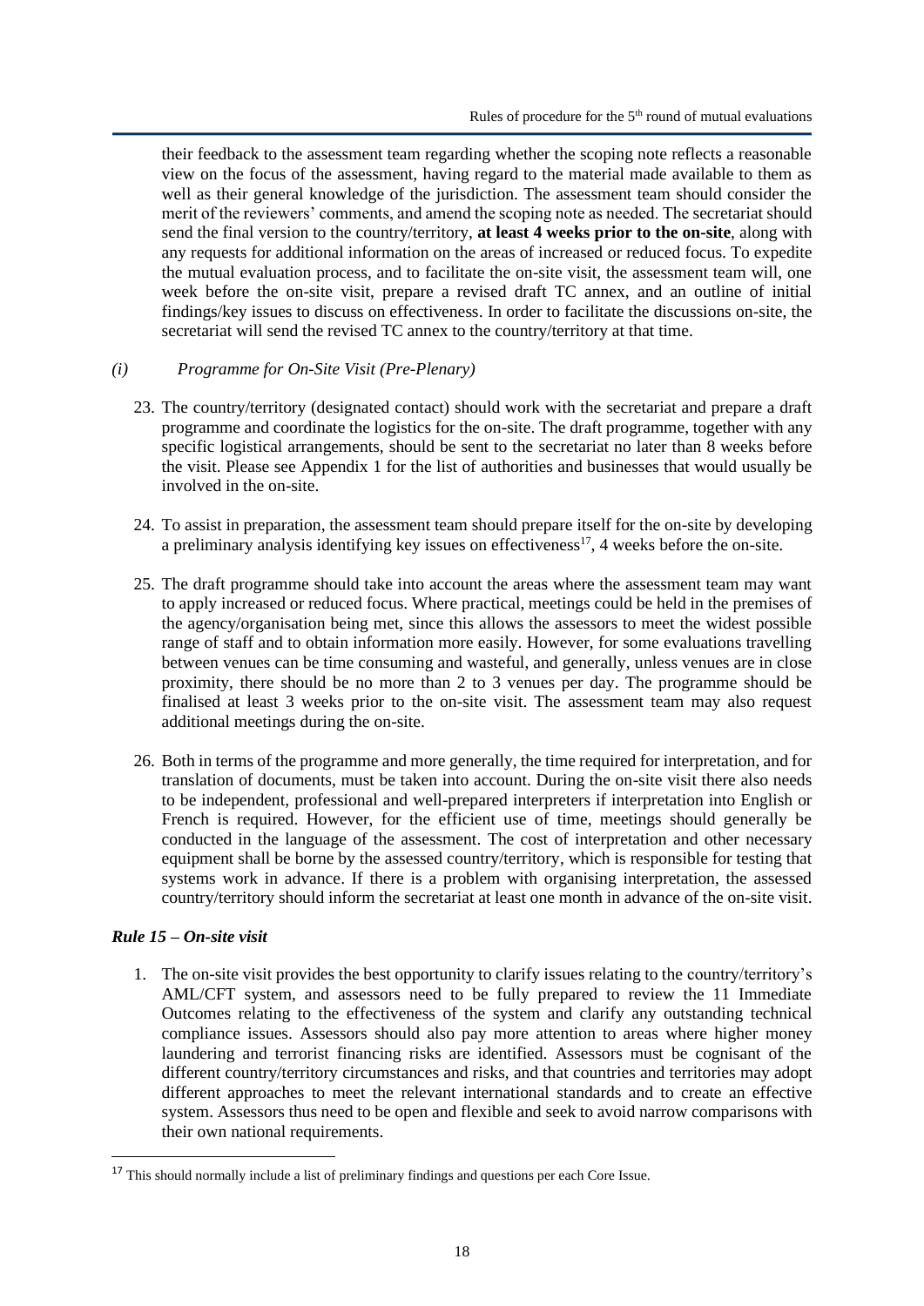their feedback to the assessment team regarding whether the scoping note reflects a reasonable view on the focus of the assessment, having regard to the material made available to them as well as their general knowledge of the jurisdiction. The assessment team should consider the merit of the reviewers' comments, and amend the scoping note as needed. The secretariat should send the final version to the country/territory, **at least 4 weeks prior to the on-site**, along with any requests for additional information on the areas of increased or reduced focus. To expedite the mutual evaluation process, and to facilitate the on-site visit, the assessment team will, one week before the on-site visit, prepare a revised draft TC annex, and an outline of initial findings/key issues to discuss on effectiveness. In order to facilitate the discussions on-site, the secretariat will send the revised TC annex to the country/territory at that time.

*(i) Programme for On-Site Visit (Pre-Plenary)*

23. The country/territory (designated contact) should work with the secretariat and prepare a draft programme and coordinate the logistics for the on-site. The draft programme, together with any specific logistical arrangements, should be sent to the secretariat no later than 8 weeks before the visit. Please see Appendix 1 for the list of authorities and businesses that would usually be involved in the on-site.

24. To assist in preparation, the assessment team should prepare itself for the on-site by developing a preliminary analysis identifying key issues on effectiveness[17], 4 weeks before the on-site.

25. The draft programme should take into account the areas where the assessment team may want to apply increased or reduced focus. Where practical, meetings could be held in the premises of the agency/organisation being met, since this allows the assessors to meet the widest possible range of staff and to obtain information more easily. However, for some evaluations travelling between venues can be time consuming and wasteful, and generally, unless venues are in close proximity, there should be no more than 2 to 3 venues per day. The programme should be finalised at least 3 weeks prior to the on-site visit. The assessment team may also request additional meetings during the on-site.

26. Both in terms of the programme and more generally, the time required for interpretation, and for translation of documents, must be taken into account. During the on-site visit there also needs to be independent, professional and well-prepared interpreters if interpretation into English or French is required. However, for the efficient use of time, meetings should generally be conducted in the language of the assessment. The cost of interpretation and other necessary equipment shall be borne by the assessed country/territory, which is responsible for testing that systems work in advance. If there is a problem with organising interpretation, the assessed country/territory should inform the secretariat at least one month in advance of the on-site visit.

### *Rule 15 – On-site visit*

1. The on-site visit provides the best opportunity to clarify issues relating to the country/territory's AML/CFT system, and assessors need to be fully prepared to review the 11 Immediate Outcomes relating to the effectiveness of the system and clarify any outstanding technical compliance issues. Assessors should also pay more attention to areas where higher money laundering and terrorist financing risks are identified. Assessors must be cognisant of the different country/territory circumstances and risks, and that countries and territories may adopt different approaches to meet the relevant international standards and to create an effective system. Assessors thus need to be open and flexible and seek to avoid narrow comparisons with their own national requirements.

[17] This should normally include a list of preliminary findings and questions per each Core Issue.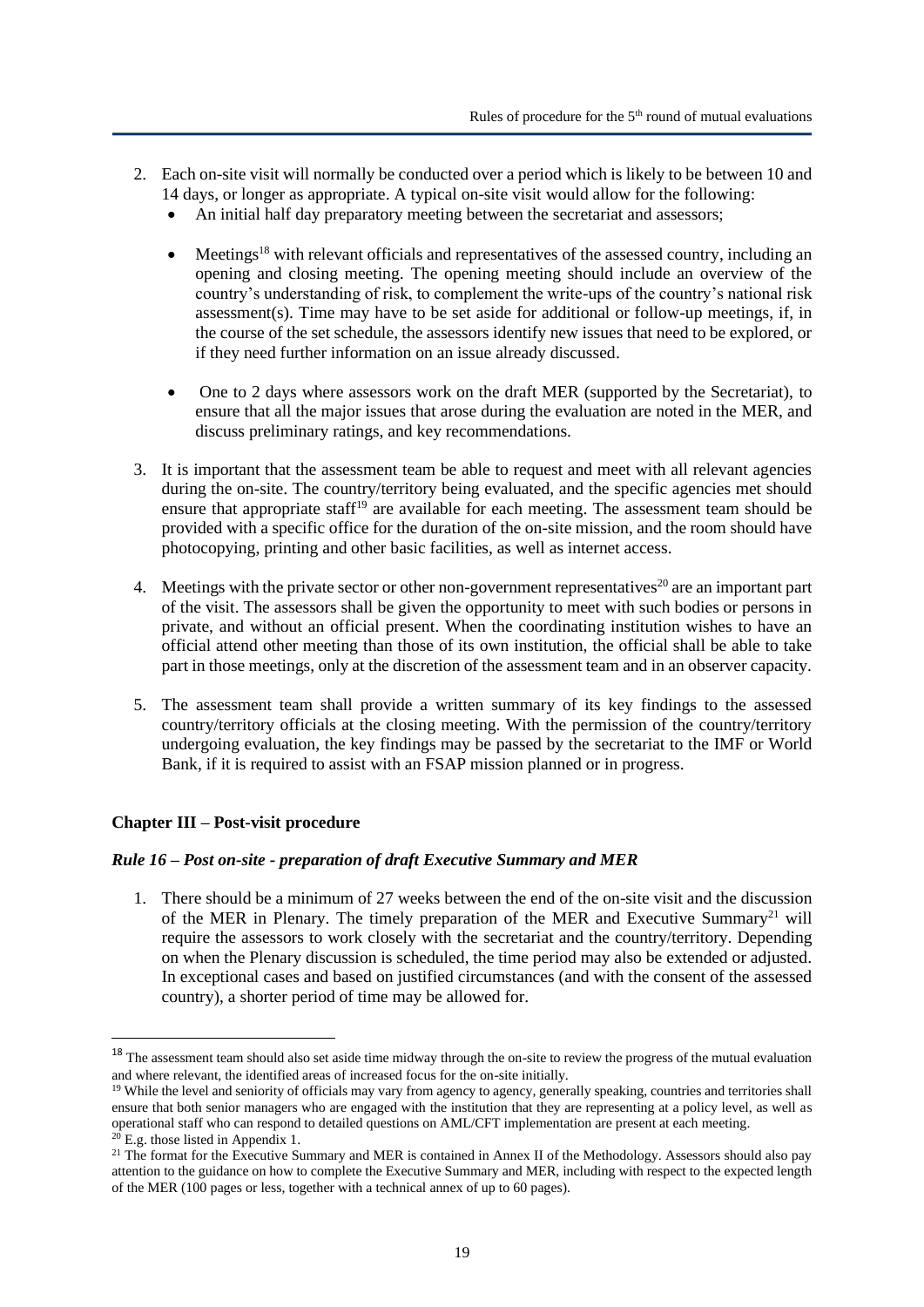2. Each on-site visit will normally be conducted over a period which is likely to be between 10 and 14 days, or longer as appropriate. A typical on-site visit would allow for the following:
   - An initial half day preparatory meeting between the secretariat and assessors;
   - Meetings[18] with relevant officials and representatives of the assessed country, including an opening and closing meeting. The opening meeting should include an overview of the country's understanding of risk, to complement the write-ups of the country's national risk assessment(s). Time may have to be set aside for additional or follow-up meetings, if, in the course of the set schedule, the assessors identify new issues that need to be explored, or if they need further information on an issue already discussed.
   - One to 2 days where assessors work on the draft MER (supported by the Secretariat), to ensure that all the major issues that arose during the evaluation are noted in the MER, and discuss preliminary ratings, and key recommendations.

3. It is important that the assessment team be able to request and meet with all relevant agencies during the on-site. The country/territory being evaluated, and the specific agencies met should ensure that appropriate staff[19] are available for each meeting. The assessment team should be provided with a specific office for the duration of the on-site mission, and the room should have photocopying, printing and other basic facilities, as well as internet access.

4. Meetings with the private sector or other non-government representatives[20] are an important part of the visit. The assessors shall be given the opportunity to meet with such bodies or persons in private, and without an official present. When the coordinating institution wishes to have an official attend other meeting than those of its own institution, the official shall be able to take part in those meetings, only at the discretion of the assessment team and in an observer capacity.

5. The assessment team shall provide a written summary of its key findings to the assessed country/territory officials at the closing meeting. With the permission of the country/territory undergoing evaluation, the key findings may be passed by the secretariat to the IMF or World Bank, if it is required to assist with an FSAP mission planned or in progress.

## Chapter III – Post-visit procedure

### *Rule 16 – Post on-site - preparation of draft Executive Summary and MER*

1. There should be a minimum of 27 weeks between the end of the on-site visit and the discussion of the MER in Plenary. The timely preparation of the MER and Executive Summary[21] will require the assessors to work closely with the secretariat and the country/territory. Depending on when the Plenary discussion is scheduled, the time period may also be extended or adjusted. In exceptional cases and based on justified circumstances (and with the consent of the assessed country), a shorter period of time may be allowed for.

---

[18] The assessment team should also set aside time midway through the on-site to review the progress of the mutual evaluation and where relevant, the identified areas of increased focus for the on-site initially.

[19] While the level and seniority of officials may vary from agency to agency, generally speaking, countries and territories shall ensure that both senior managers who are engaged with the institution that they are representing at a policy level, as well as operational staff who can respond to detailed questions on AML/CFT implementation are present at each meeting.

[20] E.g. those listed in Appendix 1.

[21] The format for the Executive Summary and MER is contained in Annex II of the Methodology. Assessors should also pay attention to the guidance on how to complete the Executive Summary and MER, including with respect to the expected length of the MER (100 pages or less, together with a technical annex of up to 60 pages).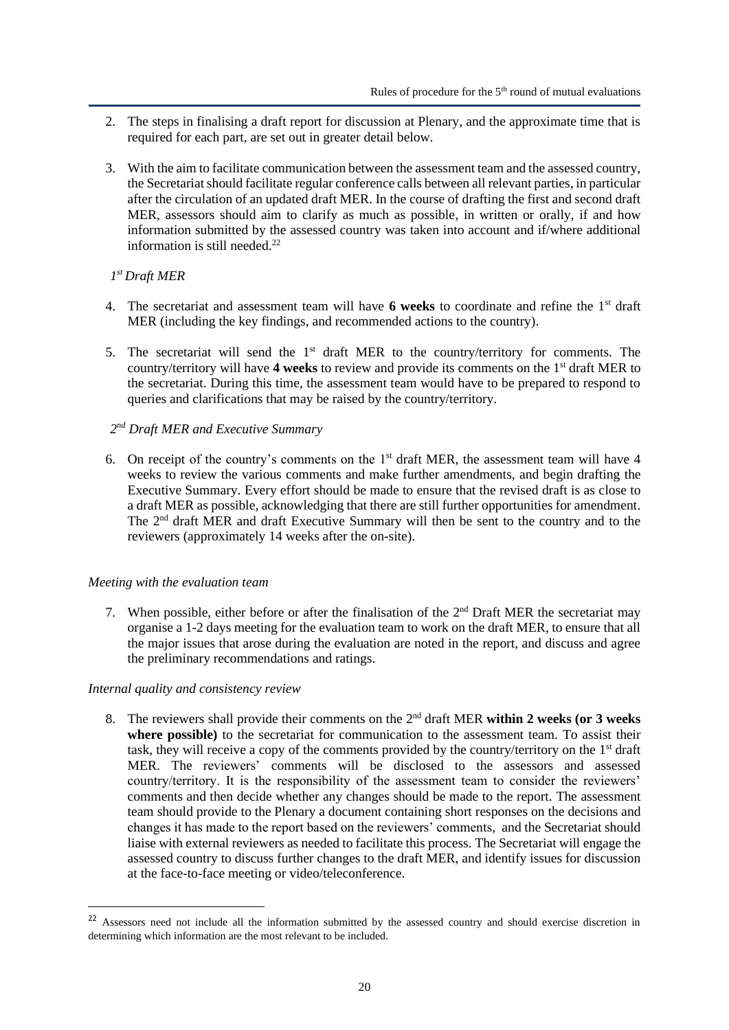2. The steps in finalising a draft report for discussion at Plenary, and the approximate time that is required for each part, are set out in greater detail below.

3. With the aim to facilitate communication between the assessment team and the assessed country, the Secretariat should facilitate regular conference calls between all relevant parties, in particular after the circulation of an updated draft MER. In the course of drafting the first and second draft MER, assessors should aim to clarify as much as possible, in written or orally, if and how information submitted by the assessed country was taken into account and if/where additional information is still needed.[22]

*1st Draft MER*

4. The secretariat and assessment team will have **6 weeks** to coordinate and refine the 1st draft MER (including the key findings, and recommended actions to the country).

5. The secretariat will send the 1st draft MER to the country/territory for comments. The country/territory will have **4 weeks** to review and provide its comments on the 1st draft MER to the secretariat. During this time, the assessment team would have to be prepared to respond to queries and clarifications that may be raised by the country/territory.

*2nd Draft MER and Executive Summary*

6. On receipt of the country's comments on the 1st draft MER, the assessment team will have 4 weeks to review the various comments and make further amendments, and begin drafting the Executive Summary. Every effort should be made to ensure that the revised draft is as close to a draft MER as possible, acknowledging that there are still further opportunities for amendment. The 2nd draft MER and draft Executive Summary will then be sent to the country and to the reviewers (approximately 14 weeks after the on-site).

*Meeting with the evaluation team*

7. When possible, either before or after the finalisation of the 2nd Draft MER the secretariat may organise a 1-2 days meeting for the evaluation team to work on the draft MER, to ensure that all the major issues that arose during the evaluation are noted in the report, and discuss and agree the preliminary recommendations and ratings.

*Internal quality and consistency review*

8. The reviewers shall provide their comments on the 2nd draft MER **within 2 weeks (or 3 weeks where possible)** to the secretariat for communication to the assessment team. To assist their task, they will receive a copy of the comments provided by the country/territory on the 1st draft MER. The reviewers' comments will be disclosed to the assessors and assessed country/territory. It is the responsibility of the assessment team to consider the reviewers' comments and then decide whether any changes should be made to the report. The assessment team should provide to the Plenary a document containing short responses on the decisions and changes it has made to the report based on the reviewers' comments, and the Secretariat should liaise with external reviewers as needed to facilitate this process. The Secretariat will engage the assessed country to discuss further changes to the draft MER, and identify issues for discussion at the face-to-face meeting or video/teleconference.

[22] Assessors need not include all the information submitted by the assessed country and should exercise discretion in determining which information are the most relevant to be included.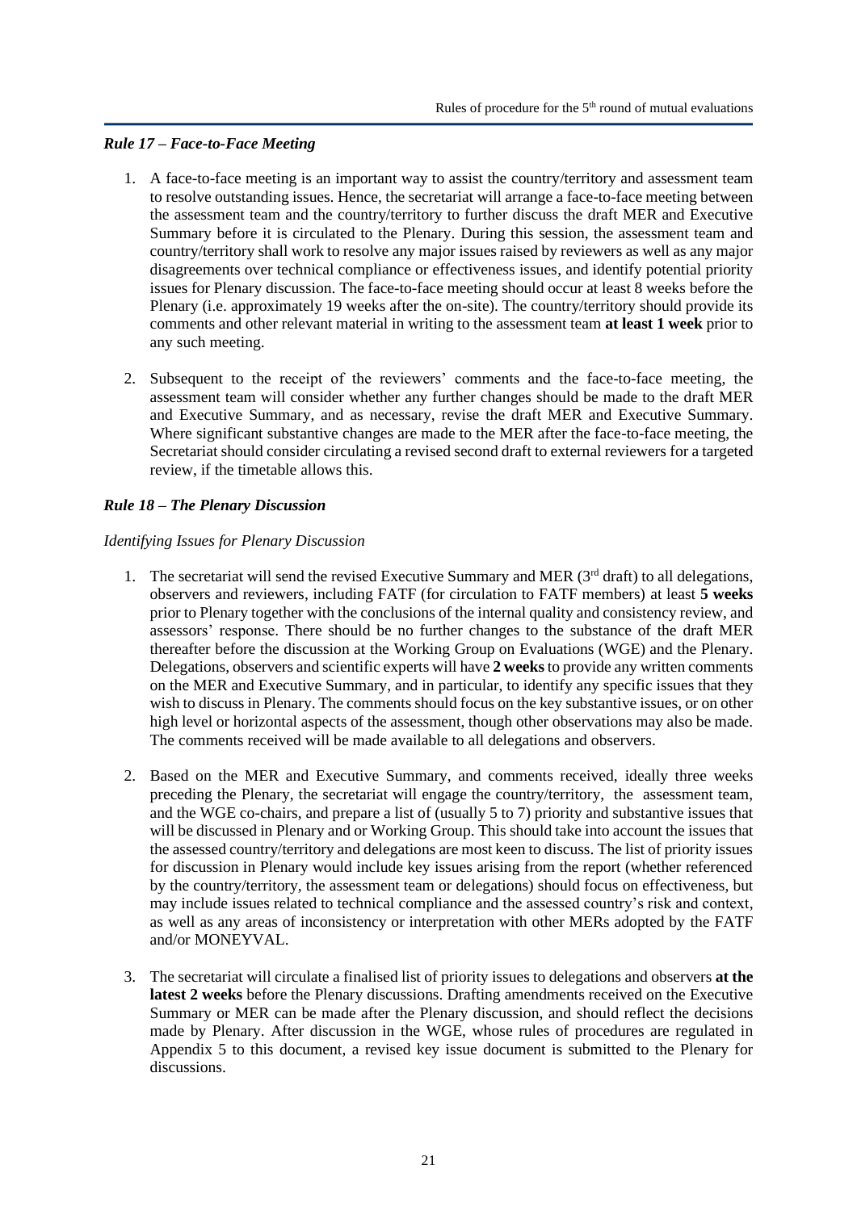### *Rule 17 – Face-to-Face Meeting*

1. A face-to-face meeting is an important way to assist the country/territory and assessment team to resolve outstanding issues. Hence, the secretariat will arrange a face-to-face meeting between the assessment team and the country/territory to further discuss the draft MER and Executive Summary before it is circulated to the Plenary. During this session, the assessment team and country/territory shall work to resolve any major issues raised by reviewers as well as any major disagreements over technical compliance or effectiveness issues, and identify potential priority issues for Plenary discussion. The face-to-face meeting should occur at least 8 weeks before the Plenary (i.e. approximately 19 weeks after the on-site). The country/territory should provide its comments and other relevant material in writing to the assessment team **at least 1 week** prior to any such meeting.

2. Subsequent to the receipt of the reviewers' comments and the face-to-face meeting, the assessment team will consider whether any further changes should be made to the draft MER and Executive Summary, and as necessary, revise the draft MER and Executive Summary. Where significant substantive changes are made to the MER after the face-to-face meeting, the Secretariat should consider circulating a revised second draft to external reviewers for a targeted review, if the timetable allows this.

### *Rule 18 – The Plenary Discussion*

*Identifying Issues for Plenary Discussion*

1. The secretariat will send the revised Executive Summary and MER (3rd draft) to all delegations, observers and reviewers, including FATF (for circulation to FATF members) at least **5 weeks** prior to Plenary together with the conclusions of the internal quality and consistency review, and assessors' response. There should be no further changes to the substance of the draft MER thereafter before the discussion at the Working Group on Evaluations (WGE) and the Plenary. Delegations, observers and scientific experts will have **2 weeks** to provide any written comments on the MER and Executive Summary, and in particular, to identify any specific issues that they wish to discuss in Plenary. The comments should focus on the key substantive issues, or on other high level or horizontal aspects of the assessment, though other observations may also be made. The comments received will be made available to all delegations and observers.

2. Based on the MER and Executive Summary, and comments received, ideally three weeks preceding the Plenary, the secretariat will engage the country/territory, the assessment team, and the WGE co-chairs, and prepare a list of (usually 5 to 7) priority and substantive issues that will be discussed in Plenary and or Working Group. This should take into account the issues that the assessed country/territory and delegations are most keen to discuss. The list of priority issues for discussion in Plenary would include key issues arising from the report (whether referenced by the country/territory, the assessment team or delegations) should focus on effectiveness, but may include issues related to technical compliance and the assessed country's risk and context, as well as any areas of inconsistency or interpretation with other MERs adopted by the FATF and/or MONEYVAL.

3. The secretariat will circulate a finalised list of priority issues to delegations and observers **at the latest 2 weeks** before the Plenary discussions. Drafting amendments received on the Executive Summary or MER can be made after the Plenary discussion, and should reflect the decisions made by Plenary. After discussion in the WGE, whose rules of procedures are regulated in Appendix 5 to this document, a revised key issue document is submitted to the Plenary for discussions.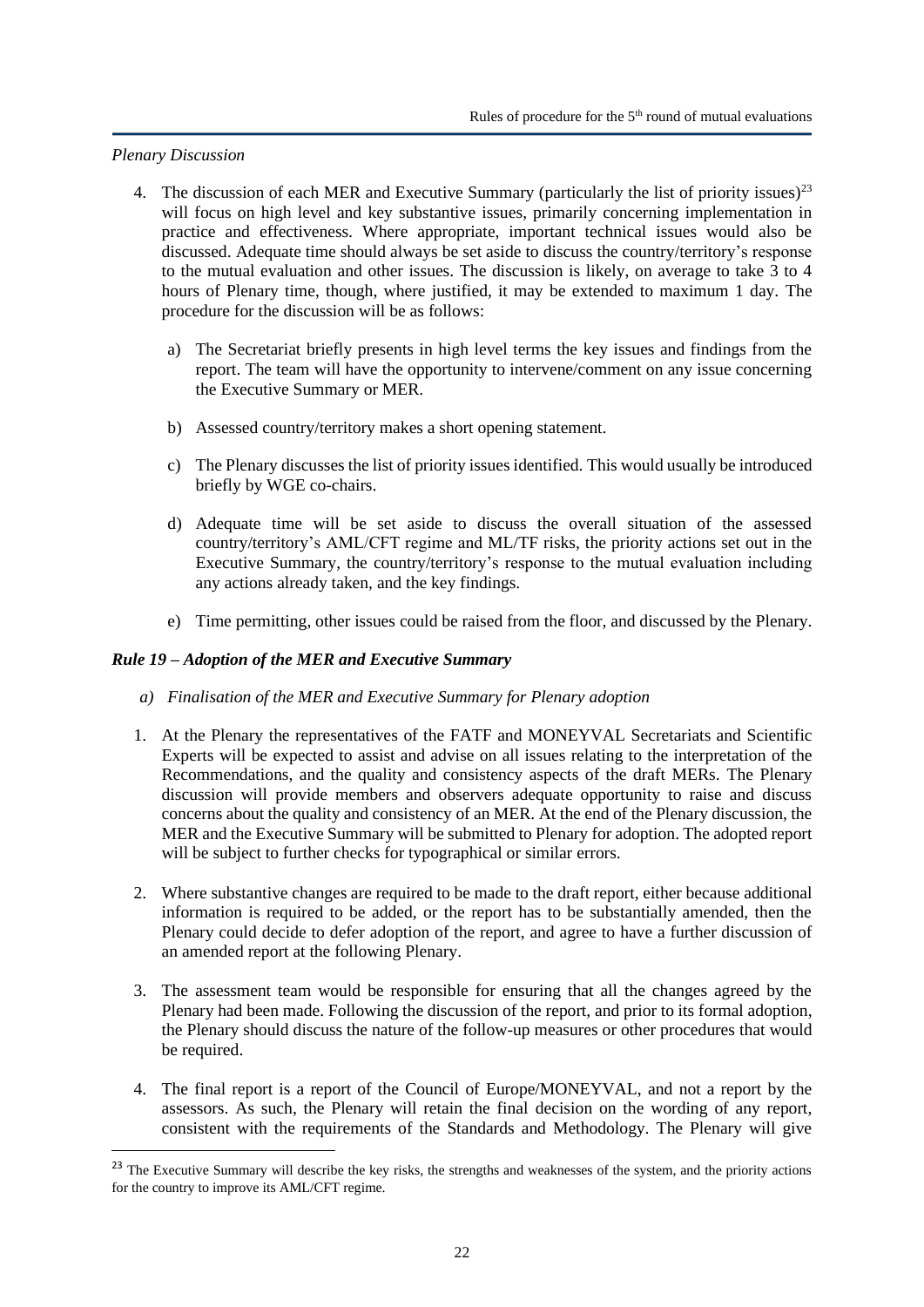*Plenary Discussion*

4. The discussion of each MER and Executive Summary (particularly the list of priority issues)[23] will focus on high level and key substantive issues, primarily concerning implementation in practice and effectiveness. Where appropriate, important technical issues would also be discussed. Adequate time should always be set aside to discuss the country/territory's response to the mutual evaluation and other issues. The discussion is likely, on average to take 3 to 4 hours of Plenary time, though, where justified, it may be extended to maximum 1 day. The procedure for the discussion will be as follows:

   a) The Secretariat briefly presents in high level terms the key issues and findings from the report. The team will have the opportunity to intervene/comment on any issue concerning the Executive Summary or MER.

   b) Assessed country/territory makes a short opening statement.

   c) The Plenary discusses the list of priority issues identified. This would usually be introduced briefly by WGE co-chairs.

   d) Adequate time will be set aside to discuss the overall situation of the assessed country/territory's AML/CFT regime and ML/TF risks, the priority actions set out in the Executive Summary, the country/territory's response to the mutual evaluation including any actions already taken, and the key findings.

   e) Time permitting, other issues could be raised from the floor, and discussed by the Plenary.

### *Rule 19 – Adoption of the MER and Executive Summary*

*a) Finalisation of the MER and Executive Summary for Plenary adoption*

1. At the Plenary the representatives of the FATF and MONEYVAL Secretariats and Scientific Experts will be expected to assist and advise on all issues relating to the interpretation of the Recommendations, and the quality and consistency aspects of the draft MERs. The Plenary discussion will provide members and observers adequate opportunity to raise and discuss concerns about the quality and consistency of an MER. At the end of the Plenary discussion, the MER and the Executive Summary will be submitted to Plenary for adoption. The adopted report will be subject to further checks for typographical or similar errors.

2. Where substantive changes are required to be made to the draft report, either because additional information is required to be added, or the report has to be substantially amended, then the Plenary could decide to defer adoption of the report, and agree to have a further discussion of an amended report at the following Plenary.

3. The assessment team would be responsible for ensuring that all the changes agreed by the Plenary had been made. Following the discussion of the report, and prior to its formal adoption, the Plenary should discuss the nature of the follow-up measures or other procedures that would be required.

4. The final report is a report of the Council of Europe/MONEYVAL, and not a report by the assessors. As such, the Plenary will retain the final decision on the wording of any report, consistent with the requirements of the Standards and Methodology. The Plenary will give

[23] The Executive Summary will describe the key risks, the strengths and weaknesses of the system, and the priority actions for the country to improve its AML/CFT regime.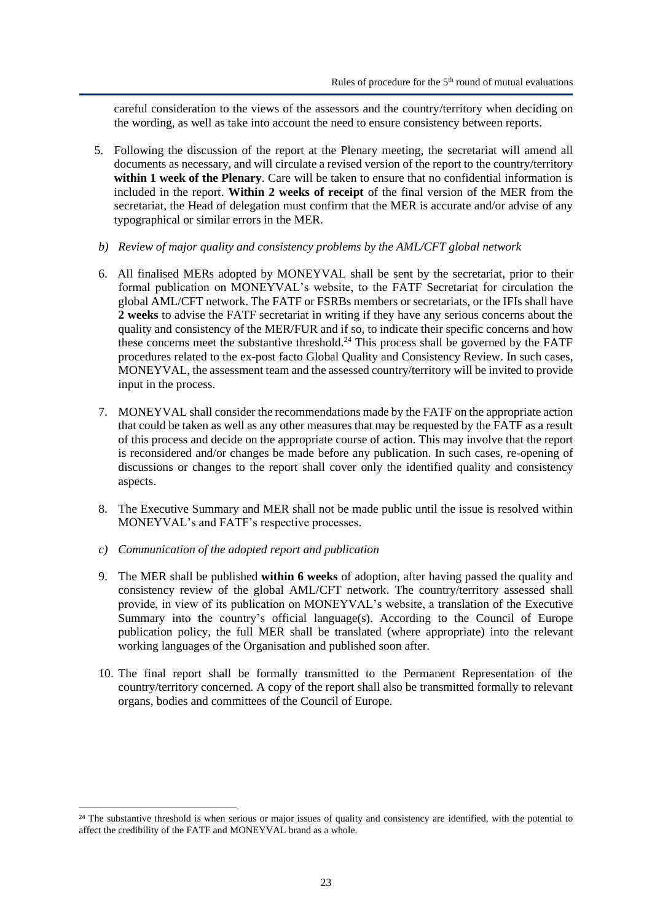careful consideration to the views of the assessors and the country/territory when deciding on the wording, as well as take into account the need to ensure consistency between reports.

5. Following the discussion of the report at the Plenary meeting, the secretariat will amend all documents as necessary, and will circulate a revised version of the report to the country/territory **within 1 week of the Plenary**. Care will be taken to ensure that no confidential information is included in the report. **Within 2 weeks of receipt** of the final version of the MER from the secretariat, the Head of delegation must confirm that the MER is accurate and/or advise of any typographical or similar errors in the MER.

*b) Review of major quality and consistency problems by the AML/CFT global network*

6. All finalised MERs adopted by MONEYVAL shall be sent by the secretariat, prior to their formal publication on MONEYVAL's website, to the FATF Secretariat for circulation the global AML/CFT network. The FATF or FSRBs members or secretariats, or the IFIs shall have **2 weeks** to advise the FATF secretariat in writing if they have any serious concerns about the quality and consistency of the MER/FUR and if so, to indicate their specific concerns and how these concerns meet the substantive threshold.[24] This process shall be governed by the FATF procedures related to the ex-post facto Global Quality and Consistency Review. In such cases, MONEYVAL, the assessment team and the assessed country/territory will be invited to provide input in the process.

7. MONEYVAL shall consider the recommendations made by the FATF on the appropriate action that could be taken as well as any other measures that may be requested by the FATF as a result of this process and decide on the appropriate course of action. This may involve that the report is reconsidered and/or changes be made before any publication. In such cases, re-opening of discussions or changes to the report shall cover only the identified quality and consistency aspects.

8. The Executive Summary and MER shall not be made public until the issue is resolved within MONEYVAL's and FATF's respective processes.

*c) Communication of the adopted report and publication*

9. The MER shall be published **within 6 weeks** of adoption, after having passed the quality and consistency review of the global AML/CFT network. The country/territory assessed shall provide, in view of its publication on MONEYVAL's website, a translation of the Executive Summary into the country's official language(s). According to the Council of Europe publication policy, the full MER shall be translated (where appropriate) into the relevant working languages of the Organisation and published soon after.

10. The final report shall be formally transmitted to the Permanent Representation of the country/territory concerned. A copy of the report shall also be transmitted formally to relevant organs, bodies and committees of the Council of Europe.

---

[24] The substantive threshold is when serious or major issues of quality and consistency are identified, with the potential to affect the credibility of the FATF and MONEYVAL brand as a whole.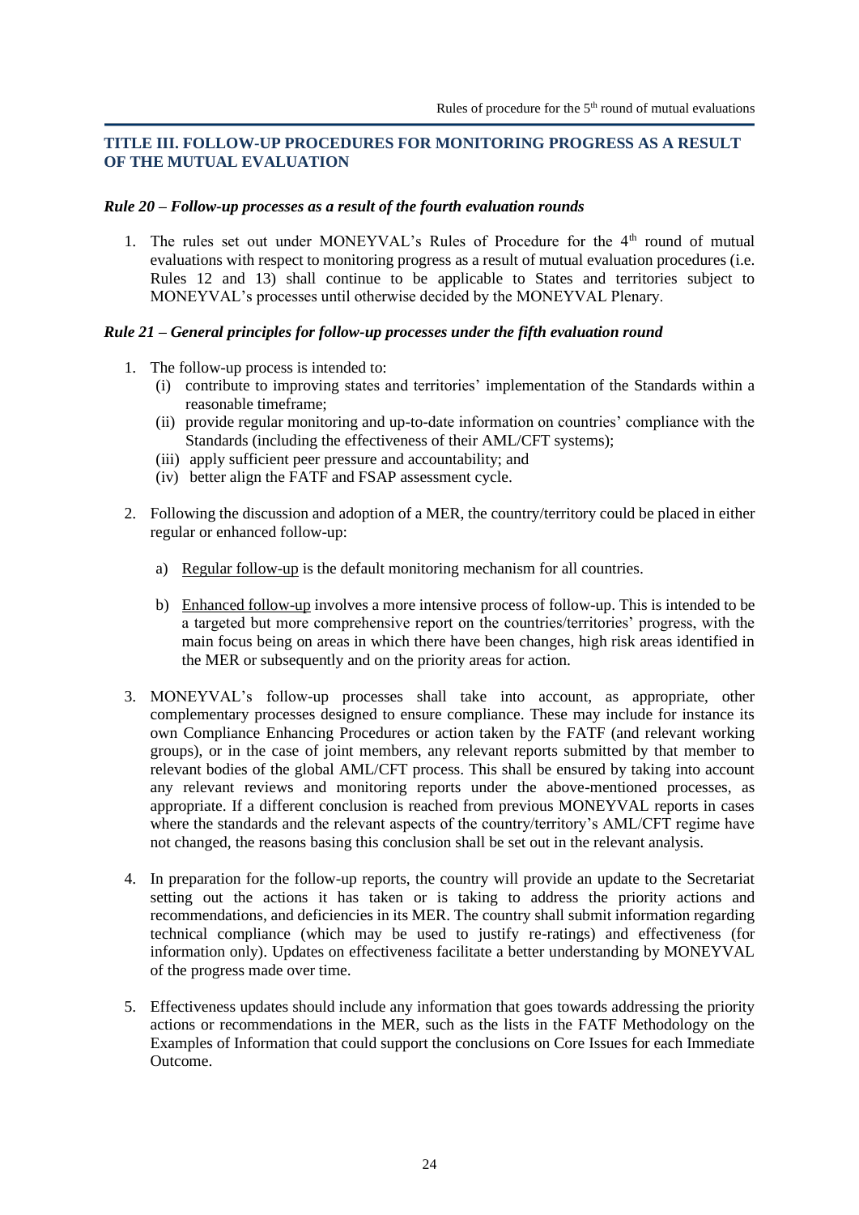## TITLE III. FOLLOW-UP PROCEDURES FOR MONITORING PROGRESS AS A RESULT OF THE MUTUAL EVALUATION

### *Rule 20 – Follow-up processes as a result of the fourth evaluation rounds*

1. The rules set out under MONEYVAL's Rules of Procedure for the 4th round of mutual evaluations with respect to monitoring progress as a result of mutual evaluation procedures (i.e. Rules 12 and 13) shall continue to be applicable to States and territories subject to MONEYVAL's processes until otherwise decided by the MONEYVAL Plenary.

### *Rule 21 – General principles for follow-up processes under the fifth evaluation round*

1. The follow-up process is intended to:
   - (i) contribute to improving states and territories' implementation of the Standards within a reasonable timeframe;
   - (ii) provide regular monitoring and up-to-date information on countries' compliance with the Standards (including the effectiveness of their AML/CFT systems);
   - (iii) apply sufficient peer pressure and accountability; and
   - (iv) better align the FATF and FSAP assessment cycle.

2. Following the discussion and adoption of a MER, the country/territory could be placed in either regular or enhanced follow-up:

   a) Regular follow-up is the default monitoring mechanism for all countries.

   b) Enhanced follow-up involves a more intensive process of follow-up. This is intended to be a targeted but more comprehensive report on the countries/territories' progress, with the main focus being on areas in which there have been changes, high risk areas identified in the MER or subsequently and on the priority areas for action.

3. MONEYVAL's follow-up processes shall take into account, as appropriate, other complementary processes designed to ensure compliance. These may include for instance its own Compliance Enhancing Procedures or action taken by the FATF (and relevant working groups), or in the case of joint members, any relevant reports submitted by that member to relevant bodies of the global AML/CFT process. This shall be ensured by taking into account any relevant reviews and monitoring reports under the above-mentioned processes, as appropriate. If a different conclusion is reached from previous MONEYVAL reports in cases where the standards and the relevant aspects of the country/territory's AML/CFT regime have not changed, the reasons basing this conclusion shall be set out in the relevant analysis.

4. In preparation for the follow-up reports, the country will provide an update to the Secretariat setting out the actions it has taken or is taking to address the priority actions and recommendations, and deficiencies in its MER. The country shall submit information regarding technical compliance (which may be used to justify re-ratings) and effectiveness (for information only). Updates on effectiveness facilitate a better understanding by MONEYVAL of the progress made over time.

5. Effectiveness updates should include any information that goes towards addressing the priority actions or recommendations in the MER, such as the lists in the FATF Methodology on the Examples of Information that could support the conclusions on Core Issues for each Immediate Outcome.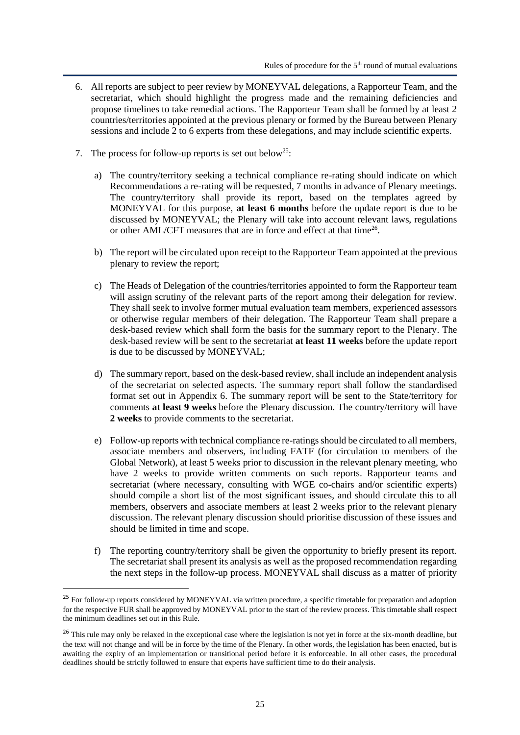6. All reports are subject to peer review by MONEYVAL delegations, a Rapporteur Team, and the secretariat, which should highlight the progress made and the remaining deficiencies and propose timelines to take remedial actions. The Rapporteur Team shall be formed by at least 2 countries/territories appointed at the previous plenary or formed by the Bureau between Plenary sessions and include 2 to 6 experts from these delegations, and may include scientific experts.

7. The process for follow-up reports is set out below[25]:

   a) The country/territory seeking a technical compliance re-rating should indicate on which Recommendations a re-rating will be requested, 7 months in advance of Plenary meetings. The country/territory shall provide its report, based on the templates agreed by MONEYVAL for this purpose, **at least 6 months** before the update report is due to be discussed by MONEYVAL; the Plenary will take into account relevant laws, regulations or other AML/CFT measures that are in force and effect at that time[26].

   b) The report will be circulated upon receipt to the Rapporteur Team appointed at the previous plenary to review the report;

   c) The Heads of Delegation of the countries/territories appointed to form the Rapporteur team will assign scrutiny of the relevant parts of the report among their delegation for review. They shall seek to involve former mutual evaluation team members, experienced assessors or otherwise regular members of their delegation. The Rapporteur Team shall prepare a desk-based review which shall form the basis for the summary report to the Plenary. The desk-based review will be sent to the secretariat **at least 11 weeks** before the update report is due to be discussed by MONEYVAL;

   d) The summary report, based on the desk-based review, shall include an independent analysis of the secretariat on selected aspects. The summary report shall follow the standardised format set out in Appendix 6. The summary report will be sent to the State/territory for comments **at least 9 weeks** before the Plenary discussion. The country/territory will have **2 weeks** to provide comments to the secretariat.

   e) Follow-up reports with technical compliance re-ratings should be circulated to all members, associate members and observers, including FATF (for circulation to members of the Global Network), at least 5 weeks prior to discussion in the relevant plenary meeting, who have 2 weeks to provide written comments on such reports. Rapporteur teams and secretariat (where necessary, consulting with WGE co-chairs and/or scientific experts) should compile a short list of the most significant issues, and should circulate this to all members, observers and associate members at least 2 weeks prior to the relevant plenary discussion. The relevant plenary discussion should prioritise discussion of these issues and should be limited in time and scope.

   f) The reporting country/territory shall be given the opportunity to briefly present its report. The secretariat shall present its analysis as well as the proposed recommendation regarding the next steps in the follow-up process. MONEYVAL shall discuss as a matter of priority

---

[25] For follow-up reports considered by MONEYVAL via written procedure, a specific timetable for preparation and adoption for the respective FUR shall be approved by MONEYVAL prior to the start of the review process. This timetable shall respect the minimum deadlines set out in this Rule.

[26] This rule may only be relaxed in the exceptional case where the legislation is not yet in force at the six-month deadline, but the text will not change and will be in force by the time of the Plenary. In other words, the legislation has been enacted, but is awaiting the expiry of an implementation or transitional period before it is enforceable. In all other cases, the procedural deadlines should be strictly followed to ensure that experts have sufficient time to do their analysis.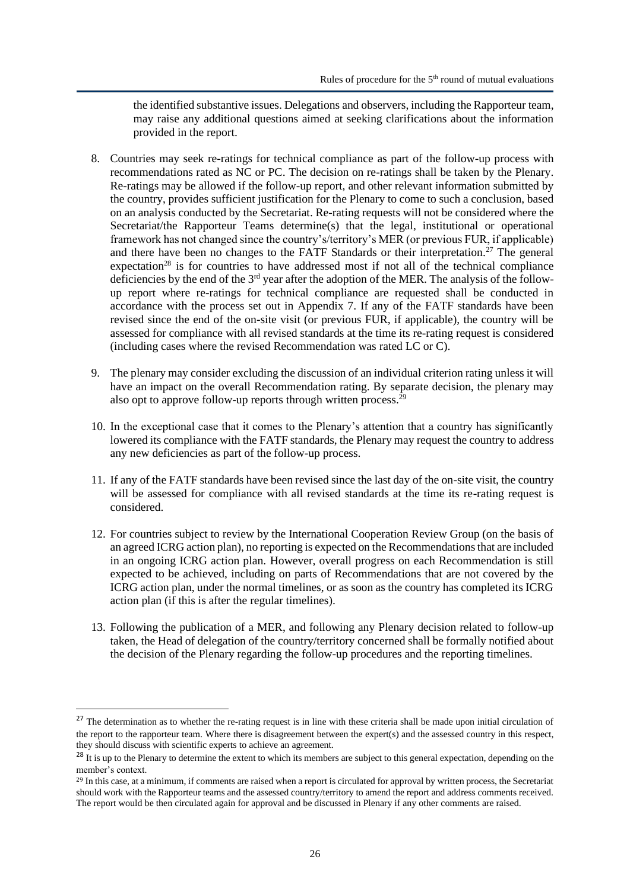the identified substantive issues. Delegations and observers, including the Rapporteur team, may raise any additional questions aimed at seeking clarifications about the information provided in the report.

8. Countries may seek re-ratings for technical compliance as part of the follow-up process with recommendations rated as NC or PC. The decision on re-ratings shall be taken by the Plenary. Re-ratings may be allowed if the follow-up report, and other relevant information submitted by the country, provides sufficient justification for the Plenary to come to such a conclusion, based on an analysis conducted by the Secretariat. Re-rating requests will not be considered where the Secretariat/the Rapporteur Teams determine(s) that the legal, institutional or operational framework has not changed since the country's/territory's MER (or previous FUR, if applicable) and there have been no changes to the FATF Standards or their interpretation.[27] The general expectation[28] is for countries to have addressed most if not all of the technical compliance deficiencies by the end of the 3rd year after the adoption of the MER. The analysis of the follow-up report where re-ratings for technical compliance are requested shall be conducted in accordance with the process set out in Appendix 7. If any of the FATF standards have been revised since the end of the on-site visit (or previous FUR, if applicable), the country will be assessed for compliance with all revised standards at the time its re-rating request is considered (including cases where the revised Recommendation was rated LC or C).

9. The plenary may consider excluding the discussion of an individual criterion rating unless it will have an impact on the overall Recommendation rating. By separate decision, the plenary may also opt to approve follow-up reports through written process.[29]

10. In the exceptional case that it comes to the Plenary's attention that a country has significantly lowered its compliance with the FATF standards, the Plenary may request the country to address any new deficiencies as part of the follow-up process.

11. If any of the FATF standards have been revised since the last day of the on-site visit, the country will be assessed for compliance with all revised standards at the time its re-rating request is considered.

12. For countries subject to review by the International Cooperation Review Group (on the basis of an agreed ICRG action plan), no reporting is expected on the Recommendations that are included in an ongoing ICRG action plan. However, overall progress on each Recommendation is still expected to be achieved, including on parts of Recommendations that are not covered by the ICRG action plan, under the normal timelines, or as soon as the country has completed its ICRG action plan (if this is after the regular timelines).

13. Following the publication of a MER, and following any Plenary decision related to follow-up taken, the Head of delegation of the country/territory concerned shall be formally notified about the decision of the Plenary regarding the follow-up procedures and the reporting timelines.

---

[27] The determination as to whether the re-rating request is in line with these criteria shall be made upon initial circulation of the report to the rapporteur team. Where there is disagreement between the expert(s) and the assessed country in this respect, they should discuss with scientific experts to achieve an agreement.

[28] It is up to the Plenary to determine the extent to which its members are subject to this general expectation, depending on the member's context.

[29] In this case, at a minimum, if comments are raised when a report is circulated for approval by written process, the Secretariat should work with the Rapporteur teams and the assessed country/territory to amend the report and address comments received. The report would be then circulated again for approval and be discussed in Plenary if any other comments are raised.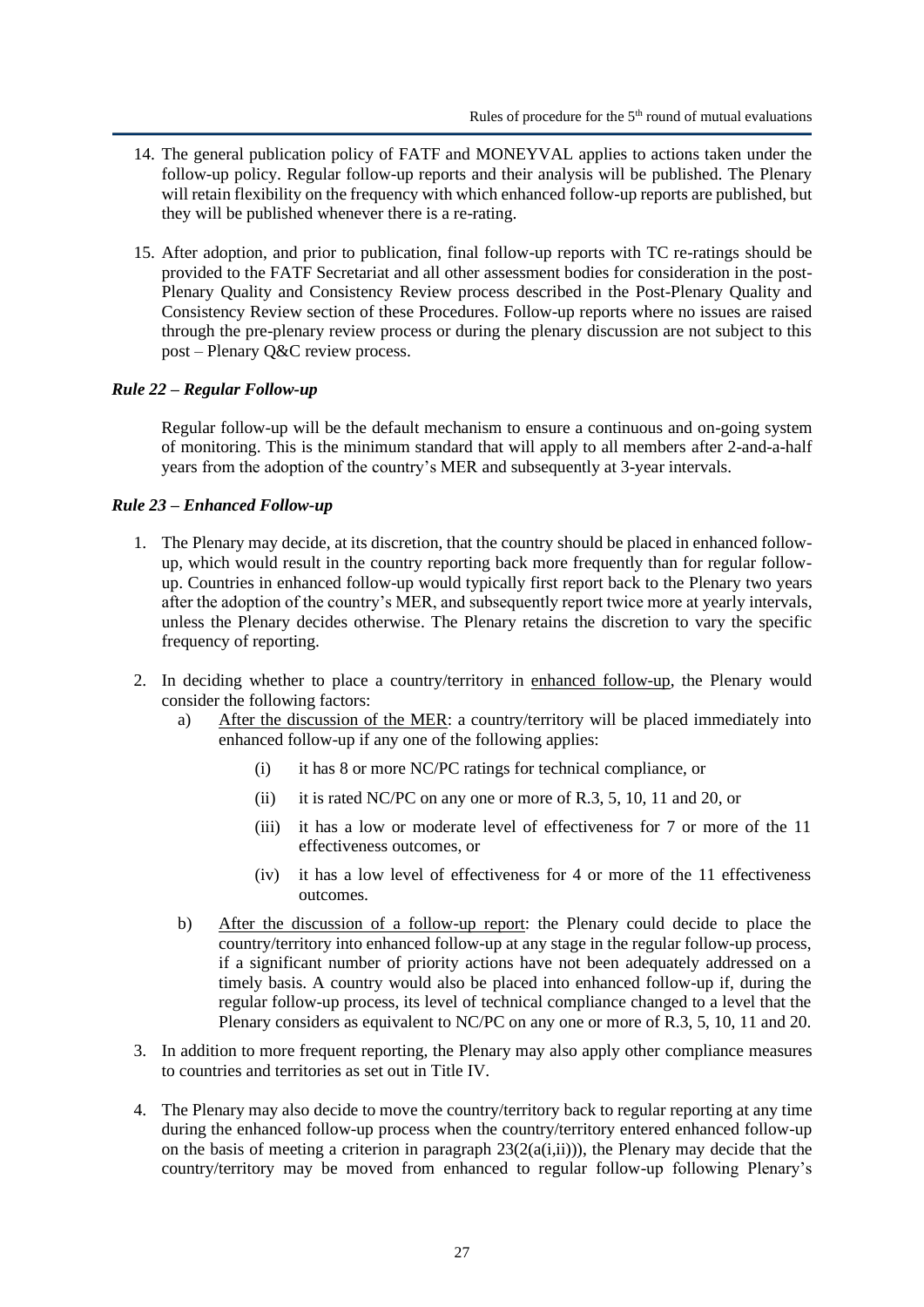14. The general publication policy of FATF and MONEYVAL applies to actions taken under the follow-up policy. Regular follow-up reports and their analysis will be published. The Plenary will retain flexibility on the frequency with which enhanced follow-up reports are published, but they will be published whenever there is a re-rating.

15. After adoption, and prior to publication, final follow-up reports with TC re-ratings should be provided to the FATF Secretariat and all other assessment bodies for consideration in the post-Plenary Quality and Consistency Review process described in the Post-Plenary Quality and Consistency Review section of these Procedures. Follow-up reports where no issues are raised through the pre-plenary review process or during the plenary discussion are not subject to this post – Plenary Q&C review process.

### *Rule 22 – Regular Follow-up*

Regular follow-up will be the default mechanism to ensure a continuous and on-going system of monitoring. This is the minimum standard that will apply to all members after 2-and-a-half years from the adoption of the country's MER and subsequently at 3-year intervals.

### *Rule 23 – Enhanced Follow-up*

1. The Plenary may decide, at its discretion, that the country should be placed in enhanced follow-up, which would result in the country reporting back more frequently than for regular follow-up. Countries in enhanced follow-up would typically first report back to the Plenary two years after the adoption of the country's MER, and subsequently report twice more at yearly intervals, unless the Plenary decides otherwise. The Plenary retains the discretion to vary the specific frequency of reporting.

2. In deciding whether to place a country/territory in enhanced follow-up, the Plenary would consider the following factors:
   a) After the discussion of the MER: a country/territory will be placed immediately into enhanced follow-up if any one of the following applies:
      (i) it has 8 or more NC/PC ratings for technical compliance, or
      (ii) it is rated NC/PC on any one or more of R.3, 5, 10, 11 and 20, or
      (iii) it has a low or moderate level of effectiveness for 7 or more of the 11 effectiveness outcomes, or
      (iv) it has a low level of effectiveness for 4 or more of the 11 effectiveness outcomes.
   b) After the discussion of a follow-up report: the Plenary could decide to place the country/territory into enhanced follow-up at any stage in the regular follow-up process, if a significant number of priority actions have not been adequately addressed on a timely basis. A country would also be placed into enhanced follow-up if, during the regular follow-up process, its level of technical compliance changed to a level that the Plenary considers as equivalent to NC/PC on any one or more of R.3, 5, 10, 11 and 20.

3. In addition to more frequent reporting, the Plenary may also apply other compliance measures to countries and territories as set out in Title IV.

4. The Plenary may also decide to move the country/territory back to regular reporting at any time during the enhanced follow-up process when the country/territory entered enhanced follow-up on the basis of meeting a criterion in paragraph 23(2(a(i,ii))), the Plenary may decide that the country/territory may be moved from enhanced to regular follow-up following Plenary's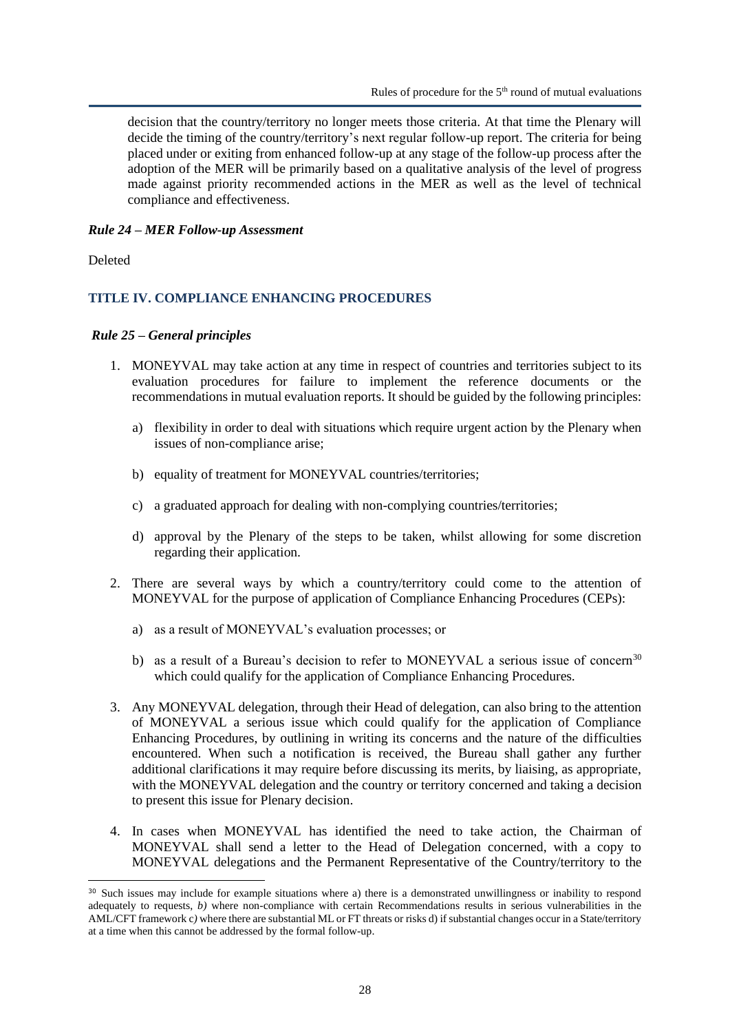decision that the country/territory no longer meets those criteria. At that time the Plenary will decide the timing of the country/territory's next regular follow-up report. The criteria for being placed under or exiting from enhanced follow-up at any stage of the follow-up process after the adoption of the MER will be primarily based on a qualitative analysis of the level of progress made against priority recommended actions in the MER as well as the level of technical compliance and effectiveness.

***Rule 24 – MER Follow-up Assessment***

Deleted

## TITLE IV. COMPLIANCE ENHANCING PROCEDURES

***Rule 25 – General principles***

1. MONEYVAL may take action at any time in respect of countries and territories subject to its evaluation procedures for failure to implement the reference documents or the recommendations in mutual evaluation reports. It should be guided by the following principles:

   a) flexibility in order to deal with situations which require urgent action by the Plenary when issues of non-compliance arise;

   b) equality of treatment for MONEYVAL countries/territories;

   c) a graduated approach for dealing with non-complying countries/territories;

   d) approval by the Plenary of the steps to be taken, whilst allowing for some discretion regarding their application.

2. There are several ways by which a country/territory could come to the attention of MONEYVAL for the purpose of application of Compliance Enhancing Procedures (CEPs):

   a) as a result of MONEYVAL's evaluation processes; or

   b) as a result of a Bureau's decision to refer to MONEYVAL a serious issue of concern[30] which could qualify for the application of Compliance Enhancing Procedures.

3. Any MONEYVAL delegation, through their Head of delegation, can also bring to the attention of MONEYVAL a serious issue which could qualify for the application of Compliance Enhancing Procedures, by outlining in writing its concerns and the nature of the difficulties encountered. When such a notification is received, the Bureau shall gather any further additional clarifications it may require before discussing its merits, by liaising, as appropriate, with the MONEYVAL delegation and the country or territory concerned and taking a decision to present this issue for Plenary decision.

4. In cases when MONEYVAL has identified the need to take action, the Chairman of MONEYVAL shall send a letter to the Head of Delegation concerned, with a copy to MONEYVAL delegations and the Permanent Representative of the Country/territory to the

[30] Such issues may include for example situations where a) there is a demonstrated unwillingness or inability to respond adequately to requests, *b)* where non-compliance with certain Recommendations results in serious vulnerabilities in the AML/CFT framework *c)* where there are substantial ML or FT threats or risks d) if substantial changes occur in a State/territory at a time when this cannot be addressed by the formal follow-up.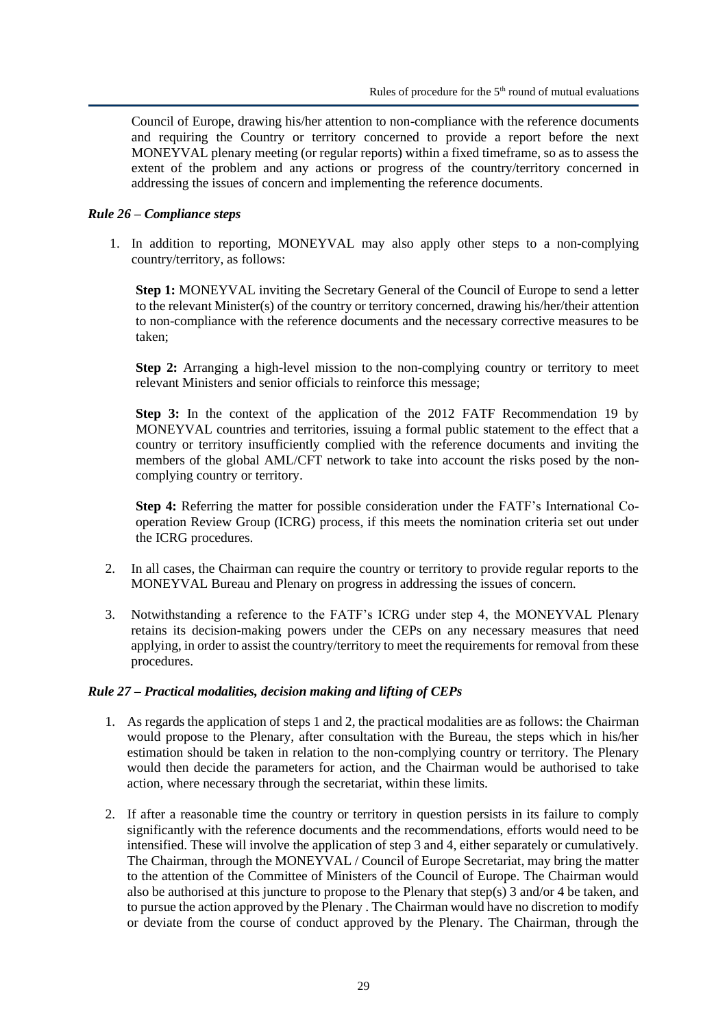Council of Europe, drawing his/her attention to non-compliance with the reference documents and requiring the Country or territory concerned to provide a report before the next MONEYVAL plenary meeting (or regular reports) within a fixed timeframe, so as to assess the extent of the problem and any actions or progress of the country/territory concerned in addressing the issues of concern and implementing the reference documents.

### *Rule 26 – Compliance steps*

1. In addition to reporting, MONEYVAL may also apply other steps to a non-complying country/territory, as follows:

   **Step 1:** MONEYVAL inviting the Secretary General of the Council of Europe to send a letter to the relevant Minister(s) of the country or territory concerned, drawing his/her/their attention to non-compliance with the reference documents and the necessary corrective measures to be taken;

   **Step 2:** Arranging a high-level mission to the non-complying country or territory to meet relevant Ministers and senior officials to reinforce this message;

   **Step 3:** In the context of the application of the 2012 FATF Recommendation 19 by MONEYVAL countries and territories, issuing a formal public statement to the effect that a country or territory insufficiently complied with the reference documents and inviting the members of the global AML/CFT network to take into account the risks posed by the non-complying country or territory.

   **Step 4:** Referring the matter for possible consideration under the FATF's International Co-operation Review Group (ICRG) process, if this meets the nomination criteria set out under the ICRG procedures.

2. In all cases, the Chairman can require the country or territory to provide regular reports to the MONEYVAL Bureau and Plenary on progress in addressing the issues of concern.

3. Notwithstanding a reference to the FATF's ICRG under step 4, the MONEYVAL Plenary retains its decision-making powers under the CEPs on any necessary measures that need applying, in order to assist the country/territory to meet the requirements for removal from these procedures.

### *Rule 27 – Practical modalities, decision making and lifting of CEPs*

1. As regards the application of steps 1 and 2, the practical modalities are as follows: the Chairman would propose to the Plenary, after consultation with the Bureau, the steps which in his/her estimation should be taken in relation to the non-complying country or territory. The Plenary would then decide the parameters for action, and the Chairman would be authorised to take action, where necessary through the secretariat, within these limits.

2. If after a reasonable time the country or territory in question persists in its failure to comply significantly with the reference documents and the recommendations, efforts would need to be intensified. These will involve the application of step 3 and 4, either separately or cumulatively. The Chairman, through the MONEYVAL / Council of Europe Secretariat, may bring the matter to the attention of the Committee of Ministers of the Council of Europe. The Chairman would also be authorised at this juncture to propose to the Plenary that step(s) 3 and/or 4 be taken, and to pursue the action approved by the Plenary . The Chairman would have no discretion to modify or deviate from the course of conduct approved by the Plenary. The Chairman, through the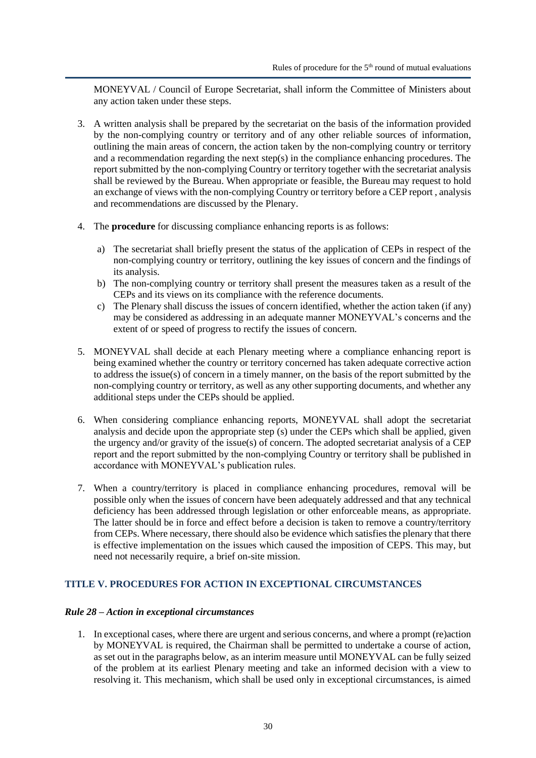MONEYVAL / Council of Europe Secretariat, shall inform the Committee of Ministers about any action taken under these steps.

3. A written analysis shall be prepared by the secretariat on the basis of the information provided by the non-complying country or territory and of any other reliable sources of information, outlining the main areas of concern, the action taken by the non-complying country or territory and a recommendation regarding the next step(s) in the compliance enhancing procedures. The report submitted by the non-complying Country or territory together with the secretariat analysis shall be reviewed by the Bureau. When appropriate or feasible, the Bureau may request to hold an exchange of views with the non-complying Country or territory before a CEP report , analysis and recommendations are discussed by the Plenary.

4. The **procedure** for discussing compliance enhancing reports is as follows:

   a) The secretariat shall briefly present the status of the application of CEPs in respect of the non-complying country or territory, outlining the key issues of concern and the findings of its analysis.
   b) The non-complying country or territory shall present the measures taken as a result of the CEPs and its views on its compliance with the reference documents.
   c) The Plenary shall discuss the issues of concern identified, whether the action taken (if any) may be considered as addressing in an adequate manner MONEYVAL's concerns and the extent of or speed of progress to rectify the issues of concern.

5. MONEYVAL shall decide at each Plenary meeting where a compliance enhancing report is being examined whether the country or territory concerned has taken adequate corrective action to address the issue(s) of concern in a timely manner, on the basis of the report submitted by the non-complying country or territory, as well as any other supporting documents, and whether any additional steps under the CEPs should be applied.

6. When considering compliance enhancing reports, MONEYVAL shall adopt the secretariat analysis and decide upon the appropriate step (s) under the CEPs which shall be applied, given the urgency and/or gravity of the issue(s) of concern. The adopted secretariat analysis of a CEP report and the report submitted by the non-complying Country or territory shall be published in accordance with MONEYVAL's publication rules.

7. When a country/territory is placed in compliance enhancing procedures, removal will be possible only when the issues of concern have been adequately addressed and that any technical deficiency has been addressed through legislation or other enforceable means, as appropriate. The latter should be in force and effect before a decision is taken to remove a country/territory from CEPs. Where necessary, there should also be evidence which satisfies the plenary that there is effective implementation on the issues which caused the imposition of CEPS. This may, but need not necessarily require, a brief on-site mission.

## TITLE V. PROCEDURES FOR ACTION IN EXCEPTIONAL CIRCUMSTANCES

### *Rule 28 – Action in exceptional circumstances*

1. In exceptional cases, where there are urgent and serious concerns, and where a prompt (re)action by MONEYVAL is required, the Chairman shall be permitted to undertake a course of action, as set out in the paragraphs below, as an interim measure until MONEYVAL can be fully seized of the problem at its earliest Plenary meeting and take an informed decision with a view to resolving it. This mechanism, which shall be used only in exceptional circumstances, is aimed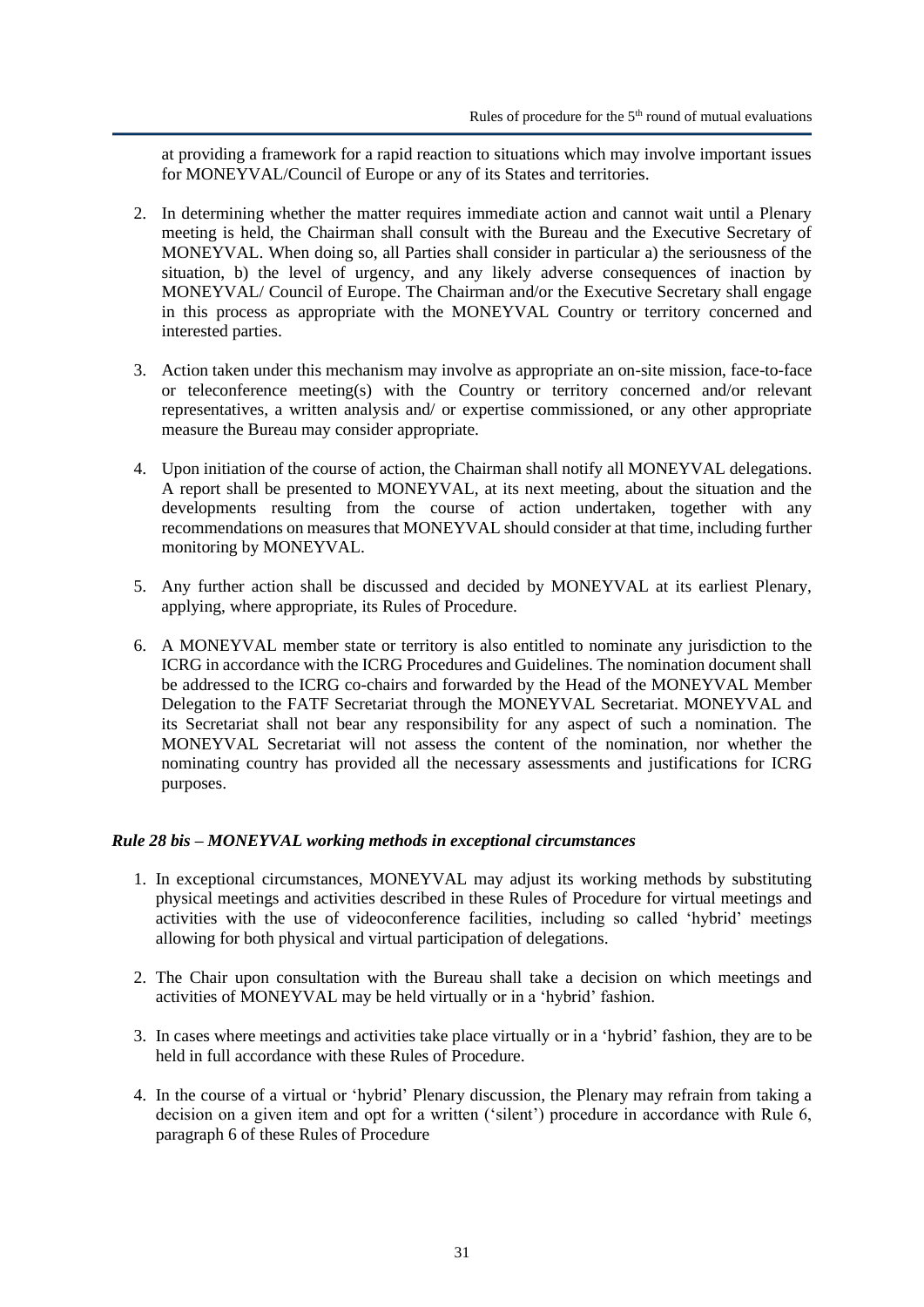at providing a framework for a rapid reaction to situations which may involve important issues for MONEYVAL/Council of Europe or any of its States and territories.

2. In determining whether the matter requires immediate action and cannot wait until a Plenary meeting is held, the Chairman shall consult with the Bureau and the Executive Secretary of MONEYVAL. When doing so, all Parties shall consider in particular a) the seriousness of the situation, b) the level of urgency, and any likely adverse consequences of inaction by MONEYVAL/ Council of Europe. The Chairman and/or the Executive Secretary shall engage in this process as appropriate with the MONEYVAL Country or territory concerned and interested parties.

3. Action taken under this mechanism may involve as appropriate an on-site mission, face-to-face or teleconference meeting(s) with the Country or territory concerned and/or relevant representatives, a written analysis and/ or expertise commissioned, or any other appropriate measure the Bureau may consider appropriate.

4. Upon initiation of the course of action, the Chairman shall notify all MONEYVAL delegations. A report shall be presented to MONEYVAL, at its next meeting, about the situation and the developments resulting from the course of action undertaken, together with any recommendations on measures that MONEYVAL should consider at that time, including further monitoring by MONEYVAL.

5. Any further action shall be discussed and decided by MONEYVAL at its earliest Plenary, applying, where appropriate, its Rules of Procedure.

6. A MONEYVAL member state or territory is also entitled to nominate any jurisdiction to the ICRG in accordance with the ICRG Procedures and Guidelines. The nomination document shall be addressed to the ICRG co-chairs and forwarded by the Head of the MONEYVAL Member Delegation to the FATF Secretariat through the MONEYVAL Secretariat. MONEYVAL and its Secretariat shall not bear any responsibility for any aspect of such a nomination. The MONEYVAL Secretariat will not assess the content of the nomination, nor whether the nominating country has provided all the necessary assessments and justifications for ICRG purposes.

### *Rule 28 bis – MONEYVAL working methods in exceptional circumstances*

1. In exceptional circumstances, MONEYVAL may adjust its working methods by substituting physical meetings and activities described in these Rules of Procedure for virtual meetings and activities with the use of videoconference facilities, including so called 'hybrid' meetings allowing for both physical and virtual participation of delegations.

2. The Chair upon consultation with the Bureau shall take a decision on which meetings and activities of MONEYVAL may be held virtually or in a 'hybrid' fashion.

3. In cases where meetings and activities take place virtually or in a 'hybrid' fashion, they are to be held in full accordance with these Rules of Procedure.

4. In the course of a virtual or 'hybrid' Plenary discussion, the Plenary may refrain from taking a decision on a given item and opt for a written ('silent') procedure in accordance with Rule 6, paragraph 6 of these Rules of Procedure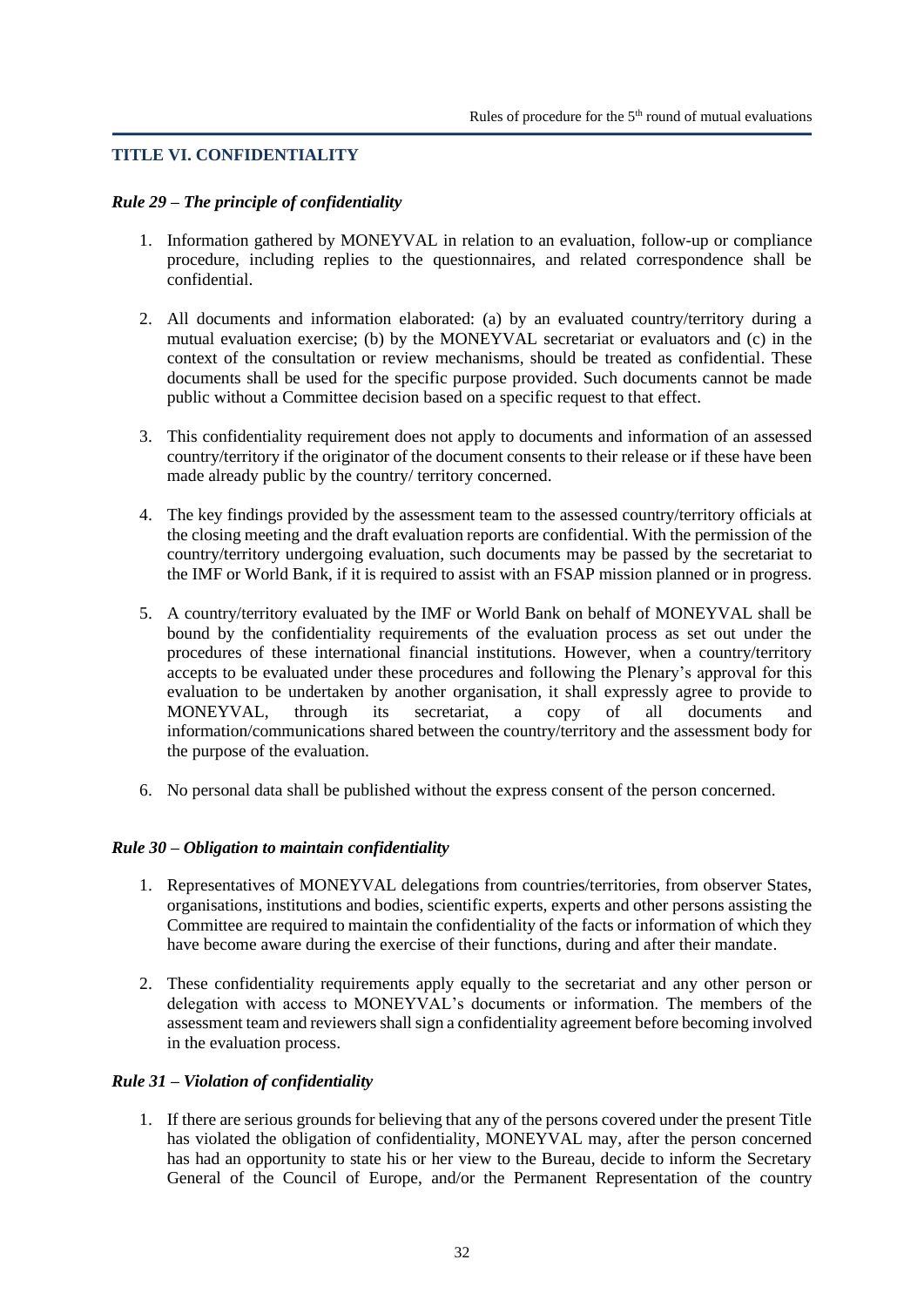## TITLE VI. CONFIDENTIALITY

### *Rule 29 – The principle of confidentiality*

1. Information gathered by MONEYVAL in relation to an evaluation, follow-up or compliance procedure, including replies to the questionnaires, and related correspondence shall be confidential.

2. All documents and information elaborated: (a) by an evaluated country/territory during a mutual evaluation exercise; (b) by the MONEYVAL secretariat or evaluators and (c) in the context of the consultation or review mechanisms, should be treated as confidential. These documents shall be used for the specific purpose provided. Such documents cannot be made public without a Committee decision based on a specific request to that effect.

3. This confidentiality requirement does not apply to documents and information of an assessed country/territory if the originator of the document consents to their release or if these have been made already public by the country/ territory concerned.

4. The key findings provided by the assessment team to the assessed country/territory officials at the closing meeting and the draft evaluation reports are confidential. With the permission of the country/territory undergoing evaluation, such documents may be passed by the secretariat to the IMF or World Bank, if it is required to assist with an FSAP mission planned or in progress.

5. A country/territory evaluated by the IMF or World Bank on behalf of MONEYVAL shall be bound by the confidentiality requirements of the evaluation process as set out under the procedures of these international financial institutions. However, when a country/territory accepts to be evaluated under these procedures and following the Plenary's approval for this evaluation to be undertaken by another organisation, it shall expressly agree to provide to MONEYVAL, through its secretariat, a copy of all documents and information/communications shared between the country/territory and the assessment body for the purpose of the evaluation.

6. No personal data shall be published without the express consent of the person concerned.

### *Rule 30 – Obligation to maintain confidentiality*

1. Representatives of MONEYVAL delegations from countries/territories, from observer States, organisations, institutions and bodies, scientific experts, experts and other persons assisting the Committee are required to maintain the confidentiality of the facts or information of which they have become aware during the exercise of their functions, during and after their mandate.

2. These confidentiality requirements apply equally to the secretariat and any other person or delegation with access to MONEYVAL's documents or information. The members of the assessment team and reviewers shall sign a confidentiality agreement before becoming involved in the evaluation process.

### *Rule 31 – Violation of confidentiality*

1. If there are serious grounds for believing that any of the persons covered under the present Title has violated the obligation of confidentiality, MONEYVAL may, after the person concerned has had an opportunity to state his or her view to the Bureau, decide to inform the Secretary General of the Council of Europe, and/or the Permanent Representation of the country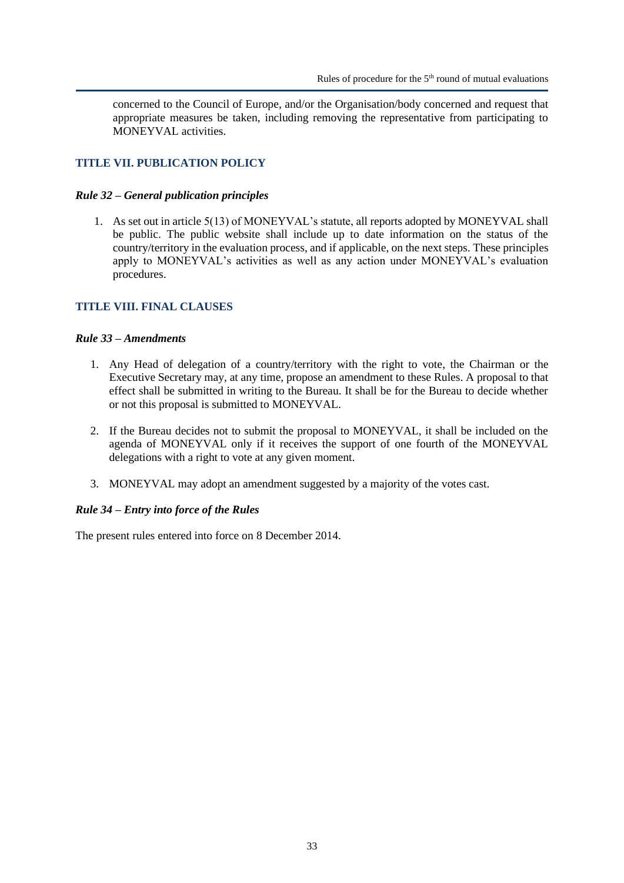concerned to the Council of Europe, and/or the Organisation/body concerned and request that appropriate measures be taken, including removing the representative from participating to MONEYVAL activities.

## TITLE VII. PUBLICATION POLICY

### *Rule 32 – General publication principles*

1. As set out in article 5(13) of MONEYVAL's statute, all reports adopted by MONEYVAL shall be public. The public website shall include up to date information on the status of the country/territory in the evaluation process, and if applicable, on the next steps. These principles apply to MONEYVAL's activities as well as any action under MONEYVAL's evaluation procedures.

## TITLE VIII. FINAL CLAUSES

### *Rule 33 – Amendments*

1. Any Head of delegation of a country/territory with the right to vote, the Chairman or the Executive Secretary may, at any time, propose an amendment to these Rules. A proposal to that effect shall be submitted in writing to the Bureau. It shall be for the Bureau to decide whether or not this proposal is submitted to MONEYVAL.

2. If the Bureau decides not to submit the proposal to MONEYVAL, it shall be included on the agenda of MONEYVAL only if it receives the support of one fourth of the MONEYVAL delegations with a right to vote at any given moment.

3. MONEYVAL may adopt an amendment suggested by a majority of the votes cast.

### *Rule 34 – Entry into force of the Rules*

The present rules entered into force on 8 December 2014.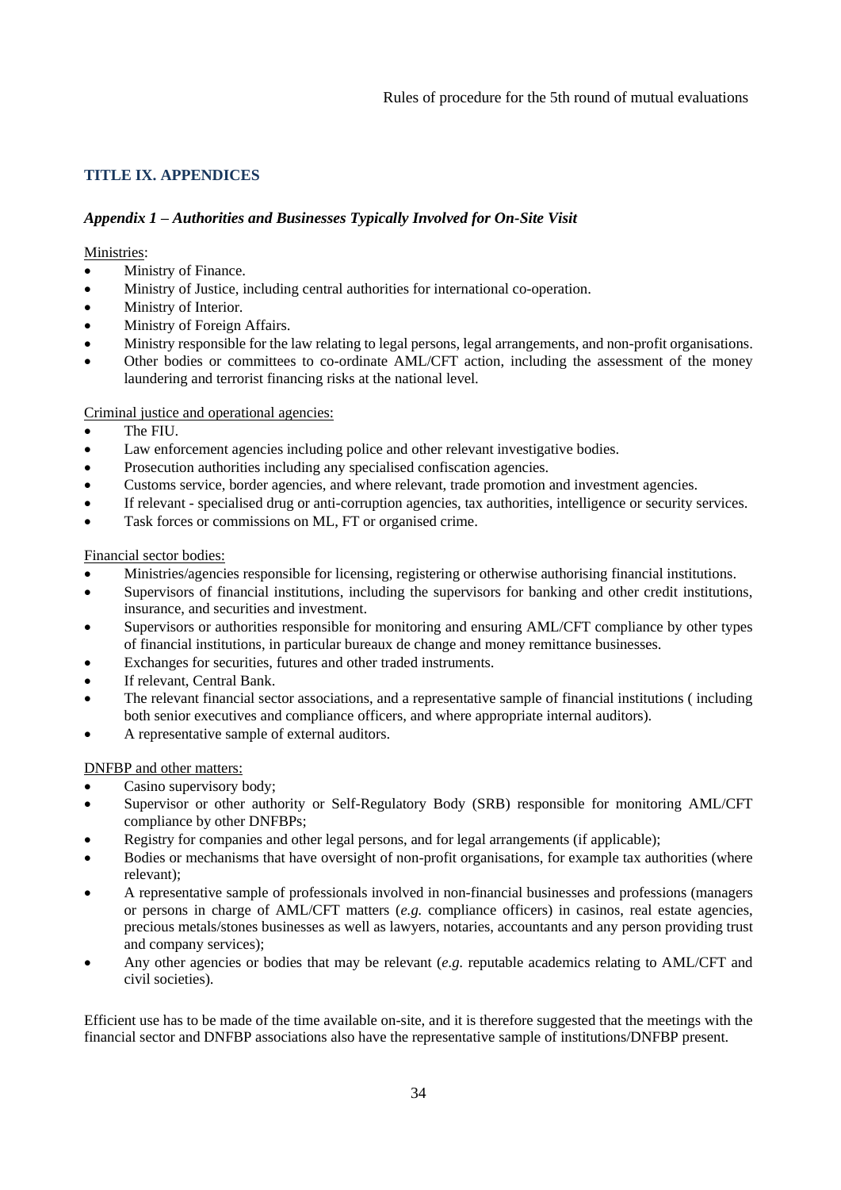## TITLE IX. APPENDICES

### *Appendix 1 – Authorities and Businesses Typically Involved for On-Site Visit*

Ministries:

- Ministry of Finance.
- Ministry of Justice, including central authorities for international co-operation.
- Ministry of Interior.
- Ministry of Foreign Affairs.
- Ministry responsible for the law relating to legal persons, legal arrangements, and non-profit organisations.
- Other bodies or committees to co-ordinate AML/CFT action, including the assessment of the money laundering and terrorist financing risks at the national level.

Criminal justice and operational agencies:

- The FIU.
- Law enforcement agencies including police and other relevant investigative bodies.
- Prosecution authorities including any specialised confiscation agencies.
- Customs service, border agencies, and where relevant, trade promotion and investment agencies.
- If relevant - specialised drug or anti-corruption agencies, tax authorities, intelligence or security services.
- Task forces or commissions on ML, FT or organised crime.

Financial sector bodies:

- Ministries/agencies responsible for licensing, registering or otherwise authorising financial institutions.
- Supervisors of financial institutions, including the supervisors for banking and other credit institutions, insurance, and securities and investment.
- Supervisors or authorities responsible for monitoring and ensuring AML/CFT compliance by other types of financial institutions, in particular bureaux de change and money remittance businesses.
- Exchanges for securities, futures and other traded instruments.
- If relevant, Central Bank.
- The relevant financial sector associations, and a representative sample of financial institutions ( including both senior executives and compliance officers, and where appropriate internal auditors).
- A representative sample of external auditors.

DNFBP and other matters:

- Casino supervisory body;
- Supervisor or other authority or Self-Regulatory Body (SRB) responsible for monitoring AML/CFT compliance by other DNFBPs;
- Registry for companies and other legal persons, and for legal arrangements (if applicable);
- Bodies or mechanisms that have oversight of non-profit organisations, for example tax authorities (where relevant);
- A representative sample of professionals involved in non-financial businesses and professions (managers or persons in charge of AML/CFT matters (*e.g.* compliance officers) in casinos, real estate agencies, precious metals/stones businesses as well as lawyers, notaries, accountants and any person providing trust and company services);
- Any other agencies or bodies that may be relevant (*e.g.* reputable academics relating to AML/CFT and civil societies).

Efficient use has to be made of the time available on-site, and it is therefore suggested that the meetings with the financial sector and DNFBP associations also have the representative sample of institutions/DNFBP present.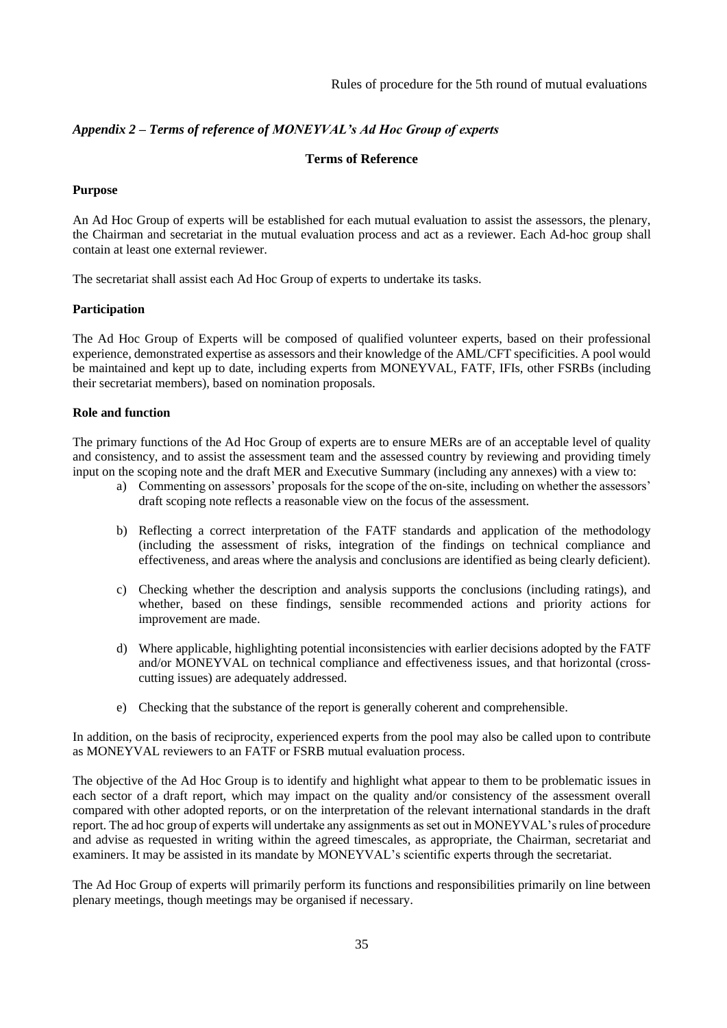## *Appendix 2 – Terms of reference of MONEYVAL's Ad Hoc Group of experts*

### Terms of Reference

**Purpose**

An Ad Hoc Group of experts will be established for each mutual evaluation to assist the assessors, the plenary, the Chairman and secretariat in the mutual evaluation process and act as a reviewer. Each Ad-hoc group shall contain at least one external reviewer.

The secretariat shall assist each Ad Hoc Group of experts to undertake its tasks.

**Participation**

The Ad Hoc Group of Experts will be composed of qualified volunteer experts, based on their professional experience, demonstrated expertise as assessors and their knowledge of the AML/CFT specificities. A pool would be maintained and kept up to date, including experts from MONEYVAL, FATF, IFIs, other FSRBs (including their secretariat members), based on nomination proposals.

**Role and function**

The primary functions of the Ad Hoc Group of experts are to ensure MERs are of an acceptable level of quality and consistency, and to assist the assessment team and the assessed country by reviewing and providing timely input on the scoping note and the draft MER and Executive Summary (including any annexes) with a view to:

a) Commenting on assessors' proposals for the scope of the on-site, including on whether the assessors' draft scoping note reflects a reasonable view on the focus of the assessment.

b) Reflecting a correct interpretation of the FATF standards and application of the methodology (including the assessment of risks, integration of the findings on technical compliance and effectiveness, and areas where the analysis and conclusions are identified as being clearly deficient).

c) Checking whether the description and analysis supports the conclusions (including ratings), and whether, based on these findings, sensible recommended actions and priority actions for improvement are made.

d) Where applicable, highlighting potential inconsistencies with earlier decisions adopted by the FATF and/or MONEYVAL on technical compliance and effectiveness issues, and that horizontal (cross-cutting issues) are adequately addressed.

e) Checking that the substance of the report is generally coherent and comprehensible.

In addition, on the basis of reciprocity, experienced experts from the pool may also be called upon to contribute as MONEYVAL reviewers to an FATF or FSRB mutual evaluation process.

The objective of the Ad Hoc Group is to identify and highlight what appear to them to be problematic issues in each sector of a draft report, which may impact on the quality and/or consistency of the assessment overall compared with other adopted reports, or on the interpretation of the relevant international standards in the draft report. The ad hoc group of experts will undertake any assignments as set out in MONEYVAL's rules of procedure and advise as requested in writing within the agreed timescales, as appropriate, the Chairman, secretariat and examiners. It may be assisted in its mandate by MONEYVAL's scientific experts through the secretariat.

The Ad Hoc Group of experts will primarily perform its functions and responsibilities primarily on line between plenary meetings, though meetings may be organised if necessary.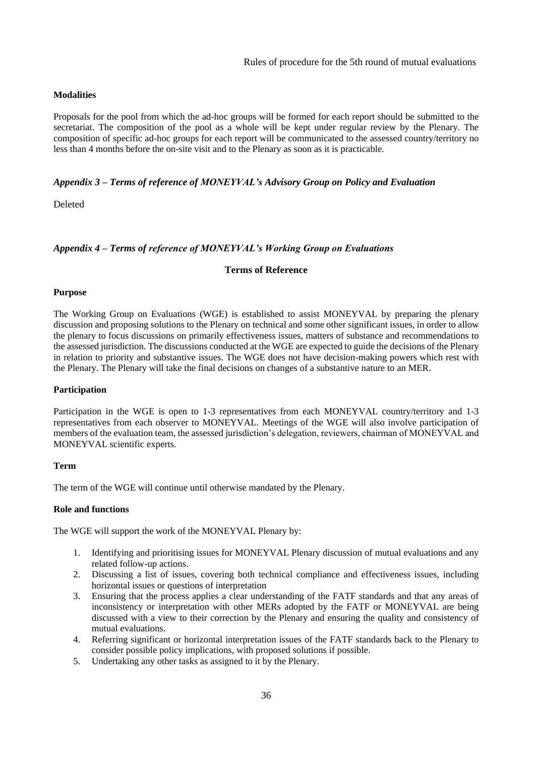**Modalities**

Proposals for the pool from which the ad-hoc groups will be formed for each report should be submitted to the secretariat. The composition of the pool as a whole will be kept under regular review by the Plenary. The composition of specific ad-hoc groups for each report will be communicated to the assessed country/territory no less than 4 months before the on-site visit and to the Plenary as soon as it is practicable.

## *Appendix 3 – Terms of reference of MONEYVAL's Advisory Group on Policy and Evaluation*

Deleted

## *Appendix 4 – Terms of reference of MONEYVAL's Working Group on Evaluations*

### Terms of Reference

**Purpose**

The Working Group on Evaluations (WGE) is established to assist MONEYVAL by preparing the plenary discussion and proposing solutions to the Plenary on technical and some other significant issues, in order to allow the plenary to focus discussions on primarily effectiveness issues, matters of substance and recommendations to the assessed jurisdiction. The discussions conducted at the WGE are expected to guide the decisions of the Plenary in relation to priority and substantive issues. The WGE does not have decision-making powers which rest with the Plenary. The Plenary will take the final decisions on changes of a substantive nature to an MER.

**Participation**

Participation in the WGE is open to 1-3 representatives from each MONEYVAL country/territory and 1-3 representatives from each observer to MONEYVAL. Meetings of the WGE will also involve participation of members of the evaluation team, the assessed jurisdiction's delegation, reviewers, chairman of MONEYVAL and MONEYVAL scientific experts.

**Term**

The term of the WGE will continue until otherwise mandated by the Plenary.

**Role and functions**

The WGE will support the work of the MONEYVAL Plenary by:

1. Identifying and prioritising issues for MONEYVAL Plenary discussion of mutual evaluations and any related follow-up actions.
2. Discussing a list of issues, covering both technical compliance and effectiveness issues, including horizontal issues or questions of interpretation
3. Ensuring that the process applies a clear understanding of the FATF standards and that any areas of inconsistency or interpretation with other MERs adopted by the FATF or MONEYVAL are being discussed with a view to their correction by the Plenary and ensuring the quality and consistency of mutual evaluations.
4. Referring significant or horizontal interpretation issues of the FATF standards back to the Plenary to consider possible policy implications, with proposed solutions if possible.
5. Undertaking any other tasks as assigned to it by the Plenary.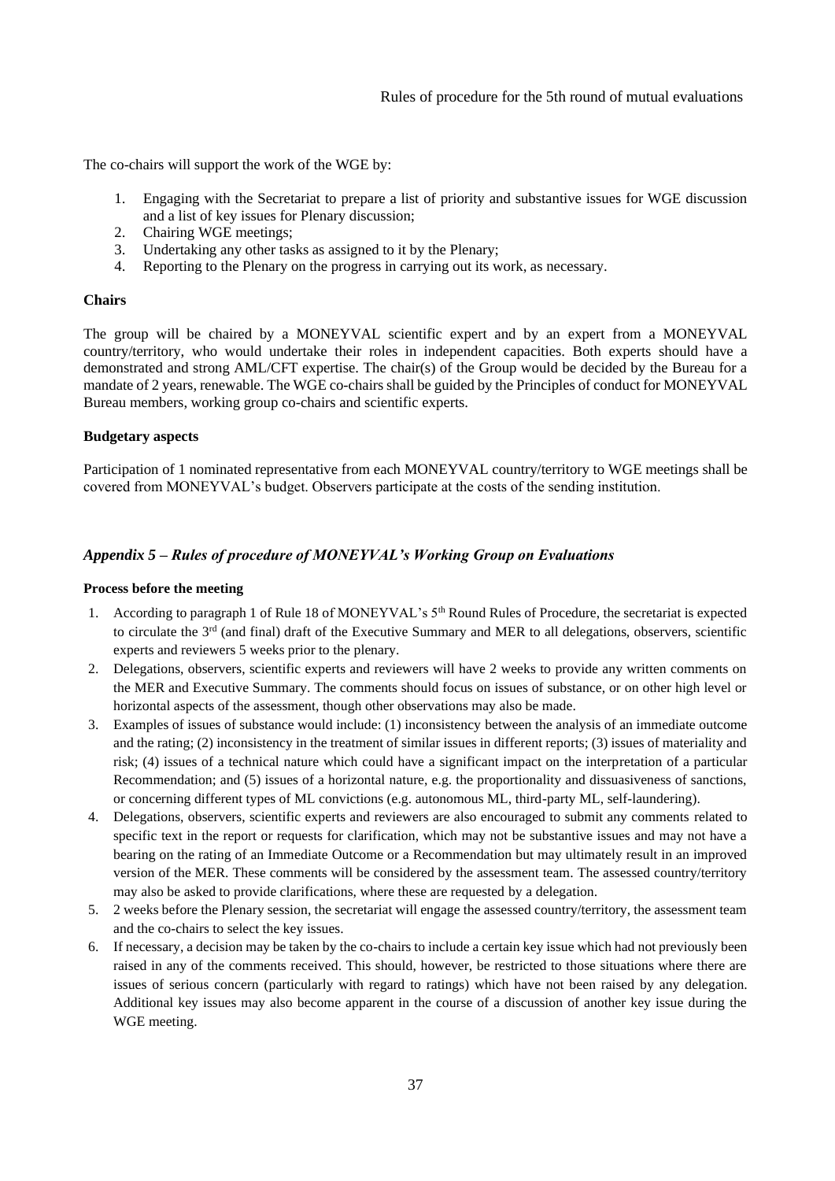The co-chairs will support the work of the WGE by:

1. Engaging with the Secretariat to prepare a list of priority and substantive issues for WGE discussion and a list of key issues for Plenary discussion;
2. Chairing WGE meetings;
3. Undertaking any other tasks as assigned to it by the Plenary;
4. Reporting to the Plenary on the progress in carrying out its work, as necessary.

**Chairs**

The group will be chaired by a MONEYVAL scientific expert and by an expert from a MONEYVAL country/territory, who would undertake their roles in independent capacities. Both experts should have a demonstrated and strong AML/CFT expertise. The chair(s) of the Group would be decided by the Bureau for a mandate of 2 years, renewable. The WGE co-chairs shall be guided by the Principles of conduct for MONEYVAL Bureau members, working group co-chairs and scientific experts.

**Budgetary aspects**

Participation of 1 nominated representative from each MONEYVAL country/territory to WGE meetings shall be covered from MONEYVAL's budget. Observers participate at the costs of the sending institution.

### *Appendix 5 – Rules of procedure of MONEYVAL's Working Group on Evaluations*

**Process before the meeting**

1. According to paragraph 1 of Rule 18 of MONEYVAL's 5th Round Rules of Procedure, the secretariat is expected to circulate the 3rd (and final) draft of the Executive Summary and MER to all delegations, observers, scientific experts and reviewers 5 weeks prior to the plenary.
2. Delegations, observers, scientific experts and reviewers will have 2 weeks to provide any written comments on the MER and Executive Summary. The comments should focus on issues of substance, or on other high level or horizontal aspects of the assessment, though other observations may also be made.
3. Examples of issues of substance would include: (1) inconsistency between the analysis of an immediate outcome and the rating; (2) inconsistency in the treatment of similar issues in different reports; (3) issues of materiality and risk; (4) issues of a technical nature which could have a significant impact on the interpretation of a particular Recommendation; and (5) issues of a horizontal nature, e.g. the proportionality and dissuasiveness of sanctions, or concerning different types of ML convictions (e.g. autonomous ML, third-party ML, self-laundering).
4. Delegations, observers, scientific experts and reviewers are also encouraged to submit any comments related to specific text in the report or requests for clarification, which may not be substantive issues and may not have a bearing on the rating of an Immediate Outcome or a Recommendation but may ultimately result in an improved version of the MER. These comments will be considered by the assessment team. The assessed country/territory may also be asked to provide clarifications, where these are requested by a delegation.
5. 2 weeks before the Plenary session, the secretariat will engage the assessed country/territory, the assessment team and the co-chairs to select the key issues.
6. If necessary, a decision may be taken by the co-chairs to include a certain key issue which had not previously been raised in any of the comments received. This should, however, be restricted to those situations where there are issues of serious concern (particularly with regard to ratings) which have not been raised by any delegation. Additional key issues may also become apparent in the course of a discussion of another key issue during the WGE meeting.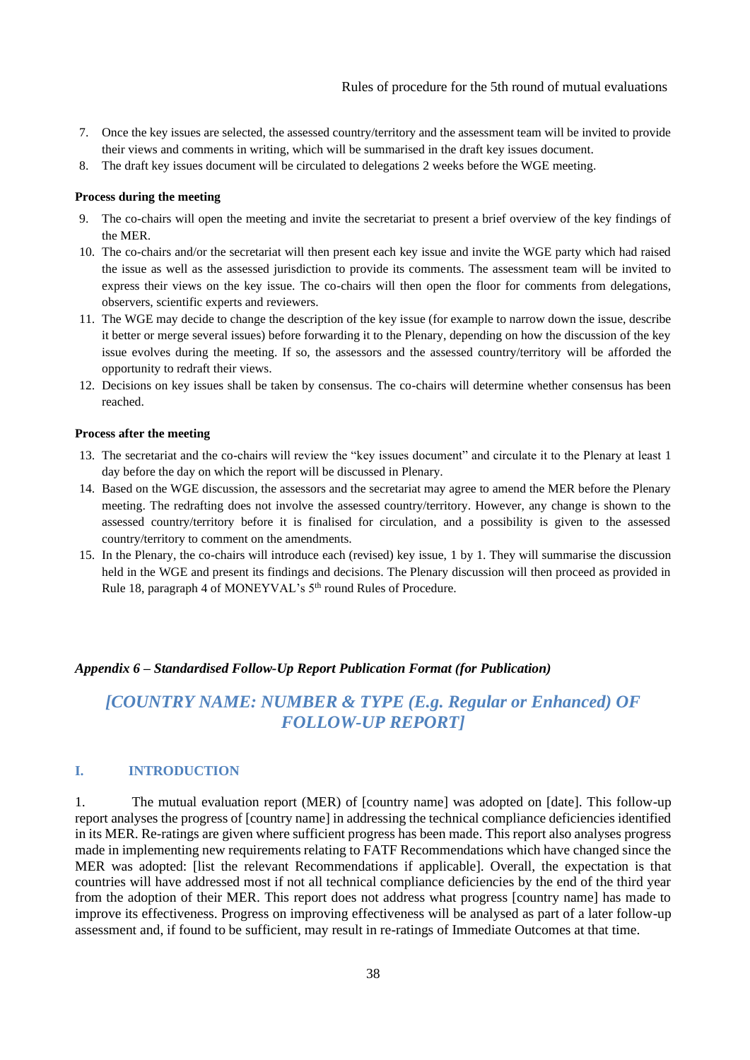7. Once the key issues are selected, the assessed country/territory and the assessment team will be invited to provide their views and comments in writing, which will be summarised in the draft key issues document.
8. The draft key issues document will be circulated to delegations 2 weeks before the WGE meeting.

**Process during the meeting**

9. The co-chairs will open the meeting and invite the secretariat to present a brief overview of the key findings of the MER.
10. The co-chairs and/or the secretariat will then present each key issue and invite the WGE party which had raised the issue as well as the assessed jurisdiction to provide its comments. The assessment team will be invited to express their views on the key issue. The co-chairs will then open the floor for comments from delegations, observers, scientific experts and reviewers.
11. The WGE may decide to change the description of the key issue (for example to narrow down the issue, describe it better or merge several issues) before forwarding it to the Plenary, depending on how the discussion of the key issue evolves during the meeting. If so, the assessors and the assessed country/territory will be afforded the opportunity to redraft their views.
12. Decisions on key issues shall be taken by consensus. The co-chairs will determine whether consensus has been reached.

**Process after the meeting**

13. The secretariat and the co-chairs will review the "key issues document" and circulate it to the Plenary at least 1 day before the day on which the report will be discussed in Plenary.
14. Based on the WGE discussion, the assessors and the secretariat may agree to amend the MER before the Plenary meeting. The redrafting does not involve the assessed country/territory. However, any change is shown to the assessed country/territory before it is finalised for circulation, and a possibility is given to the assessed country/territory to comment on the amendments.
15. In the Plenary, the co-chairs will introduce each (revised) key issue, 1 by 1. They will summarise the discussion held in the WGE and present its findings and decisions. The Plenary discussion will then proceed as provided in Rule 18, paragraph 4 of MONEYVAL's 5th round Rules of Procedure.

***Appendix 6 – Standardised Follow-Up Report Publication Format (for Publication)***

# *[COUNTRY NAME: NUMBER & TYPE (E.g. Regular or Enhanced) OF FOLLOW-UP REPORT]*

## I. INTRODUCTION

1. The mutual evaluation report (MER) of [country name] was adopted on [date]. This follow-up report analyses the progress of [country name] in addressing the technical compliance deficiencies identified in its MER. Re-ratings are given where sufficient progress has been made. This report also analyses progress made in implementing new requirements relating to FATF Recommendations which have changed since the MER was adopted: [list the relevant Recommendations if applicable]. Overall, the expectation is that countries will have addressed most if not all technical compliance deficiencies by the end of the third year from the adoption of their MER. This report does not address what progress [country name] has made to improve its effectiveness. Progress on improving effectiveness will be analysed as part of a later follow-up assessment and, if found to be sufficient, may result in re-ratings of Immediate Outcomes at that time.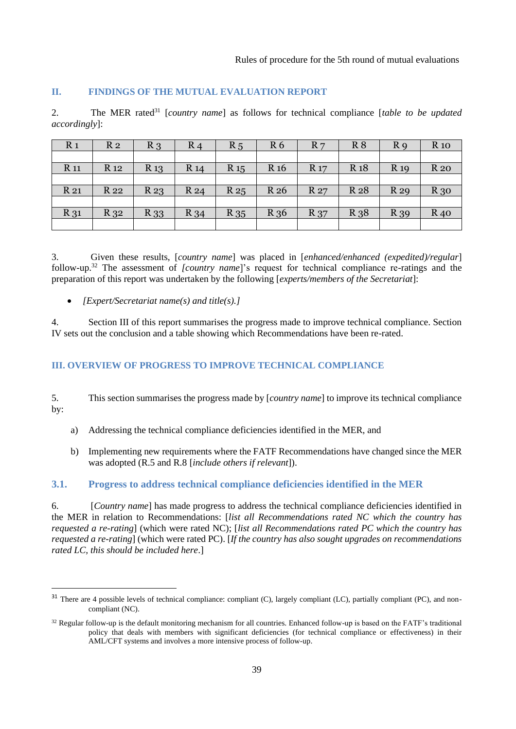## II. FINDINGS OF THE MUTUAL EVALUATION REPORT

2. The MER rated[31] [*country name*] as follows for technical compliance [*table to be updated accordingly*]:

| R 1 | R 2 | R 3 | R 4 | R 5 | R 6 | R 7 | R 8 | R 9 | R 10 |
|---|---|---|---|---|---|---|---|---|---|
| | | | | | | | | | |
| R 11 | R 12 | R 13 | R 14 | R 15 | R 16 | R 17 | R 18 | R 19 | R 20 |
| | | | | | | | | | |
| R 21 | R 22 | R 23 | R 24 | R 25 | R 26 | R 27 | R 28 | R 29 | R 30 |
| | | | | | | | | | |
| R 31 | R 32 | R 33 | R 34 | R 35 | R 36 | R 37 | R 38 | R 39 | R 40 |
| | | | | | | | | | |

3. Given these results, [*country name*] was placed in [*enhanced/enhanced (expedited)/regular*] follow-up.[32] The assessment of *[country name*]'s request for technical compliance re-ratings and the preparation of this report was undertaken by the following [*experts/members of the Secretariat*]:

- *[Expert/Secretariat name(s) and title(s).]*

4. Section III of this report summarises the progress made to improve technical compliance. Section IV sets out the conclusion and a table showing which Recommendations have been re-rated.

## III. OVERVIEW OF PROGRESS TO IMPROVE TECHNICAL COMPLIANCE

5. This section summarises the progress made by [*country name*] to improve its technical compliance by:

a) Addressing the technical compliance deficiencies identified in the MER, and

b) Implementing new requirements where the FATF Recommendations have changed since the MER was adopted (R.5 and R.8 [*include others if relevant*]).

### 3.1. Progress to address technical compliance deficiencies identified in the MER

6. [*Country name*] has made progress to address the technical compliance deficiencies identified in the MER in relation to Recommendations: [*list all Recommendations rated NC which the country has requested a re-rating*] (which were rated NC); [*list all Recommendations rated PC which the country has requested a re-rating*] (which were rated PC). [*If the country has also sought upgrades on recommendations rated LC, this should be included here*.]

---

[31] There are 4 possible levels of technical compliance: compliant (C), largely compliant (LC), partially compliant (PC), and non-compliant (NC).

[32] Regular follow-up is the default monitoring mechanism for all countries. Enhanced follow-up is based on the FATF's traditional policy that deals with members with significant deficiencies (for technical compliance or effectiveness) in their AML/CFT systems and involves a more intensive process of follow-up.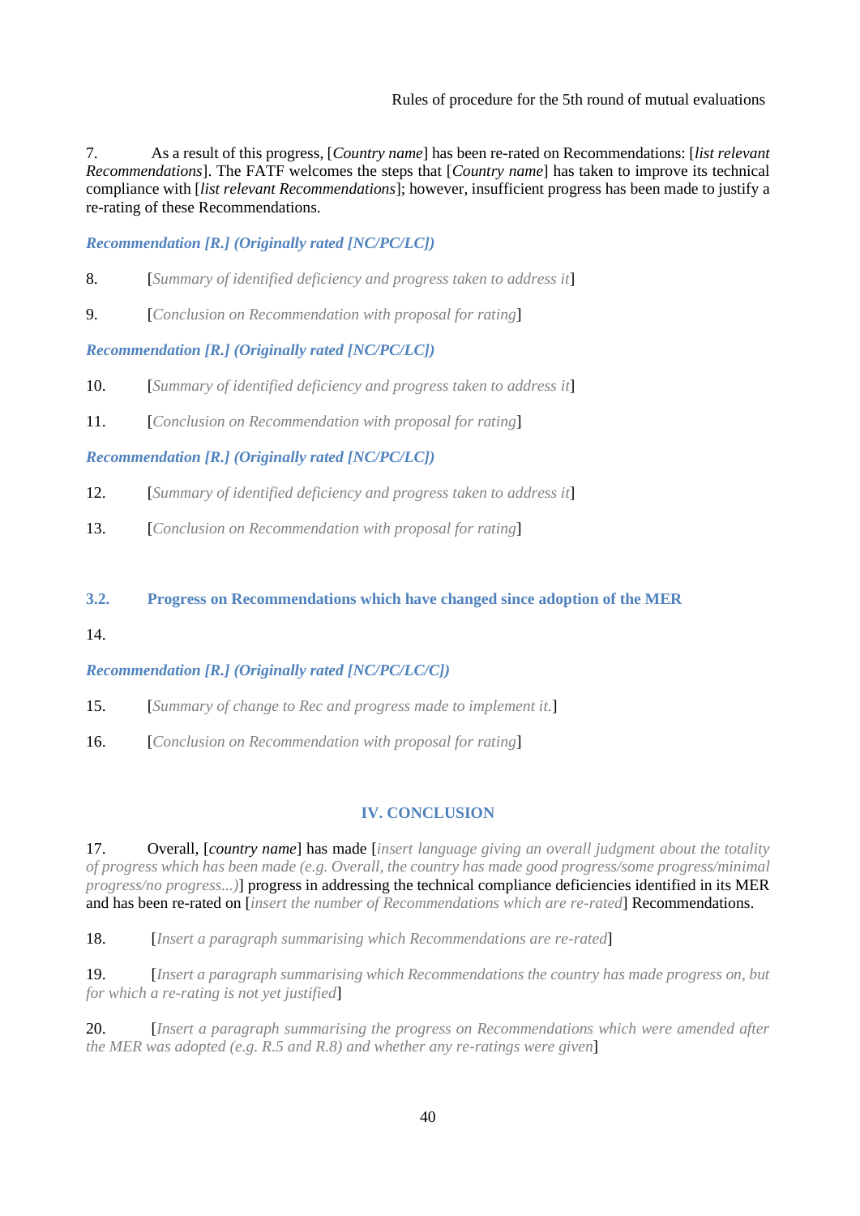7. As a result of this progress, [*Country name*] has been re-rated on Recommendations: [*list relevant Recommendations*]. The FATF welcomes the steps that [*Country name*] has taken to improve its technical compliance with [*list relevant Recommendations*]; however, insufficient progress has been made to justify a re-rating of these Recommendations.

***Recommendation [R.] (Originally rated [NC/PC/LC])***

8. [*Summary of identified deficiency and progress taken to address it*]

9. [*Conclusion on Recommendation with proposal for rating*]

***Recommendation [R.] (Originally rated [NC/PC/LC])***

10. [*Summary of identified deficiency and progress taken to address it*]

11. [*Conclusion on Recommendation with proposal for rating*]

***Recommendation [R.] (Originally rated [NC/PC/LC])***

12. [*Summary of identified deficiency and progress taken to address it*]

13. [*Conclusion on Recommendation with proposal for rating*]

### 3.2. Progress on Recommendations which have changed since adoption of the MER

14.

***Recommendation [R.] (Originally rated [NC/PC/LC/C])***

15. [*Summary of change to Rec and progress made to implement it.*]

16. [*Conclusion on Recommendation with proposal for rating*]

## IV. CONCLUSION

17. Overall, [*country name*] has made [*insert language giving an overall judgment about the totality of progress which has been made (e.g. Overall, the country has made good progress/some progress/minimal progress/no progress...)*] progress in addressing the technical compliance deficiencies identified in its MER and has been re-rated on [*insert the number of Recommendations which are re-rated*] Recommendations.

18. [*Insert a paragraph summarising which Recommendations are re-rated*]

19. [*Insert a paragraph summarising which Recommendations the country has made progress on, but for which a re-rating is not yet justified*]

20. [*Insert a paragraph summarising the progress on Recommendations which were amended after the MER was adopted (e.g. R.5 and R.8) and whether any re-ratings were given*]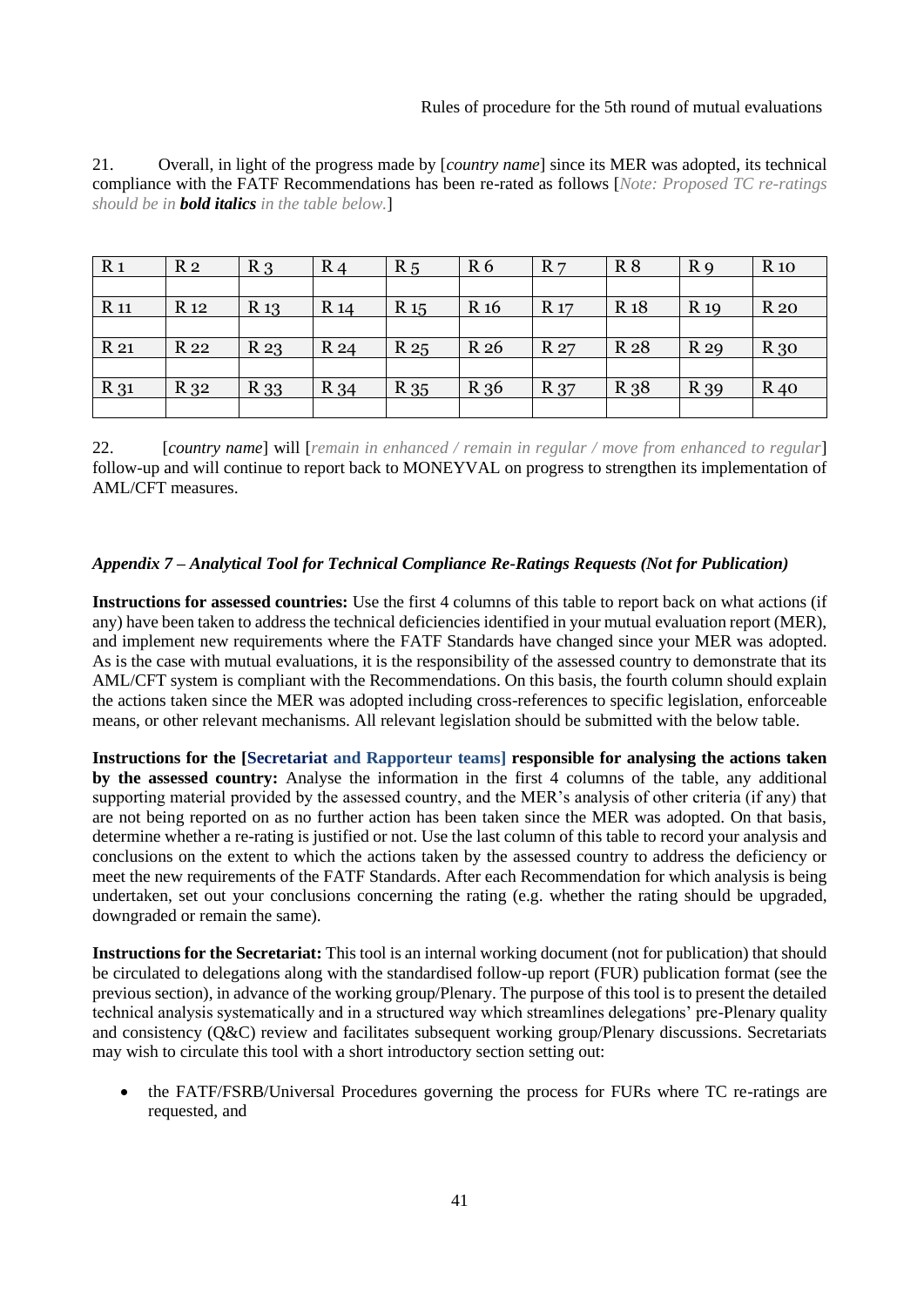21. Overall, in light of the progress made by [*country name*] since its MER was adopted, its technical compliance with the FATF Recommendations has been re-rated as follows [*Note: Proposed TC re-ratings should be in* ***bold italics*** *in the table below.*]

| R 1 | R 2 | R 3 | R 4 | R 5 | R 6 | R 7 | R 8 | R 9 | R 10 |
|---|---|---|---|---|---|---|---|---|---|
| | | | | | | | | | |
| R 11 | R 12 | R 13 | R 14 | R 15 | R 16 | R 17 | R 18 | R 19 | R 20 |
| | | | | | | | | | |
| R 21 | R 22 | R 23 | R 24 | R 25 | R 26 | R 27 | R 28 | R 29 | R 30 |
| | | | | | | | | | |
| R 31 | R 32 | R 33 | R 34 | R 35 | R 36 | R 37 | R 38 | R 39 | R 40 |
| | | | | | | | | | |

22. [*country name*] will [*remain in enhanced / remain in regular / move from enhanced to regular*] follow-up and will continue to report back to MONEYVAL on progress to strengthen its implementation of AML/CFT measures.

### *Appendix 7 – Analytical Tool for Technical Compliance Re-Ratings Requests (Not for Publication)*

**Instructions for assessed countries:** Use the first 4 columns of this table to report back on what actions (if any) have been taken to address the technical deficiencies identified in your mutual evaluation report (MER), and implement new requirements where the FATF Standards have changed since your MER was adopted. As is the case with mutual evaluations, it is the responsibility of the assessed country to demonstrate that its AML/CFT system is compliant with the Recommendations. On this basis, the fourth column should explain the actions taken since the MER was adopted including cross-references to specific legislation, enforceable means, or other relevant mechanisms. All relevant legislation should be submitted with the below table.

**Instructions for the [Secretariat and Rapporteur teams] responsible for analysing the actions taken by the assessed country:** Analyse the information in the first 4 columns of the table, any additional supporting material provided by the assessed country, and the MER's analysis of other criteria (if any) that are not being reported on as no further action has been taken since the MER was adopted. On that basis, determine whether a re-rating is justified or not. Use the last column of this table to record your analysis and conclusions on the extent to which the actions taken by the assessed country to address the deficiency or meet the new requirements of the FATF Standards. After each Recommendation for which analysis is being undertaken, set out your conclusions concerning the rating (e.g. whether the rating should be upgraded, downgraded or remain the same).

**Instructions for the Secretariat:** This tool is an internal working document (not for publication) that should be circulated to delegations along with the standardised follow-up report (FUR) publication format (see the previous section), in advance of the working group/Plenary. The purpose of this tool is to present the detailed technical analysis systematically and in a structured way which streamlines delegations' pre-Plenary quality and consistency (Q&C) review and facilitates subsequent working group/Plenary discussions. Secretariats may wish to circulate this tool with a short introductory section setting out:

- the FATF/FSRB/Universal Procedures governing the process for FURs where TC re-ratings are requested, and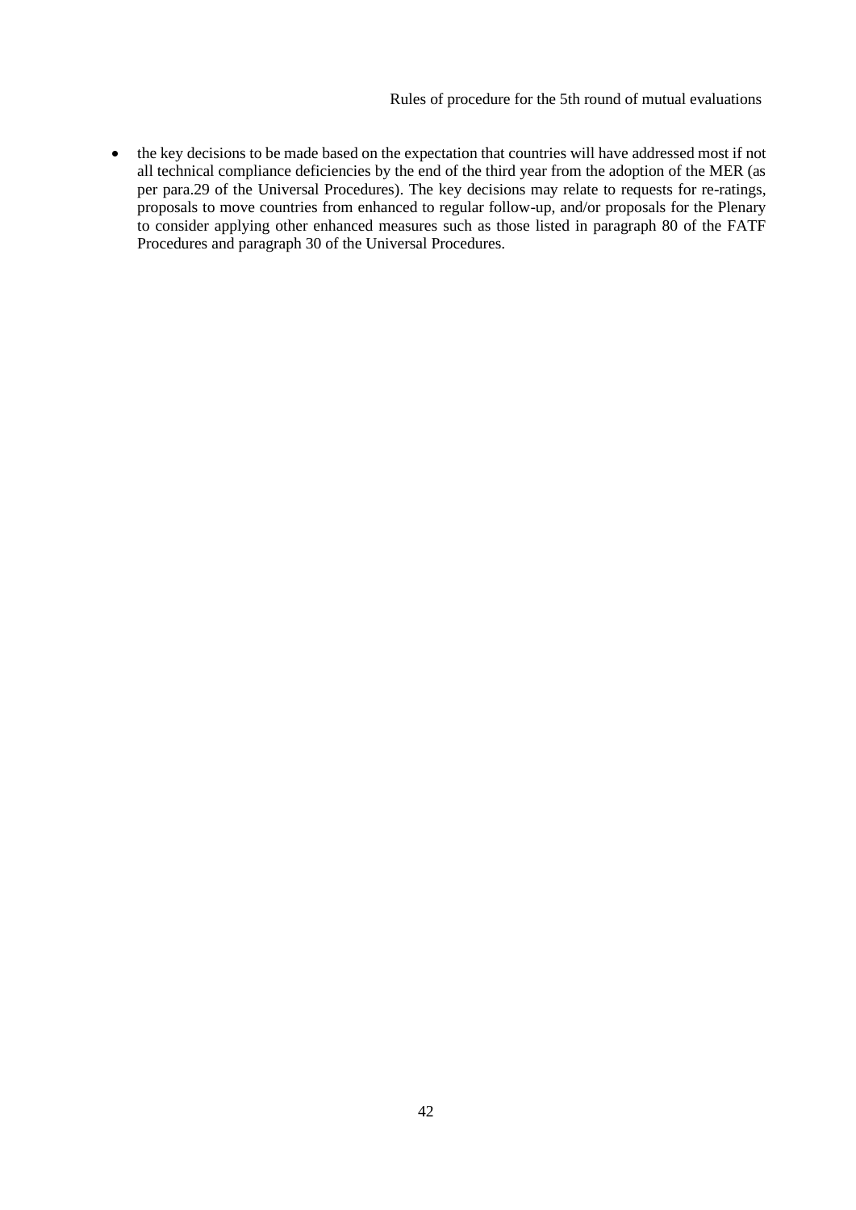- the key decisions to be made based on the expectation that countries will have addressed most if not all technical compliance deficiencies by the end of the third year from the adoption of the MER (as per para.29 of the Universal Procedures). The key decisions may relate to requests for re-ratings, proposals to move countries from enhanced to regular follow-up, and/or proposals for the Plenary to consider applying other enhanced measures such as those listed in paragraph 80 of the FATF Procedures and paragraph 30 of the Universal Procedures.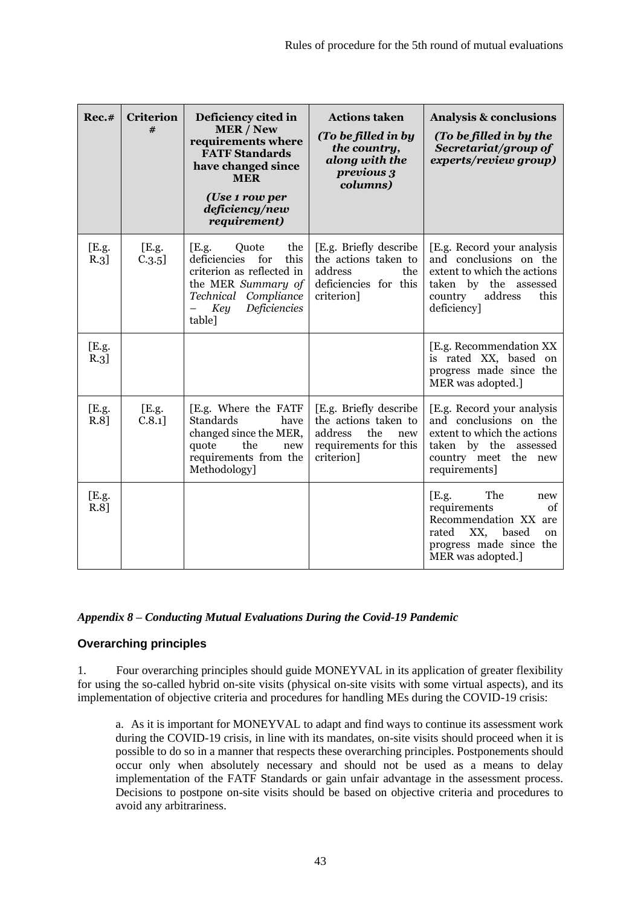| Rec.# | Criterion # | Deficiency cited in MER / New requirements where FATF Standards have changed since MER *(Use 1 row per deficiency/new requirement)* | Actions taken *(To be filled in by the country, along with the previous 3 columns)* | Analysis & conclusions *(To be filled in by the Secretariat/group of experts/review group)* |
|---|---|---|---|---|
| [E.g. R.3] | [E.g. C.3.5] | [E.g. Quote the deficiencies for this criterion as reflected in the MER *Summary of Technical Compliance – Key Deficiencies* table] | [E.g. Briefly describe the actions taken to address the deficiencies for this criterion] | [E.g. Record your analysis and conclusions on the extent to which the actions taken by the assessed country address this deficiency] |
| [E.g. R.3] | | | | [E.g. Recommendation XX is rated XX, based on progress made since the MER was adopted.] |
| [E.g. R.8] | [E.g. C.8.1] | [E.g. Where the FATF Standards have changed since the MER, quote the new requirements from the Methodology] | [E.g. Briefly describe the actions taken to address the new requirements for this criterion] | [E.g. Record your analysis and conclusions on the extent to which the actions taken by the assessed country meet the new requirements] |
| [E.g. R.8] | | | | [E.g. The new requirements of Recommendation XX are rated XX, based on progress made since the MER was adopted.] |

***Appendix 8 – Conducting Mutual Evaluations During the Covid-19 Pandemic***

### Overarching principles

1. Four overarching principles should guide MONEYVAL in its application of greater flexibility for using the so-called hybrid on-site visits (physical on-site visits with some virtual aspects), and its implementation of objective criteria and procedures for handling MEs during the COVID-19 crisis:

   a. As it is important for MONEYVAL to adapt and find ways to continue its assessment work during the COVID-19 crisis, in line with its mandates, on-site visits should proceed when it is possible to do so in a manner that respects these overarching principles. Postponements should occur only when absolutely necessary and should not be used as a means to delay implementation of the FATF Standards or gain unfair advantage in the assessment process. Decisions to postpone on-site visits should be based on objective criteria and procedures to avoid any arbitrariness.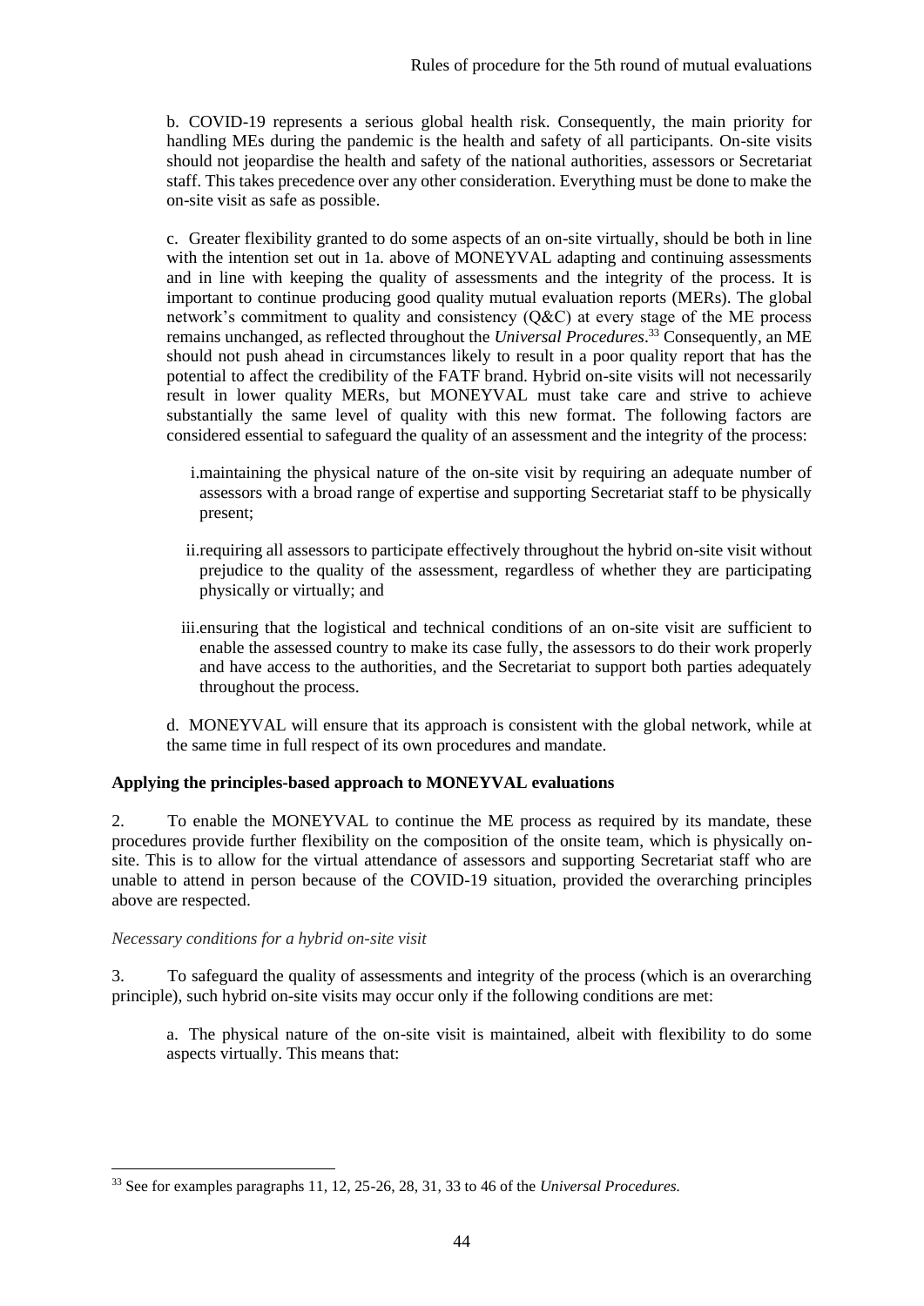b. COVID-19 represents a serious global health risk. Consequently, the main priority for handling MEs during the pandemic is the health and safety of all participants. On-site visits should not jeopardise the health and safety of the national authorities, assessors or Secretariat staff. This takes precedence over any other consideration. Everything must be done to make the on-site visit as safe as possible.

c. Greater flexibility granted to do some aspects of an on-site virtually, should be both in line with the intention set out in 1a. above of MONEYVAL adapting and continuing assessments and in line with keeping the quality of assessments and the integrity of the process. It is important to continue producing good quality mutual evaluation reports (MERs). The global network's commitment to quality and consistency (Q&C) at every stage of the ME process remains unchanged, as reflected throughout the *Universal Procedures*.[33] Consequently, an ME should not push ahead in circumstances likely to result in a poor quality report that has the potential to affect the credibility of the FATF brand. Hybrid on-site visits will not necessarily result in lower quality MERs, but MONEYVAL must take care and strive to achieve substantially the same level of quality with this new format. The following factors are considered essential to safeguard the quality of an assessment and the integrity of the process:

i. maintaining the physical nature of the on-site visit by requiring an adequate number of assessors with a broad range of expertise and supporting Secretariat staff to be physically present;

ii. requiring all assessors to participate effectively throughout the hybrid on-site visit without prejudice to the quality of the assessment, regardless of whether they are participating physically or virtually; and

iii. ensuring that the logistical and technical conditions of an on-site visit are sufficient to enable the assessed country to make its case fully, the assessors to do their work properly and have access to the authorities, and the Secretariat to support both parties adequately throughout the process.

d. MONEYVAL will ensure that its approach is consistent with the global network, while at the same time in full respect of its own procedures and mandate.

**Applying the principles-based approach to MONEYVAL evaluations**

2. To enable the MONEYVAL to continue the ME process as required by its mandate, these procedures provide further flexibility on the composition of the onsite team, which is physically on-site. This is to allow for the virtual attendance of assessors and supporting Secretariat staff who are unable to attend in person because of the COVID-19 situation, provided the overarching principles above are respected.

*Necessary conditions for a hybrid on-site visit*

3. To safeguard the quality of assessments and integrity of the process (which is an overarching principle), such hybrid on-site visits may occur only if the following conditions are met:

a. The physical nature of the on-site visit is maintained, albeit with flexibility to do some aspects virtually. This means that:

---

[33] See for examples paragraphs 11, 12, 25-26, 28, 31, 33 to 46 of the *Universal Procedures.*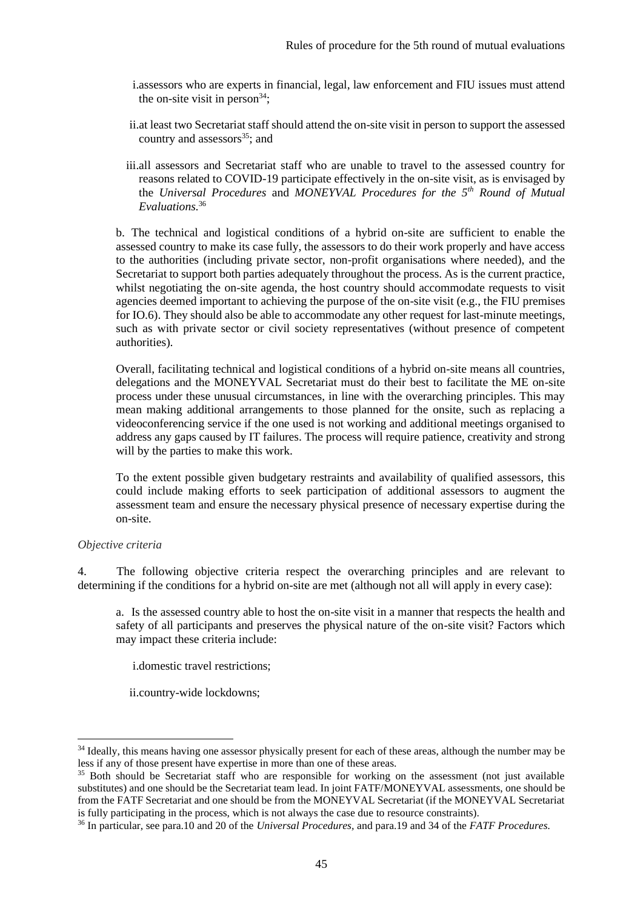i. assessors who are experts in financial, legal, law enforcement and FIU issues must attend the on-site visit in person[34];

ii. at least two Secretariat staff should attend the on-site visit in person to support the assessed country and assessors[35]; and

iii. all assessors and Secretariat staff who are unable to travel to the assessed country for reasons related to COVID-19 participate effectively in the on-site visit, as is envisaged by the *Universal Procedures* and *MONEYVAL Procedures for the 5th Round of Mutual Evaluations*.[36]

b. The technical and logistical conditions of a hybrid on-site are sufficient to enable the assessed country to make its case fully, the assessors to do their work properly and have access to the authorities (including private sector, non-profit organisations where needed), and the Secretariat to support both parties adequately throughout the process. As is the current practice, whilst negotiating the on-site agenda, the host country should accommodate requests to visit agencies deemed important to achieving the purpose of the on-site visit (e.g., the FIU premises for IO.6). They should also be able to accommodate any other request for last-minute meetings, such as with private sector or civil society representatives (without presence of competent authorities).

Overall, facilitating technical and logistical conditions of a hybrid on-site means all countries, delegations and the MONEYVAL Secretariat must do their best to facilitate the ME on-site process under these unusual circumstances, in line with the overarching principles. This may mean making additional arrangements to those planned for the onsite, such as replacing a videoconferencing service if the one used is not working and additional meetings organised to address any gaps caused by IT failures. The process will require patience, creativity and strong will by the parties to make this work.

To the extent possible given budgetary restraints and availability of qualified assessors, this could include making efforts to seek participation of additional assessors to augment the assessment team and ensure the necessary physical presence of necessary expertise during the on-site.

*Objective criteria*

4. The following objective criteria respect the overarching principles and are relevant to determining if the conditions for a hybrid on-site are met (although not all will apply in every case):

a. Is the assessed country able to host the on-site visit in a manner that respects the health and safety of all participants and preserves the physical nature of the on-site visit? Factors which may impact these criteria include:

i. domestic travel restrictions;

ii. country-wide lockdowns;

---

[34] Ideally, this means having one assessor physically present for each of these areas, although the number may be less if any of those present have expertise in more than one of these areas.

[35] Both should be Secretariat staff who are responsible for working on the assessment (not just available substitutes) and one should be the Secretariat team lead. In joint FATF/MONEYVAL assessments, one should be from the FATF Secretariat and one should be from the MONEYVAL Secretariat (if the MONEYVAL Secretariat is fully participating in the process, which is not always the case due to resource constraints).

[36] In particular, see para.10 and 20 of the *Universal Procedures*, and para.19 and 34 of the *FATF Procedures*.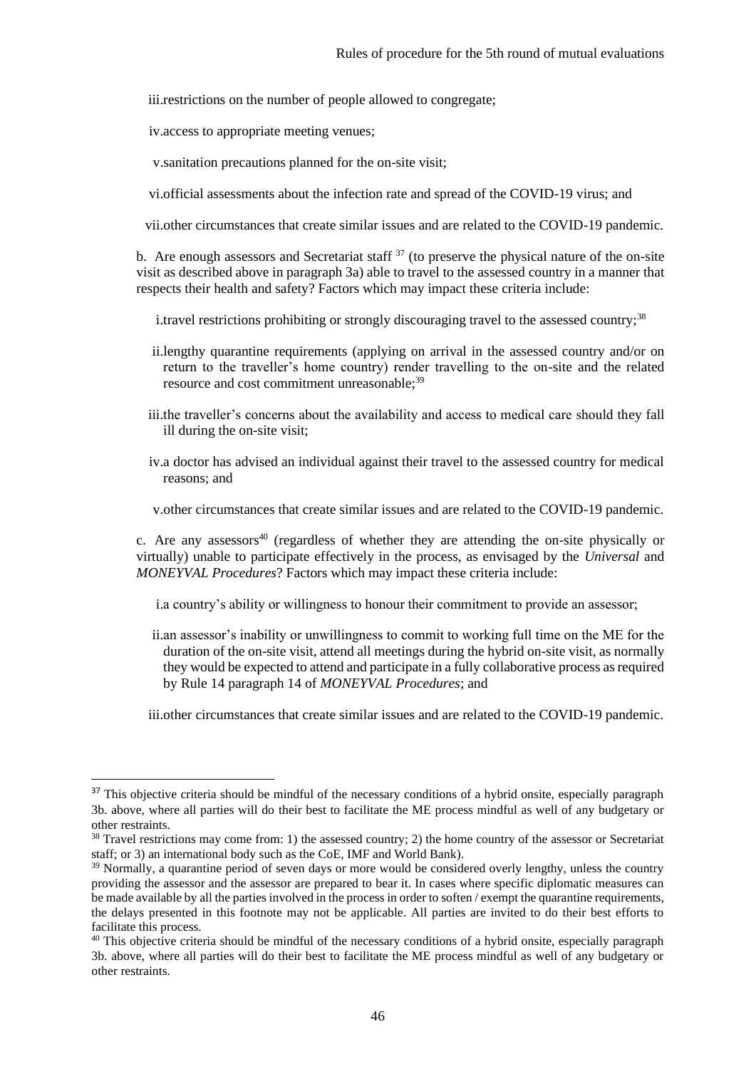iii. restrictions on the number of people allowed to congregate;

iv. access to appropriate meeting venues;

v. sanitation precautions planned for the on-site visit;

vi. official assessments about the infection rate and spread of the COVID-19 virus; and

vii. other circumstances that create similar issues and are related to the COVID-19 pandemic.

b. Are enough assessors and Secretariat staff [37] (to preserve the physical nature of the on-site visit as described above in paragraph 3a) able to travel to the assessed country in a manner that respects their health and safety? Factors which may impact these criteria include:

i. travel restrictions prohibiting or strongly discouraging travel to the assessed country;[38]

ii. lengthy quarantine requirements (applying on arrival in the assessed country and/or on return to the traveller's home country) render travelling to the on-site and the related resource and cost commitment unreasonable;[39]

iii. the traveller's concerns about the availability and access to medical care should they fall ill during the on-site visit;

iv. a doctor has advised an individual against their travel to the assessed country for medical reasons; and

v. other circumstances that create similar issues and are related to the COVID-19 pandemic.

c. Are any assessors[40] (regardless of whether they are attending the on-site physically or virtually) unable to participate effectively in the process, as envisaged by the *Universal* and *MONEYVAL Procedures*? Factors which may impact these criteria include:

i. a country's ability or willingness to honour their commitment to provide an assessor;

ii. an assessor's inability or unwillingness to commit to working full time on the ME for the duration of the on-site visit, attend all meetings during the hybrid on-site visit, as normally they would be expected to attend and participate in a fully collaborative process as required by Rule 14 paragraph 14 of *MONEYVAL Procedures*; and

iii. other circumstances that create similar issues and are related to the COVID-19 pandemic.

---

[37] This objective criteria should be mindful of the necessary conditions of a hybrid onsite, especially paragraph 3b. above, where all parties will do their best to facilitate the ME process mindful as well of any budgetary or other restraints.

[38] Travel restrictions may come from: 1) the assessed country; 2) the home country of the assessor or Secretariat staff; or 3) an international body such as the CoE, IMF and World Bank).

[39] Normally, a quarantine period of seven days or more would be considered overly lengthy, unless the country providing the assessor and the assessor are prepared to bear it. In cases where specific diplomatic measures can be made available by all the parties involved in the process in order to soften / exempt the quarantine requirements, the delays presented in this footnote may not be applicable. All parties are invited to do their best efforts to facilitate this process.

[40] This objective criteria should be mindful of the necessary conditions of a hybrid onsite, especially paragraph 3b. above, where all parties will do their best to facilitate the ME process mindful as well of any budgetary or other restraints.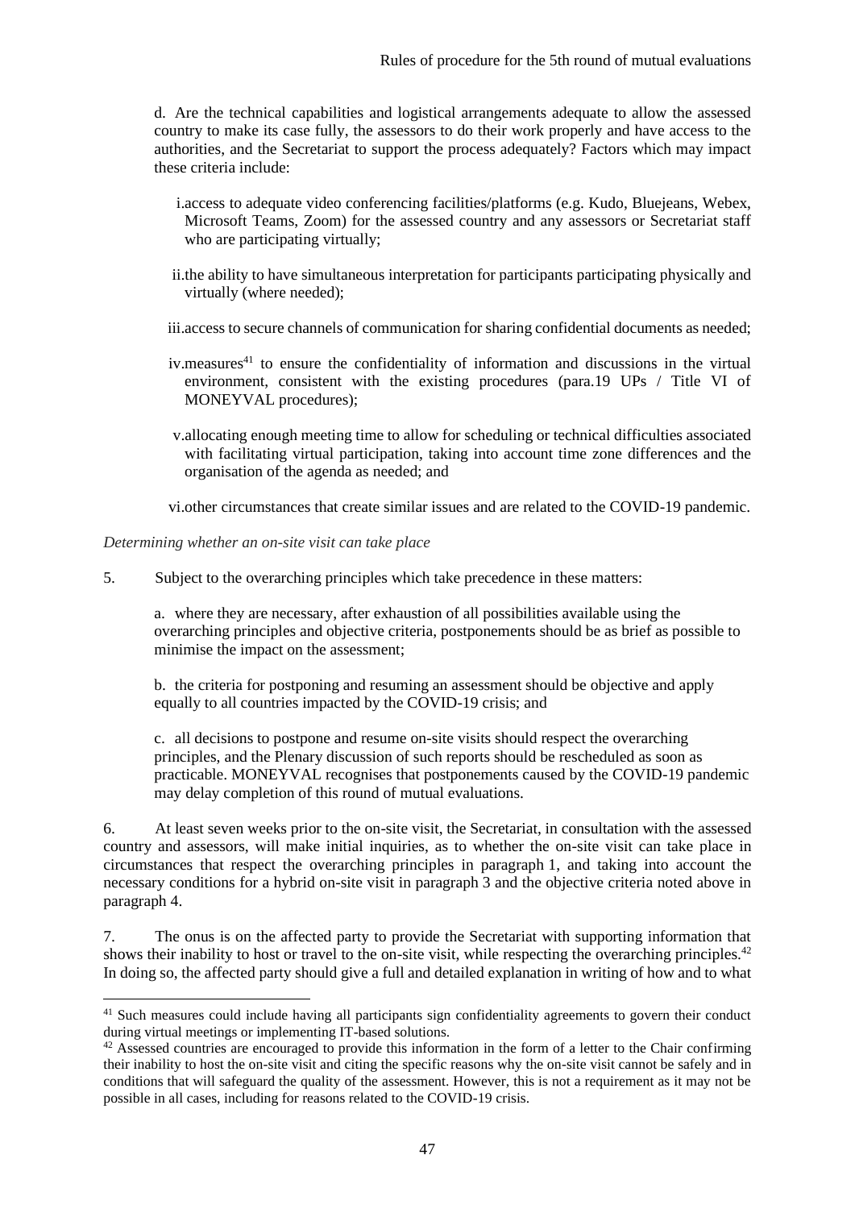d. Are the technical capabilities and logistical arrangements adequate to allow the assessed country to make its case fully, the assessors to do their work properly and have access to the authorities, and the Secretariat to support the process adequately? Factors which may impact these criteria include:

i. access to adequate video conferencing facilities/platforms (e.g. Kudo, Bluejeans, Webex, Microsoft Teams, Zoom) for the assessed country and any assessors or Secretariat staff who are participating virtually;

ii. the ability to have simultaneous interpretation for participants participating physically and virtually (where needed);

iii. access to secure channels of communication for sharing confidential documents as needed;

iv. measures[41] to ensure the confidentiality of information and discussions in the virtual environment, consistent with the existing procedures (para.19 UPs / Title VI of MONEYVAL procedures);

v. allocating enough meeting time to allow for scheduling or technical difficulties associated with facilitating virtual participation, taking into account time zone differences and the organisation of the agenda as needed; and

vi. other circumstances that create similar issues and are related to the COVID-19 pandemic.

*Determining whether an on-site visit can take place*

5. Subject to the overarching principles which take precedence in these matters:

a. where they are necessary, after exhaustion of all possibilities available using the overarching principles and objective criteria, postponements should be as brief as possible to minimise the impact on the assessment;

b. the criteria for postponing and resuming an assessment should be objective and apply equally to all countries impacted by the COVID-19 crisis; and

c. all decisions to postpone and resume on-site visits should respect the overarching principles, and the Plenary discussion of such reports should be rescheduled as soon as practicable. MONEYVAL recognises that postponements caused by the COVID-19 pandemic may delay completion of this round of mutual evaluations.

6. At least seven weeks prior to the on-site visit, the Secretariat, in consultation with the assessed country and assessors, will make initial inquiries, as to whether the on-site visit can take place in circumstances that respect the overarching principles in paragraph 1, and taking into account the necessary conditions for a hybrid on-site visit in paragraph 3 and the objective criteria noted above in paragraph 4.

7. The onus is on the affected party to provide the Secretariat with supporting information that shows their inability to host or travel to the on-site visit, while respecting the overarching principles.[42] In doing so, the affected party should give a full and detailed explanation in writing of how and to what

---

[41] Such measures could include having all participants sign confidentiality agreements to govern their conduct during virtual meetings or implementing IT-based solutions.

[42] Assessed countries are encouraged to provide this information in the form of a letter to the Chair confirming their inability to host the on-site visit and citing the specific reasons why the on-site visit cannot be safely and in conditions that will safeguard the quality of the assessment. However, this is not a requirement as it may not be possible in all cases, including for reasons related to the COVID-19 crisis.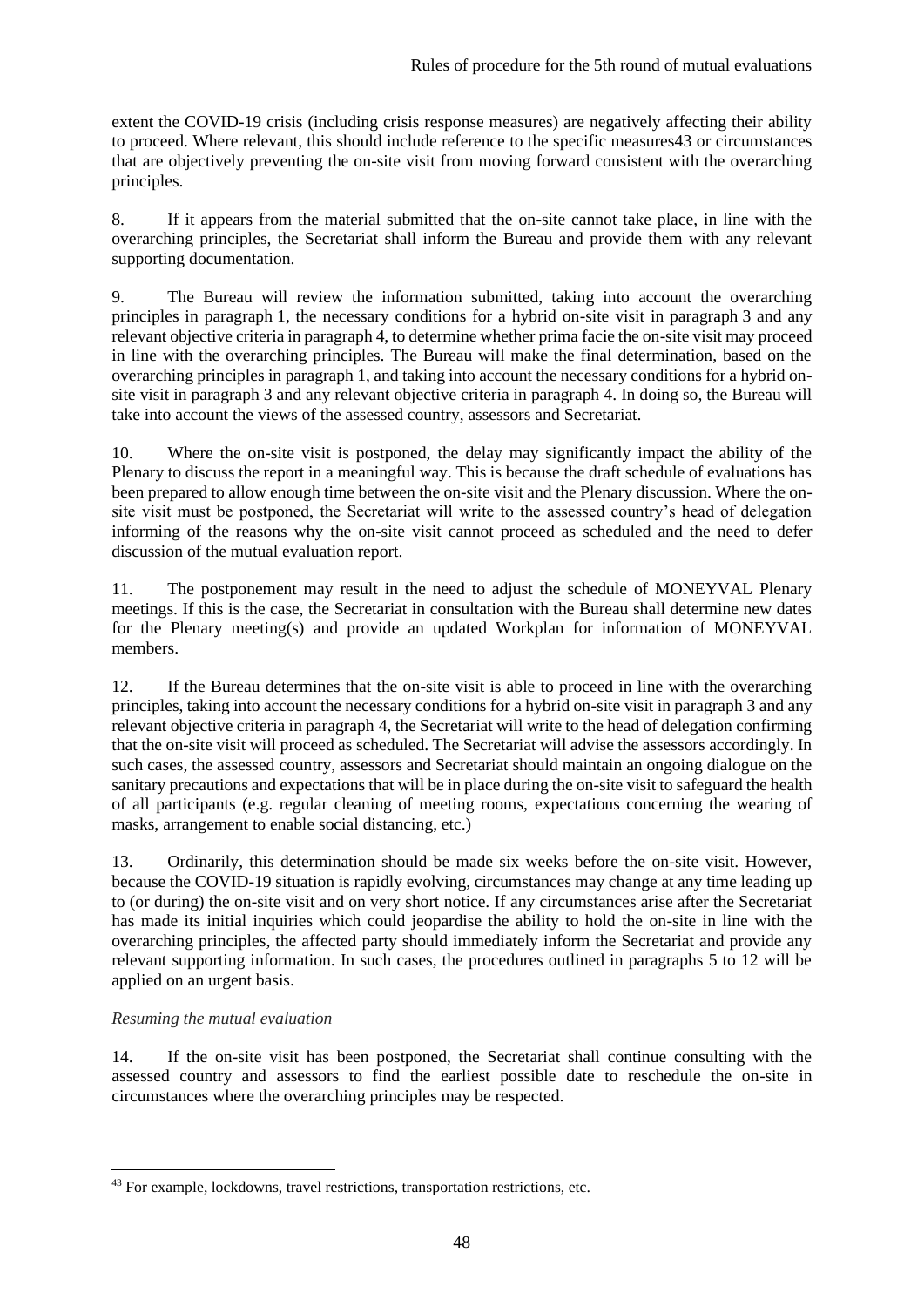extent the COVID-19 crisis (including crisis response measures) are negatively affecting their ability to proceed. Where relevant, this should include reference to the specific measures[43] or circumstances that are objectively preventing the on-site visit from moving forward consistent with the overarching principles.

8. If it appears from the material submitted that the on-site cannot take place, in line with the overarching principles, the Secretariat shall inform the Bureau and provide them with any relevant supporting documentation.

9. The Bureau will review the information submitted, taking into account the overarching principles in paragraph 1, the necessary conditions for a hybrid on-site visit in paragraph 3 and any relevant objective criteria in paragraph 4, to determine whether prima facie the on-site visit may proceed in line with the overarching principles. The Bureau will make the final determination, based on the overarching principles in paragraph 1, and taking into account the necessary conditions for a hybrid on-site visit in paragraph 3 and any relevant objective criteria in paragraph 4. In doing so, the Bureau will take into account the views of the assessed country, assessors and Secretariat.

10. Where the on-site visit is postponed, the delay may significantly impact the ability of the Plenary to discuss the report in a meaningful way. This is because the draft schedule of evaluations has been prepared to allow enough time between the on-site visit and the Plenary discussion. Where the on-site visit must be postponed, the Secretariat will write to the assessed country's head of delegation informing of the reasons why the on-site visit cannot proceed as scheduled and the need to defer discussion of the mutual evaluation report.

11. The postponement may result in the need to adjust the schedule of MONEYVAL Plenary meetings. If this is the case, the Secretariat in consultation with the Bureau shall determine new dates for the Plenary meeting(s) and provide an updated Workplan for information of MONEYVAL members.

12. If the Bureau determines that the on-site visit is able to proceed in line with the overarching principles, taking into account the necessary conditions for a hybrid on-site visit in paragraph 3 and any relevant objective criteria in paragraph 4, the Secretariat will write to the head of delegation confirming that the on-site visit will proceed as scheduled. The Secretariat will advise the assessors accordingly. In such cases, the assessed country, assessors and Secretariat should maintain an ongoing dialogue on the sanitary precautions and expectations that will be in place during the on-site visit to safeguard the health of all participants (e.g. regular cleaning of meeting rooms, expectations concerning the wearing of masks, arrangement to enable social distancing, etc.)

13. Ordinarily, this determination should be made six weeks before the on-site visit. However, because the COVID-19 situation is rapidly evolving, circumstances may change at any time leading up to (or during) the on-site visit and on very short notice. If any circumstances arise after the Secretariat has made its initial inquiries which could jeopardise the ability to hold the on-site in line with the overarching principles, the affected party should immediately inform the Secretariat and provide any relevant supporting information. In such cases, the procedures outlined in paragraphs 5 to 12 will be applied on an urgent basis.

*Resuming the mutual evaluation*

14. If the on-site visit has been postponed, the Secretariat shall continue consulting with the assessed country and assessors to find the earliest possible date to reschedule the on-site in circumstances where the overarching principles may be respected.

---

[43] For example, lockdowns, travel restrictions, transportation restrictions, etc.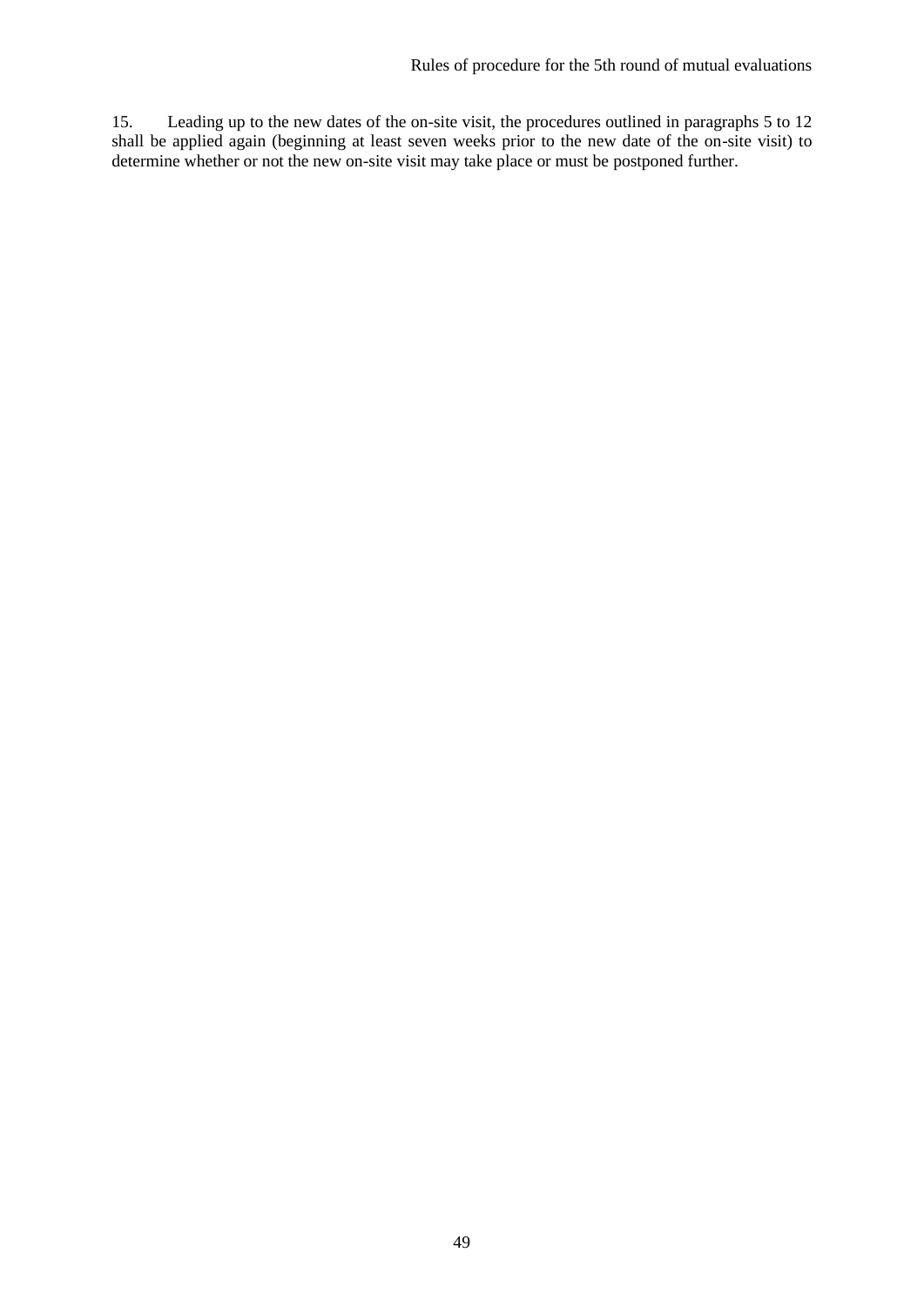15. Leading up to the new dates of the on-site visit, the procedures outlined in paragraphs 5 to 12 shall be applied again (beginning at least seven weeks prior to the new date of the on-site visit) to determine whether or not the new on-site visit may take place or must be postponed further.